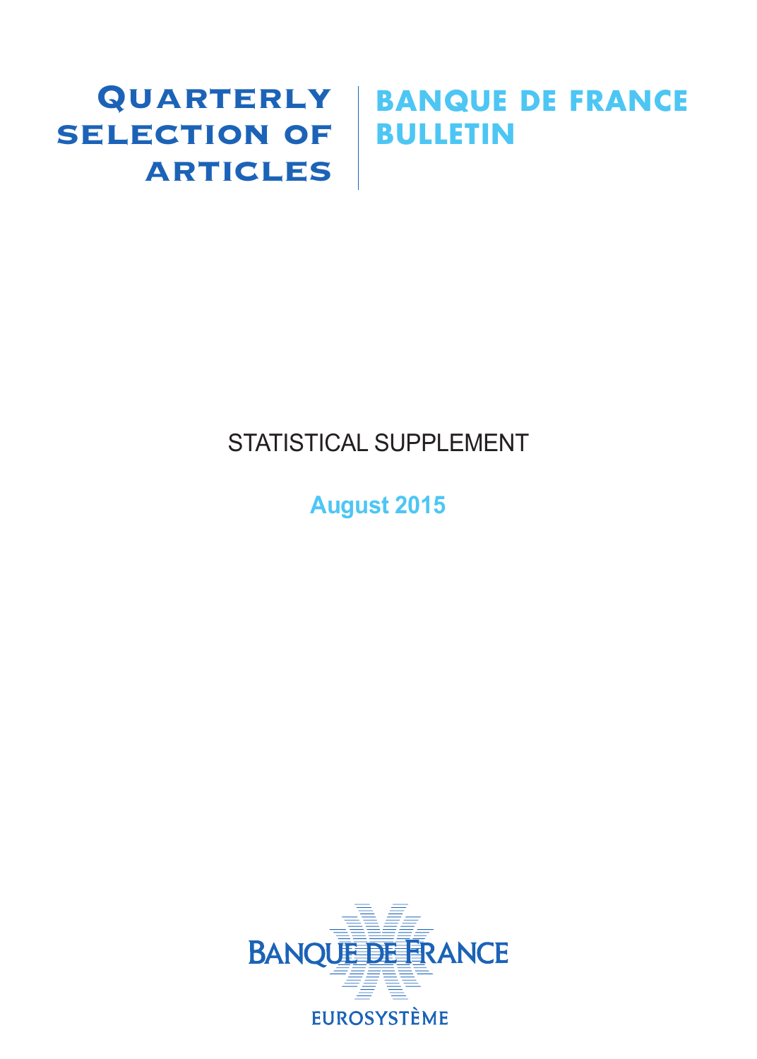# Quarterly Selection of Articles

# Banque de France Bulletin

## STATISTICAL SUPPLEMENT

**August 2015**

BANQUE DE FRANCE

EUROSYSTÈME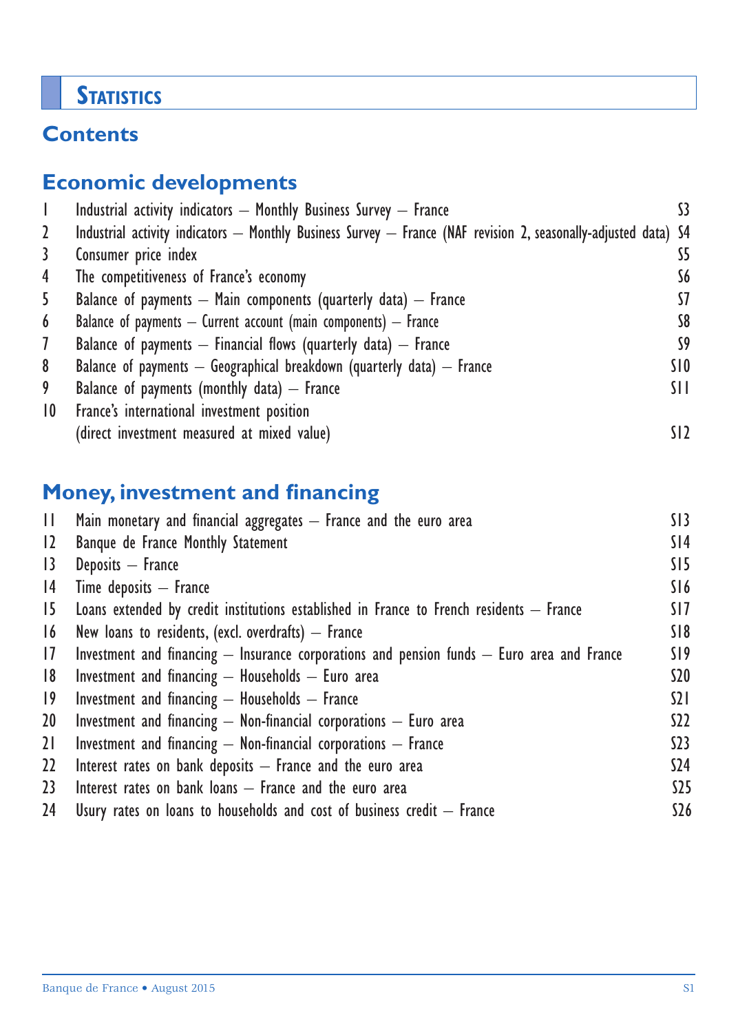# Statistics

## Contents

### Economic developments

| | | |
|---|---|---|
| 1 | Industrial activity indicators – Monthly Business Survey – France | S3 |
| 2 | Industrial activity indicators – Monthly Business Survey – France (NAF revision 2, seasonally-adjusted data) | S4 |
| 3 | Consumer price index | S5 |
| 4 | The competitiveness of France's economy | S6 |
| 5 | Balance of payments – Main components (quarterly data) – France | S7 |
| 6 | Balance of payments – Current account (main components) – France | S8 |
| 7 | Balance of payments – Financial flows (quarterly data) – France | S9 |
| 8 | Balance of payments – Geographical breakdown (quarterly data) – France | S10 |
| 9 | Balance of payments (monthly data) – France | S11 |
| 10 | France's international investment position (direct investment measured at mixed value) | S12 |

### Money, investment and financing

| | | |
|---|---|---|
| 11 | Main monetary and financial aggregates – France and the euro area | S13 |
| 12 | Banque de France Monthly Statement | S14 |
| 13 | Deposits – France | S15 |
| 14 | Time deposits – France | S16 |
| 15 | Loans extended by credit institutions established in France to French residents – France | S17 |
| 16 | New loans to residents, (excl. overdrafts) – France | S18 |
| 17 | Investment and financing – Insurance corporations and pension funds – Euro area and France | S19 |
| 18 | Investment and financing – Households – Euro area | S20 |
| 19 | Investment and financing – Households – France | S21 |
| 20 | Investment and financing – Non-financial corporations – Euro area | S22 |
| 21 | Investment and financing – Non-financial corporations – France | S23 |
| 22 | Interest rates on bank deposits – France and the euro area | S24 |
| 23 | Interest rates on bank loans – France and the euro area | S25 |
| 24 | Usury rates on loans to households and cost of business credit – France | S26 |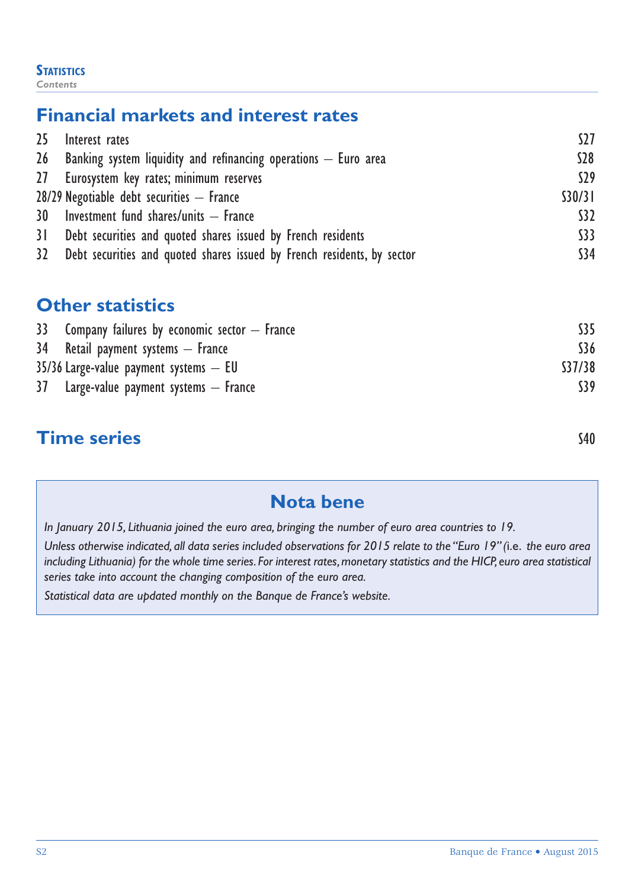## Financial markets and interest rates

| | | |
|---|---|---|
| 25 | Interest rates | S27 |
| 26 | Banking system liquidity and refinancing operations – Euro area | S28 |
| 27 | Eurosystem key rates; minimum reserves | S29 |
| 28/29 | Negotiable debt securities – France | S30/31 |
| 30 | Investment fund shares/units – France | S32 |
| 31 | Debt securities and quoted shares issued by French residents | S33 |
| 32 | Debt securities and quoted shares issued by French residents, by sector | S34 |

## Other statistics

| | | |
|---|---|---|
| 33 | Company failures by economic sector – France | S35 |
| 34 | Retail payment systems – France | S36 |
| 35/36 | Large-value payment systems – EU | S37/38 |
| 37 | Large-value payment systems – France | S39 |

## Time series S40

### Nota bene

*In January 2015, Lithuania joined the euro area, bringing the number of euro area countries to 19.*

*Unless otherwise indicated, all data series included observations for 2015 relate to the "Euro 19" (i.e. the euro area including Lithuania) for the whole time series. For interest rates, monetary statistics and the HICP, euro area statistical series take into account the changing composition of the euro area.*

*Statistical data are updated monthly on the Banque de France's website.*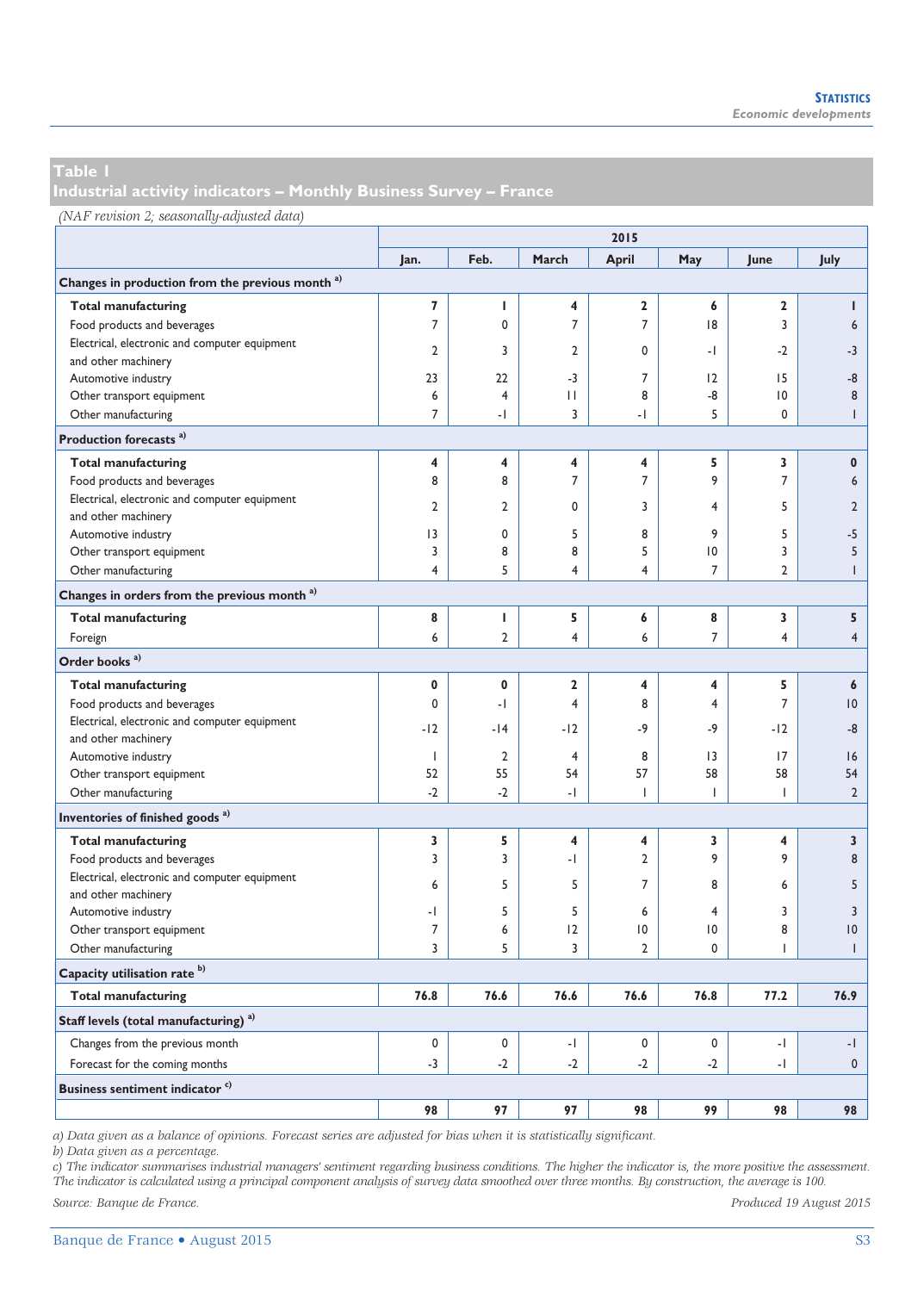## Table 1
## Industrial activity indicators – Monthly Business Survey – France

*(NAF revision 2; seasonally-adjusted data)*

| | 2015 | | | | | | |
|---|---|---|---|---|---|---|---|
| | Jan. | Feb. | March | April | May | June | July |
| **Changes in production from the previous month [a)]** | | | | | | | |
| **Total manufacturing** | **7** | **1** | **4** | **2** | **6** | **2** | **1** |
| Food products and beverages | 7 | 0 | 7 | 7 | 18 | 3 | 6 |
| Electrical, electronic and computer equipment and other machinery | 2 | 3 | 2 | 0 | -1 | -2 | -3 |
| Automotive industry | 23 | 22 | -3 | 7 | 12 | 15 | -8 |
| Other transport equipment | 6 | 4 | 11 | 8 | -8 | 10 | 8 |
| Other manufacturing | 7 | -1 | 3 | -1 | 5 | 0 | 1 |
| **Production forecasts [a)]** | | | | | | | |
| **Total manufacturing** | **4** | **4** | **4** | **4** | **5** | **3** | **0** |
| Food products and beverages | 8 | 8 | 7 | 7 | 9 | 7 | 6 |
| Electrical, electronic and computer equipment and other machinery | 2 | 2 | 0 | 3 | 4 | 5 | 2 |
| Automotive industry | 13 | 0 | 5 | 8 | 9 | 5 | -5 |
| Other transport equipment | 3 | 8 | 8 | 5 | 10 | 3 | 5 |
| Other manufacturing | 4 | 5 | 4 | 4 | 7 | 2 | 1 |
| **Changes in orders from the previous month [a)]** | | | | | | | |
| **Total manufacturing** | **8** | **1** | **5** | **6** | **8** | **3** | **5** |
| Foreign | 6 | 2 | 4 | 6 | 7 | 4 | 4 |
| **Order books [a)]** | | | | | | | |
| **Total manufacturing** | **0** | **0** | **2** | **4** | **4** | **5** | **6** |
| Food products and beverages | 0 | -1 | 4 | 8 | 4 | 7 | 10 |
| Electrical, electronic and computer equipment and other machinery | -12 | -14 | -12 | -9 | -9 | -12 | -8 |
| Automotive industry | 1 | 2 | 4 | 8 | 13 | 17 | 16 |
| Other transport equipment | 52 | 55 | 54 | 57 | 58 | 58 | 54 |
| Other manufacturing | -2 | -2 | -1 | 1 | 1 | 1 | 2 |
| **Inventories of finished goods [a)]** | | | | | | | |
| **Total manufacturing** | **3** | **5** | **4** | **4** | **3** | **4** | **3** |
| Food products and beverages | 3 | 3 | -1 | 2 | 9 | 9 | 8 |
| Electrical, electronic and computer equipment and other machinery | 6 | 5 | 5 | 7 | 8 | 6 | 5 |
| Automotive industry | -1 | 5 | 5 | 6 | 4 | 3 | 3 |
| Other transport equipment | 7 | 6 | 12 | 10 | 10 | 8 | 10 |
| Other manufacturing | 3 | 5 | 3 | 2 | 0 | 1 | 1 |
| **Capacity utilisation rate [b)]** | | | | | | | |
| **Total manufacturing** | **76.8** | **76.6** | **76.6** | **76.6** | **76.8** | **77.2** | **76.9** |
| **Staff levels (total manufacturing) [a)]** | | | | | | | |
| Changes from the previous month | 0 | 0 | -1 | 0 | 0 | -1 | -1 |
| Forecast for the coming months | -3 | -2 | -2 | -2 | -2 | -1 | 0 |
| **Business sentiment indicator [c)]** | | | | | | | |
| | **98** | **97** | **97** | **98** | **99** | **98** | **98** |

*a) Data given as a balance of opinions. Forecast series are adjusted for bias when it is statistically significant.*
*b) Data given as a percentage.*
*c) The indicator summarises industrial managers' sentiment regarding business conditions. The higher the indicator is, the more positive the assessment. The indicator is calculated using a principal component analysis of survey data smoothed over three months. By construction, the average is 100.*

*Source: Banque de France.* *Produced 19 August 2015*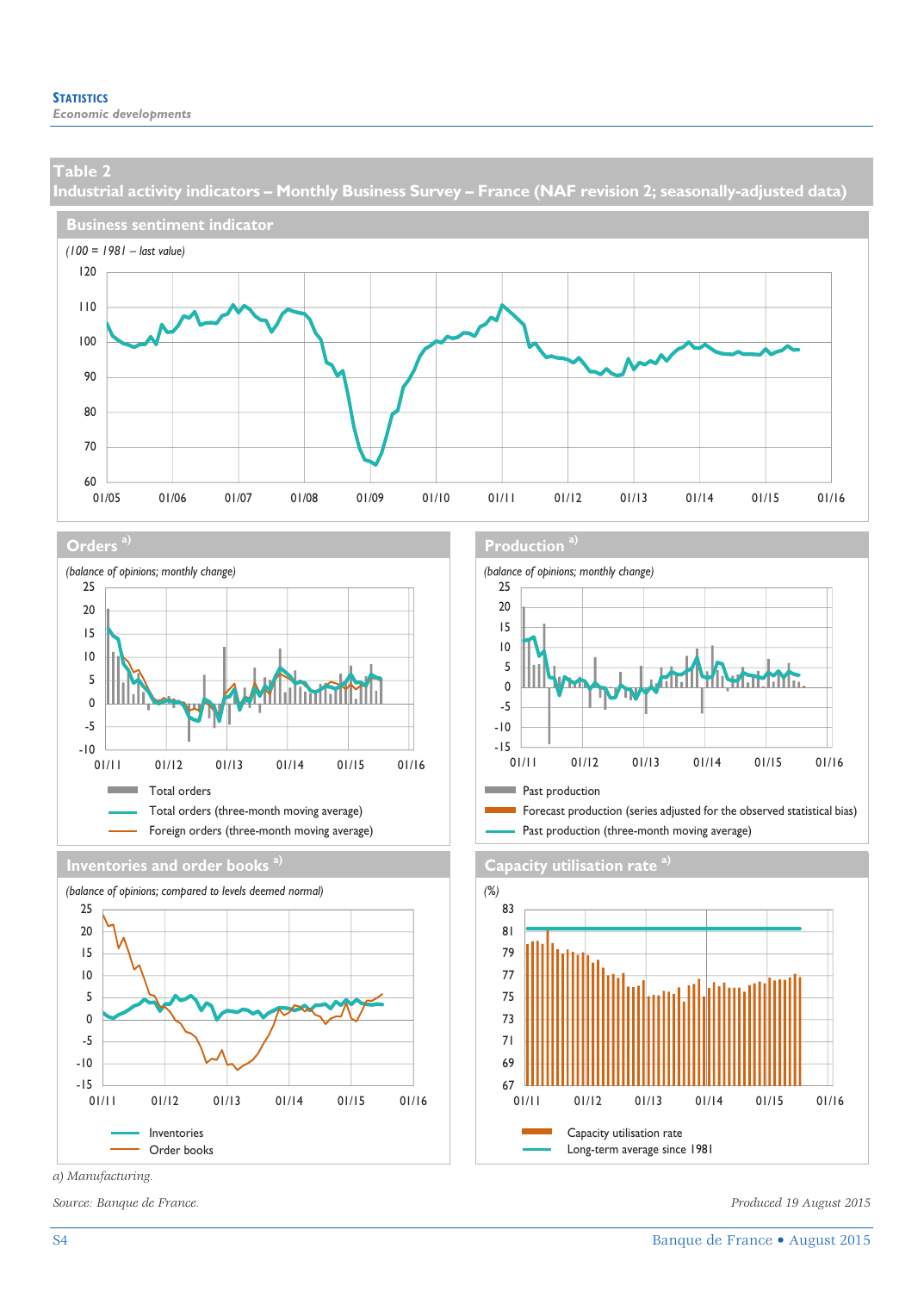## Table 2

## Industrial activity indicators – Monthly Business Survey – France (NAF revision 2; seasonally-adjusted data)

### Business sentiment indicator

*(100 = 1981 – last value)*

### Orders [a)]

*(balance of opinions; monthly change)*

- Total orders
- Total orders (three-month moving average)
- Foreign orders (three-month moving average)

### Production [a)]

*(balance of opinions; monthly change)*

- Past production
- Forecast production (series adjusted for the observed statistical bias)
- Past production (three-month moving average)

### Inventories and order books [a)]

*(balance of opinions; compared to levels deemed normal)*

- Inventories
- Order books

### Capacity utilisation rate [a)]

*(%)*

- Capacity utilisation rate
- Long-term average since 1981

*a) Manufacturing.*

*Source: Banque de France.*

*Produced 19 August 2015*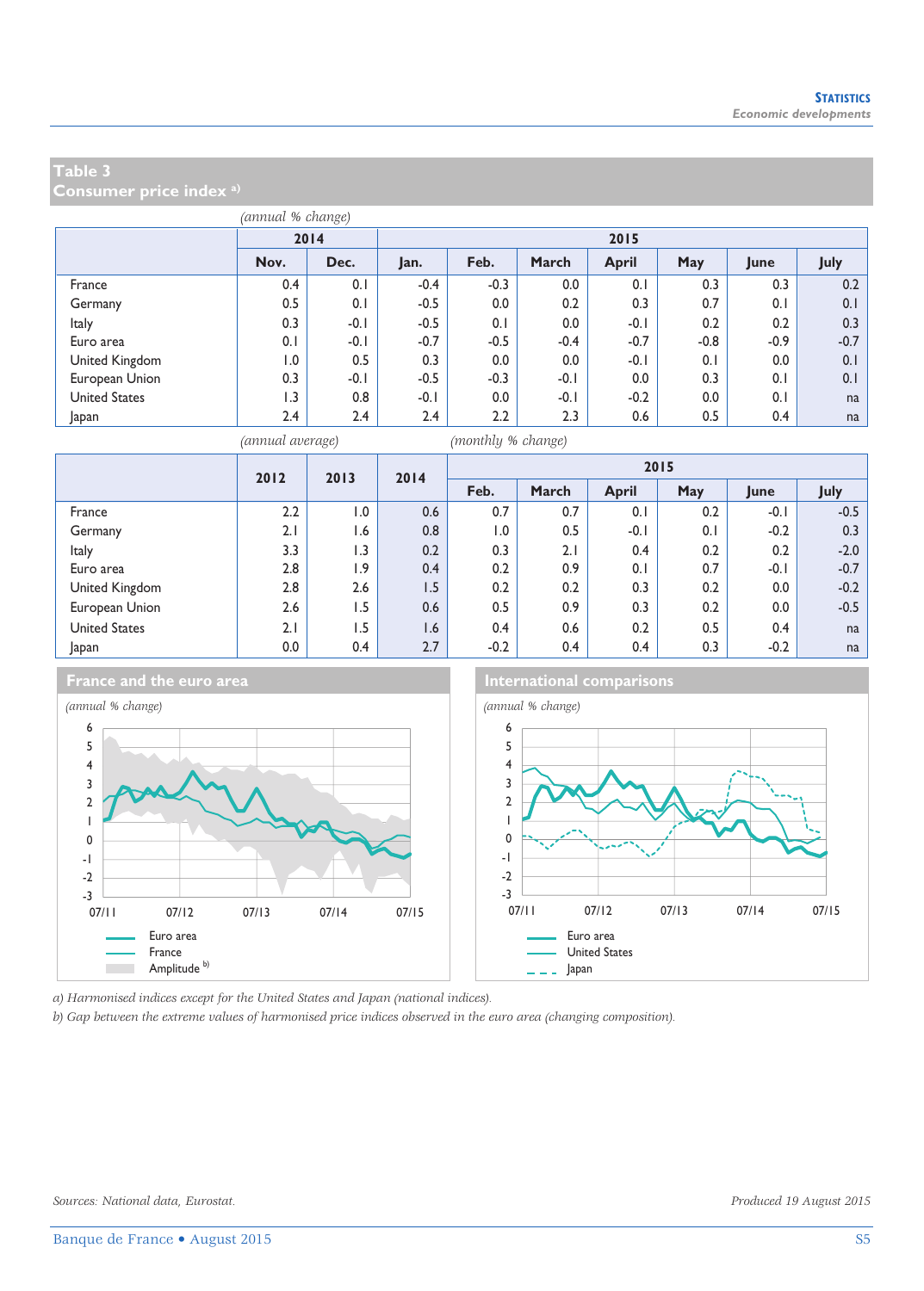## Table 3
## Consumer price index [a)]

*(annual % change)*

| | 2014 | | 2015 | | | | | | |
|---|---|---|---|---|---|---|---|---|---|
| | Nov. | Dec. | Jan. | Feb. | March | April | May | June | July |
| France | 0.4 | 0.1 | -0.4 | -0.3 | 0.0 | 0.1 | 0.3 | 0.3 | 0.2 |
| Germany | 0.5 | 0.1 | -0.5 | 0.0 | 0.2 | 0.3 | 0.7 | 0.1 | 0.1 |
| Italy | 0.3 | -0.1 | -0.5 | 0.1 | 0.0 | -0.1 | 0.2 | 0.2 | 0.3 |
| Euro area | 0.1 | -0.1 | -0.7 | -0.5 | -0.4 | -0.7 | -0.8 | -0.9 | -0.7 |
| United Kingdom | 1.0 | 0.5 | 0.3 | 0.0 | 0.0 | -0.1 | 0.1 | 0.0 | 0.1 |
| European Union | 0.3 | -0.1 | -0.5 | -0.3 | -0.1 | 0.0 | 0.3 | 0.1 | 0.1 |
| United States | 1.3 | 0.8 | -0.1 | 0.0 | -0.1 | -0.2 | 0.0 | 0.1 | na |
| Japan | 2.4 | 2.4 | 2.4 | 2.2 | 2.3 | 0.6 | 0.5 | 0.4 | na |

*(annual average)* *(monthly % change)*

| | 2012 | 2013 | 2014 | 2015 | | | | | |
|---|---|---|---|---|---|---|---|---|---|
| | | | | Feb. | March | April | May | June | July |
| France | 2.2 | 1.0 | 0.6 | 0.7 | 0.7 | 0.1 | 0.2 | -0.1 | -0.5 |
| Germany | 2.1 | 1.6 | 0.8 | 1.0 | 0.5 | -0.1 | 0.1 | -0.2 | 0.3 |
| Italy | 3.3 | 1.3 | 0.2 | 0.3 | 2.1 | 0.4 | 0.2 | 0.2 | -2.0 |
| Euro area | 2.8 | 1.9 | 0.4 | 0.2 | 0.9 | 0.1 | 0.7 | -0.1 | -0.7 |
| United Kingdom | 2.8 | 2.6 | 1.5 | 0.2 | 0.2 | 0.3 | 0.2 | 0.0 | -0.2 |
| European Union | 2.6 | 1.5 | 0.6 | 0.5 | 0.9 | 0.3 | 0.2 | 0.0 | -0.5 |
| United States | 2.1 | 1.5 | 1.6 | 0.4 | 0.6 | 0.2 | 0.5 | 0.4 | na |
| Japan | 0.0 | 0.4 | 2.7 | -0.2 | 0.4 | 0.4 | 0.3 | -0.2 | na |

### France and the euro area

*(annual % change)*

Euro area
France
Amplitude [b)]

### International comparisons

*(annual % change)*

Euro area
United States
Japan

*a) Harmonised indices except for the United States and Japan (national indices).*
*b) Gap between the extreme values of harmonised price indices observed in the euro area (changing composition).*

*Sources: National data, Eurostat.*

*Produced 19 August 2015*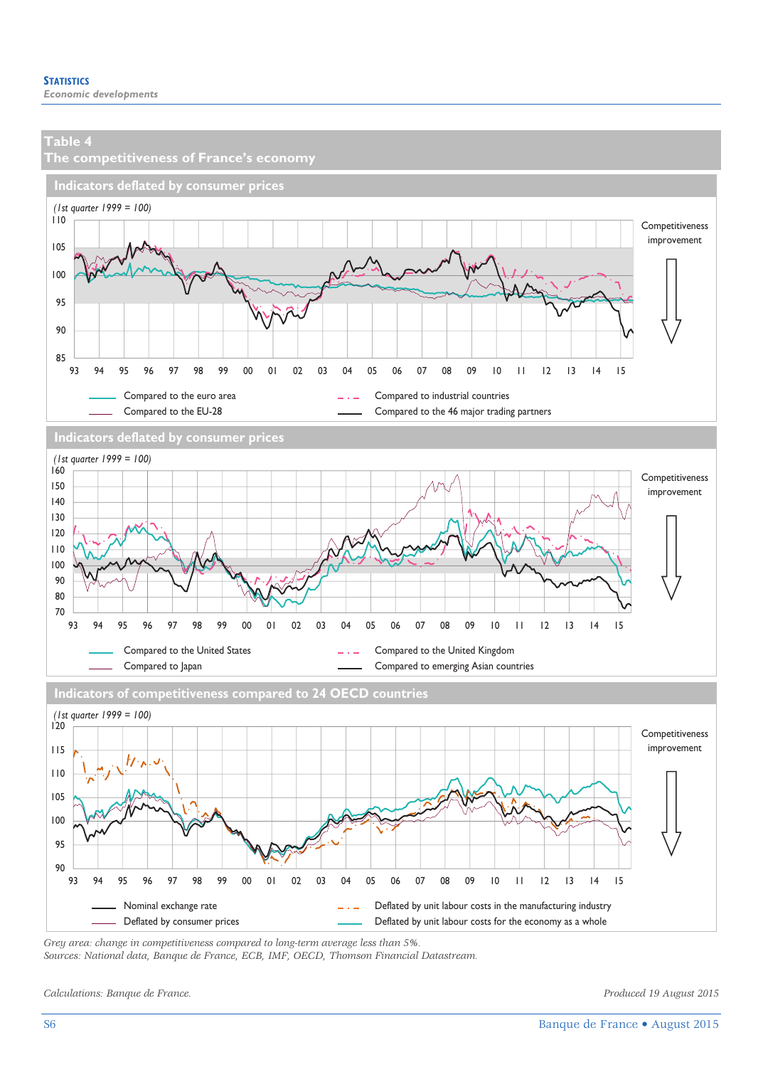## Table 4
## The competitiveness of France's economy

### Indicators deflated by consumer prices

*(1st quarter 1999 = 100)*

Competitiveness improvement

Compared to the euro area
Compared to the EU-28
Compared to industrial countries
Compared to the 46 major trading partners

### Indicators deflated by consumer prices

*(1st quarter 1999 = 100)*

Competitiveness improvement

Compared to the United States
Compared to Japan
Compared to the United Kingdom
Compared to emerging Asian countries

### Indicators of competitiveness compared to 24 OECD countries

*(1st quarter 1999 = 100)*

Competitiveness improvement

Nominal exchange rate
Deflated by consumer prices
Deflated by unit labour costs in the manufacturing industry
Deflated by unit labour costs for the economy as a whole

*Grey area: change in competitiveness compared to long-term average less than 5%.*
*Sources: National data, Banque de France, ECB, IMF, OECD, Thomson Financial Datastream.*

*Calculations: Banque de France.*

*Produced 19 August 2015*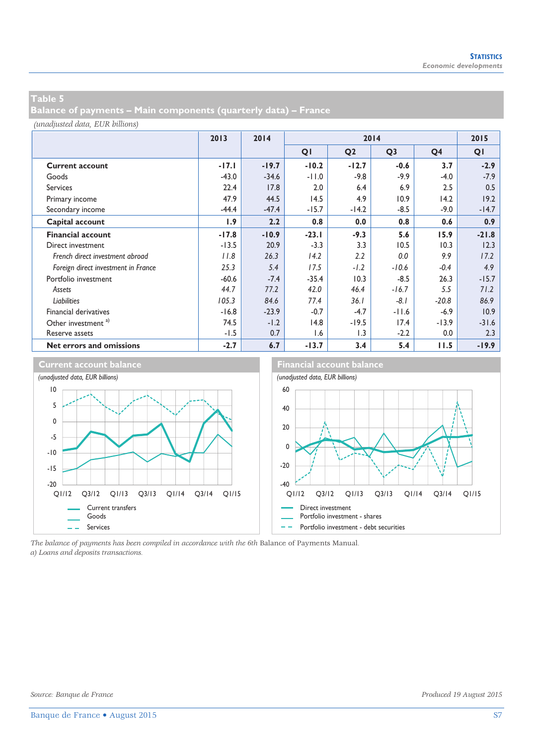## Table 5
## Balance of payments – Main components (quarterly data) – France

*(unadjusted data, EUR billions)*

| | 2013 | 2014 | 2014 | | | | 2015 |
|---|---|---|---|---|---|---|---|
| | | | Q1 | Q2 | Q3 | Q4 | Q1 |
| **Current account** | **-17.1** | **-19.7** | **-10.2** | **-12.7** | **-0.6** | **3.7** | **-2.9** |
| Goods | -43.0 | -34.6 | -11.0 | -9.8 | -9.9 | -4.0 | -7.9 |
| Services | 22.4 | 17.8 | 2.0 | 6.4 | 6.9 | 2.5 | 0.5 |
| Primary income | 47.9 | 44.5 | 14.5 | 4.9 | 10.9 | 14.2 | 19.2 |
| Secondary income | -44.4 | -47.4 | -15.7 | -14.2 | -8.5 | -9.0 | -14.7 |
| **Capital account** | **1.9** | **2.2** | **0.8** | **0.0** | **0.8** | **0.6** | **0.9** |
| **Financial account** | **-17.8** | **-10.9** | **-23.1** | **-9.3** | **5.6** | **15.9** | **-21.8** |
| Direct investment | -13.5 | 20.9 | -3.3 | 3.3 | 10.5 | 10.3 | 12.3 |
| *French direct investment abroad* | *11.8* | *26.3* | *14.2* | *2.2* | *0.0* | *9.9* | *17.2* |
| *Foreign direct investment in France* | *25.3* | *5.4* | *17.5* | *-1.2* | *-10.6* | *-0.4* | *4.9* |
| Portfolio investment | -60.6 | -7.4 | -35.4 | 10.3 | -8.5 | 26.3 | -15.7 |
| *Assets* | *44.7* | *77.2* | *42.0* | *46.4* | *-16.7* | *5.5* | *71.2* |
| *Liabilities* | *105.3* | *84.6* | *77.4* | *36.1* | *-8.1* | *-20.8* | *86.9* |
| Financial derivatives | -16.8 | -23.9 | -0.7 | -4.7 | -11.6 | -6.9 | 10.9 |
| Other investment [a] | 74.5 | -1.2 | 14.8 | -19.5 | 17.4 | -13.9 | -31.6 |
| Reserve assets | -1.5 | 0.7 | 1.6 | 1.3 | -2.2 | 0.0 | 2.3 |
| **Net errors and omissions** | **-2.7** | **6.7** | **-13.7** | **3.4** | **5.4** | **11.5** | **-19.9** |

### Current account balance

*(unadjusted data, EUR billions)*

Legend: Current transfers; Goods; Services

### Financial account balance

*(unadjusted data, EUR billions)*

Legend: Direct investment; Portfolio investment - shares; Portfolio investment - debt securities

*The balance of payments has been compiled in accordance with the 6th* Balance of Payments Manual.
*a) Loans and deposits transactions.*

*Source: Banque de France* — *Produced 19 August 2015*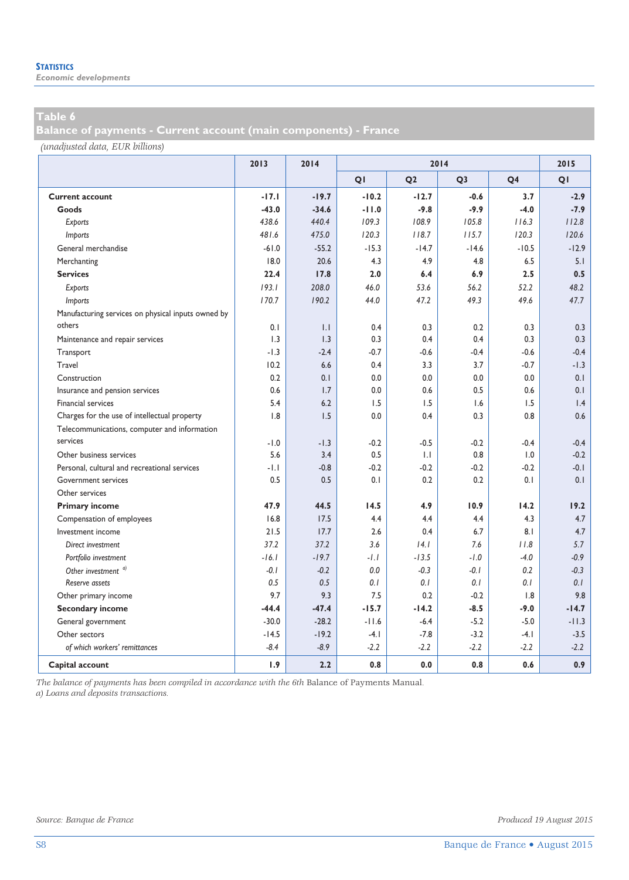**STATISTICS**
*Economic developments*

## Table 6
## Balance of payments - Current account (main components) - France

*(unadjusted data, EUR billions)*

| | 2013 | 2014 | 2014 | | | | 2015 |
|---|---|---|---|---|---|---|---|
| | | | Q1 | Q2 | Q3 | Q4 | Q1 |
| **Current account** | **-17.1** | **-19.7** | **-10.2** | **-12.7** | **-0.6** | **3.7** | **-2.9** |
| **Goods** | **-43.0** | **-34.6** | **-11.0** | **-9.8** | **-9.9** | **-4.0** | **-7.9** |
| *Exports* | *438.6* | *440.4* | *109.3* | *108.9* | *105.8* | *116.3* | *112.8* |
| *Imports* | *481.6* | *475.0* | *120.3* | *118.7* | *115.7* | *120.3* | *120.6* |
| General merchandise | -61.0 | -55.2 | -15.3 | -14.7 | -14.6 | -10.5 | -12.9 |
| Merchanting | 18.0 | 20.6 | 4.3 | 4.9 | 4.8 | 6.5 | 5.1 |
| **Services** | **22.4** | **17.8** | **2.0** | **6.4** | **6.9** | **2.5** | **0.5** |
| *Exports* | *193.1* | *208.0* | *46.0* | *53.6* | *56.2* | *52.2* | *48.2* |
| *Imports* | *170.7* | *190.2* | *44.0* | *47.2* | *49.3* | *49.6* | *47.7* |
| Manufacturing services on physical inputs owned by others | 0.1 | 1.1 | 0.4 | 0.3 | 0.2 | 0.3 | 0.3 |
| Maintenance and repair services | 1.3 | 1.3 | 0.3 | 0.4 | 0.4 | 0.3 | 0.3 |
| Transport | -1.3 | -2.4 | -0.7 | -0.6 | -0.4 | -0.6 | -0.4 |
| Travel | 10.2 | 6.6 | 0.4 | 3.3 | 3.7 | -0.7 | -1.3 |
| Construction | 0.2 | 0.1 | 0.0 | 0.0 | 0.0 | 0.0 | 0.1 |
| Insurance and pension services | 0.6 | 1.7 | 0.0 | 0.6 | 0.5 | 0.6 | 0.1 |
| Financial services | 5.4 | 6.2 | 1.5 | 1.5 | 1.6 | 1.5 | 1.4 |
| Charges for the use of intellectual property | 1.8 | 1.5 | 0.0 | 0.4 | 0.3 | 0.8 | 0.6 |
| Telecommunications, computer and information services | -1.0 | -1.3 | -0.2 | -0.5 | -0.2 | -0.4 | -0.4 |
| Other business services | 5.6 | 3.4 | 0.5 | 1.1 | 0.8 | 1.0 | -0.2 |
| Personal, cultural and recreational services | -1.1 | -0.8 | -0.2 | -0.2 | -0.2 | -0.2 | -0.1 |
| Government services | 0.5 | 0.5 | 0.1 | 0.2 | 0.2 | 0.1 | 0.1 |
| Other services | | | | | | | |
| **Primary income** | **47.9** | **44.5** | **14.5** | **4.9** | **10.9** | **14.2** | **19.2** |
| Compensation of employees | 16.8 | 17.5 | 4.4 | 4.4 | 4.4 | 4.3 | 4.7 |
| Investment income | 21.5 | 17.7 | 2.6 | 0.4 | 6.7 | 8.1 | 4.7 |
| *Direct investment* | *37.2* | *37.2* | *3.6* | *14.1* | *7.6* | *11.8* | *5.7* |
| *Portfolio investment* | *-16.1* | *-19.7* | *-1.1* | *-13.5* | *-1.0* | *-4.0* | *-0.9* |
| *Other investment* [a] | *-0.1* | *-0.2* | *0.0* | *-0.3* | *-0.1* | *0.2* | *-0.3* |
| *Reserve assets* | *0.5* | *0.5* | *0.1* | *0.1* | *0.1* | *0.1* | *0.1* |
| Other primary income | 9.7 | 9.3 | 7.5 | 0.2 | -0.2 | 1.8 | 9.8 |
| **Secondary income** | **-44.4** | **-47.4** | **-15.7** | **-14.2** | **-8.5** | **-9.0** | **-14.7** |
| General government | -30.0 | -28.2 | -11.6 | -6.4 | -5.2 | -5.0 | -11.3 |
| Other sectors | -14.5 | -19.2 | -4.1 | -7.8 | -3.2 | -4.1 | -3.5 |
| *of which workers' remittances* | *-8.4* | *-8.9* | *-2.2* | *-2.2* | *-2.2* | *-2.2* | *-2.2* |
| **Capital account** | **1.9** | **2.2** | **0.8** | **0.0** | **0.8** | **0.6** | **0.9** |

*The balance of payments has been compiled in accordance with the 6th* Balance of Payments Manual.
*a) Loans and deposits transactions.*

*Source: Banque de France* — *Produced 19 August 2015*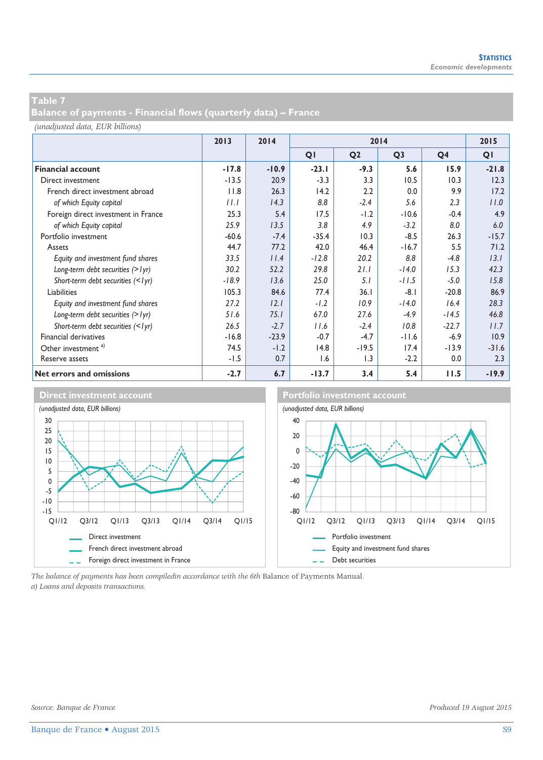## Table 7
## Balance of payments - Financial flows (quarterly data) – France

*(unadjusted data, EUR billions)*

| | 2013 | 2014 | 2014 | | | | 2015 |
|---|---|---|---|---|---|---|---|
| | | | Q1 | Q2 | Q3 | Q4 | Q1 |
| **Financial account** | **-17.8** | **-10.9** | **-23.1** | **-9.3** | **5.6** | **15.9** | **-21.8** |
| Direct investment | -13.5 | 20.9 | -3.3 | 3.3 | 10.5 | 10.3 | 12.3 |
| French direct investment abroad | 11.8 | 26.3 | 14.2 | 2.2 | 0.0 | 9.9 | 17.2 |
| *of which Equity capital* | *11.1* | *14.3* | *8.8* | *-2.4* | *5.6* | *2.3* | *11.0* |
| Foreign direct investment in France | 25.3 | 5.4 | 17.5 | -1.2 | -10.6 | -0.4 | 4.9 |
| *of which Equity capital* | *25.9* | *13.5* | *3.8* | *4.9* | *-3.2* | *8.0* | *6.0* |
| Portfolio investment | -60.6 | -7.4 | -35.4 | 10.3 | -8.5 | 26.3 | -15.7 |
| Assets | 44.7 | 77.2 | 42.0 | 46.4 | -16.7 | 5.5 | 71.2 |
| *Equity and investment fund shares* | *33.5* | *11.4* | *-12.8* | *20.2* | *8.8* | *-4.8* | *13.1* |
| *Long-term debt securities (>1yr)* | *30.2* | *52.2* | *29.8* | *21.1* | *-14.0* | *15.3* | *42.3* |
| *Short-term debt securities (<1yr)* | *-18.9* | *13.6* | *25.0* | *5.1* | *-11.5* | *-5.0* | *15.8* |
| Liabilities | 105.3 | 84.6 | 77.4 | 36.1 | -8.1 | -20.8 | 86.9 |
| *Equity and investment fund shares* | *27.2* | *12.1* | *-1.2* | *10.9* | *-14.0* | *16.4* | *28.3* |
| *Long-term debt securities (>1yr)* | *51.6* | *75.1* | *67.0* | *27.6* | *-4.9* | *-14.5* | *46.8* |
| *Short-term debt securities (<1yr)* | *26.5* | *-2.7* | *11.6* | *-2.4* | *10.8* | *-22.7* | *11.7* |
| Financial derivatives | -16.8 | -23.9 | -0.7 | -4.7 | -11.6 | -6.9 | 10.9 |
| Other investment [a)] | 74.5 | -1.2 | 14.8 | -19.5 | 17.4 | -13.9 | -31.6 |
| Reserve assets | -1.5 | 0.7 | 1.6 | 1.3 | -2.2 | 0.0 | 2.3 |
| **Net errors and omissions** | **-2.7** | **6.7** | **-13.7** | **3.4** | **5.4** | **11.5** | **-19.9** |

### Direct investment account

*(unadjusted data, EUR billions)*

Legend: Direct investment; French direct investment abroad; Foreign direct investment in France

### Portfolio investment account

*(unadjusted data, EUR billions)*

Legend: Portfolio investment; Equity and investment fund shares; Debt securities

*The balance of payments has been compiledin accordance with the 6th* Balance of Payments Manual*.*
*a) Loans and deposits transactions.*

*Source: Banque de France* — *Produced 19 August 2015*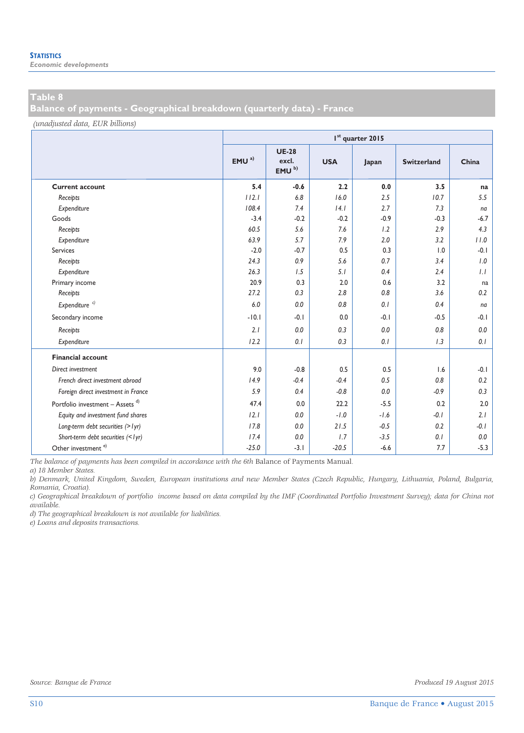## Table 8
## Balance of payments - Geographical breakdown (quarterly data) - France

*(unadjusted data, EUR billions)*

| | 1st quarter 2015 | | | | | |
|---|---|---|---|---|---|---|
| | EMU [a] | UE-28 excl. EMU [b] | USA | Japan | Switzerland | China |
| **Current account** | **5.4** | **-0.6** | **2.2** | **0.0** | **3.5** | **na** |
| *Receipts* | *112.1* | *6.8* | *16.0* | *2.5* | *10.7* | *5.5* |
| *Expenditure* | *108.4* | *7.4* | *14.1* | *2.7* | *7.3* | *na* |
| Goods | -3.4 | -0.2 | -0.2 | -0.9 | -0.3 | -6.7 |
| *Receipts* | *60.5* | *5.6* | *7.6* | *1.2* | *2.9* | *4.3* |
| *Expenditure* | *63.9* | *5.7* | *7.9* | *2.0* | *3.2* | *11.0* |
| Services | -2.0 | -0.7 | 0.5 | 0.3 | 1.0 | -0.1 |
| *Receipts* | *24.3* | *0.9* | *5.6* | *0.7* | *3.4* | *1.0* |
| *Expenditure* | *26.3* | *1.5* | *5.1* | *0.4* | *2.4* | *1.1* |
| Primary income | 20.9 | 0.3 | 2.0 | 0.6 | 3.2 | na |
| *Receipts* | *27.2* | *0.3* | *2.8* | *0.8* | *3.6* | *0.2* |
| *Expenditure* [c] | *6.0* | *0.0* | *0.8* | *0.1* | *0.4* | *na* |
| Secondary income | -10.1 | -0.1 | 0.0 | -0.1 | -0.5 | -0.1 |
| *Receipts* | *2.1* | *0.0* | *0.3* | *0.0* | *0.8* | *0.0* |
| *Expenditure* | *12.2* | *0.1* | *0.3* | *0.1* | *1.3* | *0.1* |
| **Financial account** | | | | | | |
| *Direct investment* | 9.0 | -0.8 | 0.5 | 0.5 | 1.6 | -0.1 |
| *French direct investment abroad* | *14.9* | *-0.4* | *-0.4* | *0.5* | *0.8* | *0.2* |
| *Foreign direct investment in France* | *5.9* | *0.4* | *-0.8* | *0.0* | *-0.9* | *0.3* |
| Portfolio investment – Assets [d] | 47.4 | 0.0 | 22.2 | -5.5 | 0.2 | 2.0 |
| *Equity and investment fund shares* | *12.1* | *0.0* | *-1.0* | *-1.6* | *-0.1* | *2.1* |
| *Long-term debt securities (>1yr)* | *17.8* | *0.0* | *21.5* | *-0.5* | *0.2* | *-0.1* |
| *Short-term debt securities (<1yr)* | *17.4* | *0.0* | *1.7* | *-3.5* | *0.1* | *0.0* |
| Other investment [e] | -25.0 | -3.1 | -20.5 | -6.6 | 7.7 | -5.3 |

*The balance of payments has been compiled in accordance with the 6th* Balance of Payments Manual*.*
*a) 18 Member States.*
*b) Denmark, United Kingdom, Sweden, European institutions and new Member States (Czech Republic, Hungary, Lithuania, Poland, Bulgaria, Romania, Croatia).*
*c) Geographical breakdown of portfolio income based on data compiled by the IMF (Coordinated Portfolio Investment Survey); data for China not available.*
*d) The geographical breakdown is not available for liabilities.*
*e) Loans and deposits transactions.*

*Source: Banque de France*

*Produced 19 August 2015*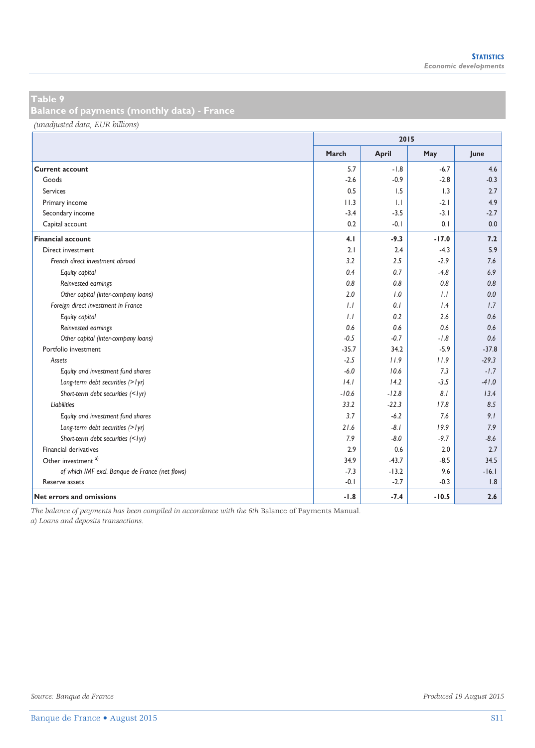## Table 9
## Balance of payments (monthly data) - France

*(unadjusted data, EUR billions)*

| | 2015 | | | |
|---|---|---|---|---|
| | March | April | May | June |
| **Current account** | 5.7 | -1.8 | -6.7 | 4.6 |
| Goods | -2.6 | -0.9 | -2.8 | -0.3 |
| Services | 0.5 | 1.5 | 1.3 | 2.7 |
| Primary income | 11.3 | 1.1 | -2.1 | 4.9 |
| Secondary income | -3.4 | -3.5 | -3.1 | -2.7 |
| Capital account | 0.2 | -0.1 | 0.1 | 0.0 |
| **Financial account** | **4.1** | **-9.3** | **-17.0** | **7.2** |
| Direct investment | 2.1 | 2.4 | -4.3 | 5.9 |
| *French direct investment abroad* | *3.2* | *2.5* | *-2.9* | *7.6* |
| *Equity capital* | *0.4* | *0.7* | *-4.8* | *6.9* |
| *Reinvested earnings* | *0.8* | *0.8* | *0.8* | *0.8* |
| *Other capital (inter-company loans)* | *2.0* | *1.0* | *1.1* | *0.0* |
| *Foreign direct investment in France* | *1.1* | *0.1* | *1.4* | *1.7* |
| *Equity capital* | *1.1* | *0.2* | *2.6* | *0.6* |
| *Reinvested earnings* | *0.6* | *0.6* | *0.6* | *0.6* |
| *Other capital (inter-company loans)* | *-0.5* | *-0.7* | *-1.8* | *0.6* |
| Portfolio investment | -35.7 | 34.2 | -5.9 | -37.8 |
| *Assets* | *-2.5* | *11.9* | *11.9* | *-29.3* |
| *Equity and investment fund shares* | *-6.0* | *10.6* | *7.3* | *-1.7* |
| *Long-term debt securities (>1yr)* | *14.1* | *14.2* | *-3.5* | *-41.0* |
| *Short-term debt securities (<1yr)* | *-10.6* | *-12.8* | *8.1* | *13.4* |
| *Liabilities* | *33.2* | *-22.3* | *17.8* | *8.5* |
| *Equity and investment fund shares* | *3.7* | *-6.2* | *7.6* | *9.1* |
| *Long-term debt securities (>1yr)* | *21.6* | *-8.1* | *19.9* | *7.9* |
| *Short-term debt securities (<1yr)* | *7.9* | *-8.0* | *-9.7* | *-8.6* |
| Financial derivatives | 2.9 | 0.6 | 2.0 | 2.7 |
| Other investment [a] | 34.9 | -43.7 | -8.5 | 34.5 |
| *of which IMF excl. Banque de France (net flows)* | -7.3 | -13.2 | 9.6 | -16.1 |
| Reserve assets | -0.1 | -2.7 | -0.3 | 1.8 |
| **Net errors and omissions** | **-1.8** | **-7.4** | **-10.5** | **2.6** |

*The balance of payments has been compiled in accordance with the 6th* Balance of Payments Manual.
*a) Loans and deposits transactions.*

*Source: Banque de France*

*Produced 19 August 2015*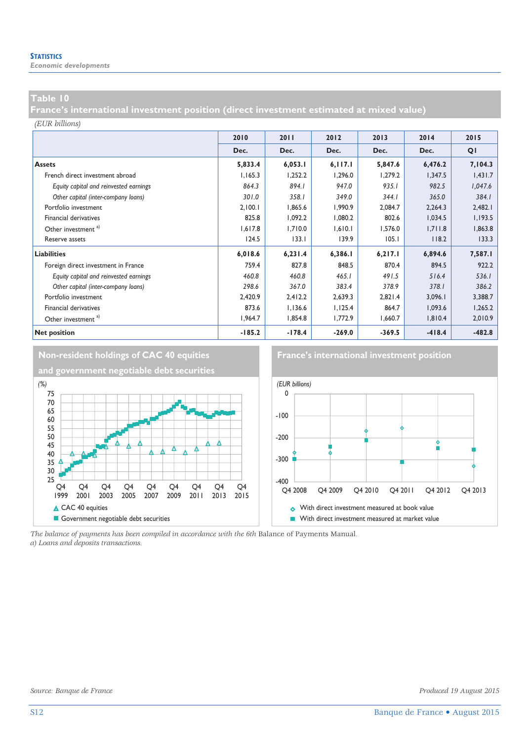# Table 10

## France's international investment position (direct investment estimated at mixed value)

*(EUR billions)*

| | 2010 | 2011 | 2012 | 2013 | 2014 | 2015 |
|---|---|---|---|---|---|---|
| | Dec. | Dec. | Dec. | Dec. | Dec. | Q1 |
| **Assets** | **5,833.4** | **6,053.1** | **6,117.1** | **5,847.6** | **6,476.2** | **7,104.3** |
| French direct investment abroad | 1,165.3 | 1,252.2 | 1,296.0 | 1,279.2 | 1,347.5 | 1,431.7 |
| *Equity capital and reinvested earnings* | *864.3* | *894.1* | *947.0* | *935.1* | *982.5* | *1,047.6* |
| *Other capital (inter-company loans)* | *301.0* | *358.1* | *349.0* | *344.1* | *365.0* | *384.1* |
| Portfolio investment | 2,100.1 | 1,865.6 | 1,990.9 | 2,084.7 | 2,264.3 | 2,482.1 |
| Financial derivatives | 825.8 | 1,092.2 | 1,080.2 | 802.6 | 1,034.5 | 1,193.5 |
| Other investment [a] | 1,617.8 | 1,710.0 | 1,610.1 | 1,576.0 | 1,711.8 | 1,863.8 |
| Reserve assets | 124.5 | 133.1 | 139.9 | 105.1 | 118.2 | 133.3 |
| **Liabilities** | **6,018.6** | **6,231.4** | **6,386.1** | **6,217.1** | **6,894.6** | **7,587.1** |
| Foreign direct investment in France | 759.4 | 827.8 | 848.5 | 870.4 | 894.5 | 922.2 |
| *Equity capital and reinvested earnings* | *460.8* | *460.8* | *465.1* | *491.5* | *516.4* | *536.1* |
| *Other capital (inter-company loans)* | *298.6* | *367.0* | *383.4* | *378.9* | *378.1* | *386.2* |
| Portfolio investment | 2,420.9 | 2,412.2 | 2,639.3 | 2,821.4 | 3,096.1 | 3,388.7 |
| Financial derivatives | 873.6 | 1,136.6 | 1,125.4 | 864.7 | 1,093.6 | 1,265.2 |
| Other investment [a] | 1,964.7 | 1,854.8 | 1,772.9 | 1,660.7 | 1,810.4 | 2,010.9 |
| **Net position** | **-185.2** | **-178.4** | **-269.0** | **-369.5** | **-418.4** | **-482.8** |

### Non-resident holdings of CAC 40 equities and government negotiable debt securities

(%)

Legend: CAC 40 equities; Government negotiable debt securities

### France's international investment position

(EUR billions)

Legend: With direct investment measured at book value; With direct investment measured at market value

*The balance of payments has been compiled in accordance with the 6th* Balance of Payments Manual*.*

*a) Loans and deposits transactions.*

*Source: Banque de France*

*Produced 19 August 2015*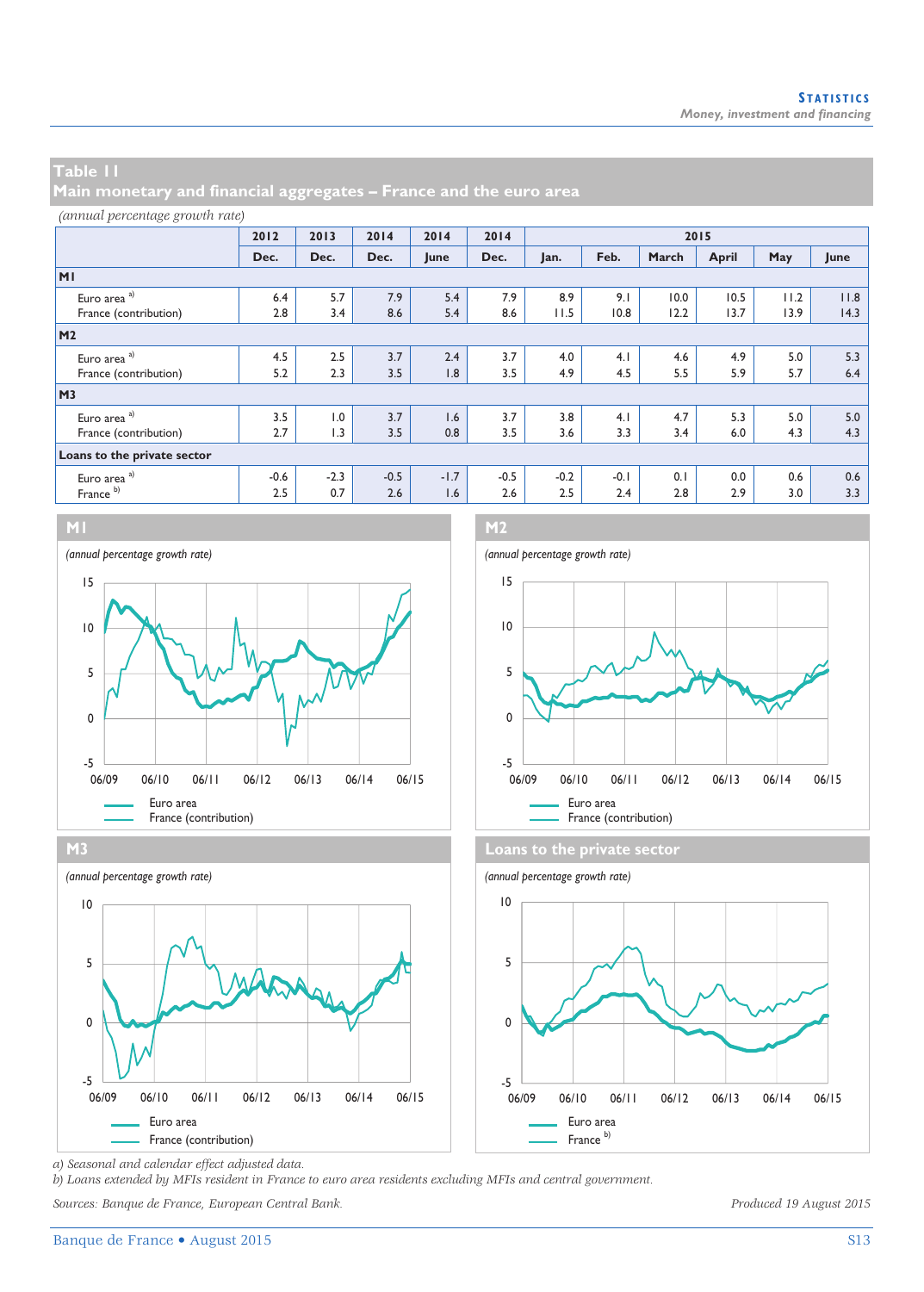## Table 11
## Main monetary and financial aggregates – France and the euro area

*(annual percentage growth rate)*

| | 2012 | 2013 | 2014 | 2014 | 2014 | 2015 | | | | | |
|---|---|---|---|---|---|---|---|---|---|---|---|
| | Dec. | Dec. | Dec. | June | Dec. | Jan. | Feb. | March | April | May | June |
| **M1** | | | | | | | | | | | |
| Euro area [a] | 6.4 | 5.7 | 7.9 | 5.4 | 7.9 | 8.9 | 9.1 | 10.0 | 10.5 | 11.2 | 11.8 |
| France (contribution) | 2.8 | 3.4 | 8.6 | 5.4 | 8.6 | 11.5 | 10.8 | 12.2 | 13.7 | 13.9 | 14.3 |
| **M2** | | | | | | | | | | | |
| Euro area [a] | 4.5 | 2.5 | 3.7 | 2.4 | 3.7 | 4.0 | 4.1 | 4.6 | 4.9 | 5.0 | 5.3 |
| France (contribution) | 5.2 | 2.3 | 3.5 | 1.8 | 3.5 | 4.9 | 4.5 | 5.5 | 5.9 | 5.7 | 6.4 |
| **M3** | | | | | | | | | | | |
| Euro area [a] | 3.5 | 1.0 | 3.7 | 1.6 | 3.7 | 3.8 | 4.1 | 4.7 | 5.3 | 5.0 | 5.0 |
| France (contribution) | 2.7 | 1.3 | 3.5 | 0.8 | 3.5 | 3.6 | 3.3 | 3.4 | 6.0 | 4.3 | 4.3 |
| **Loans to the private sector** | | | | | | | | | | | |
| Euro area [a] | -0.6 | -2.3 | -0.5 | -1.7 | -0.5 | -0.2 | -0.1 | 0.1 | 0.0 | 0.6 | 0.6 |
| France [b] | 2.5 | 0.7 | 2.6 | 1.6 | 2.6 | 2.5 | 2.4 | 2.8 | 2.9 | 3.0 | 3.3 |

**M1**

*(annual percentage growth rate)*

Euro area
France (contribution)

**M2**

*(annual percentage growth rate)*

Euro area
France (contribution)

**M3**

*(annual percentage growth rate)*

Euro area
France (contribution)

**Loans to the private sector**

*(annual percentage growth rate)*

Euro area
France [b]

*a) Seasonal and calendar effect adjusted data.*
*b) Loans extended by MFIs resident in France to euro area residents excluding MFIs and central government.*

*Sources: Banque de France, European Central Bank.*

*Produced 19 August 2015*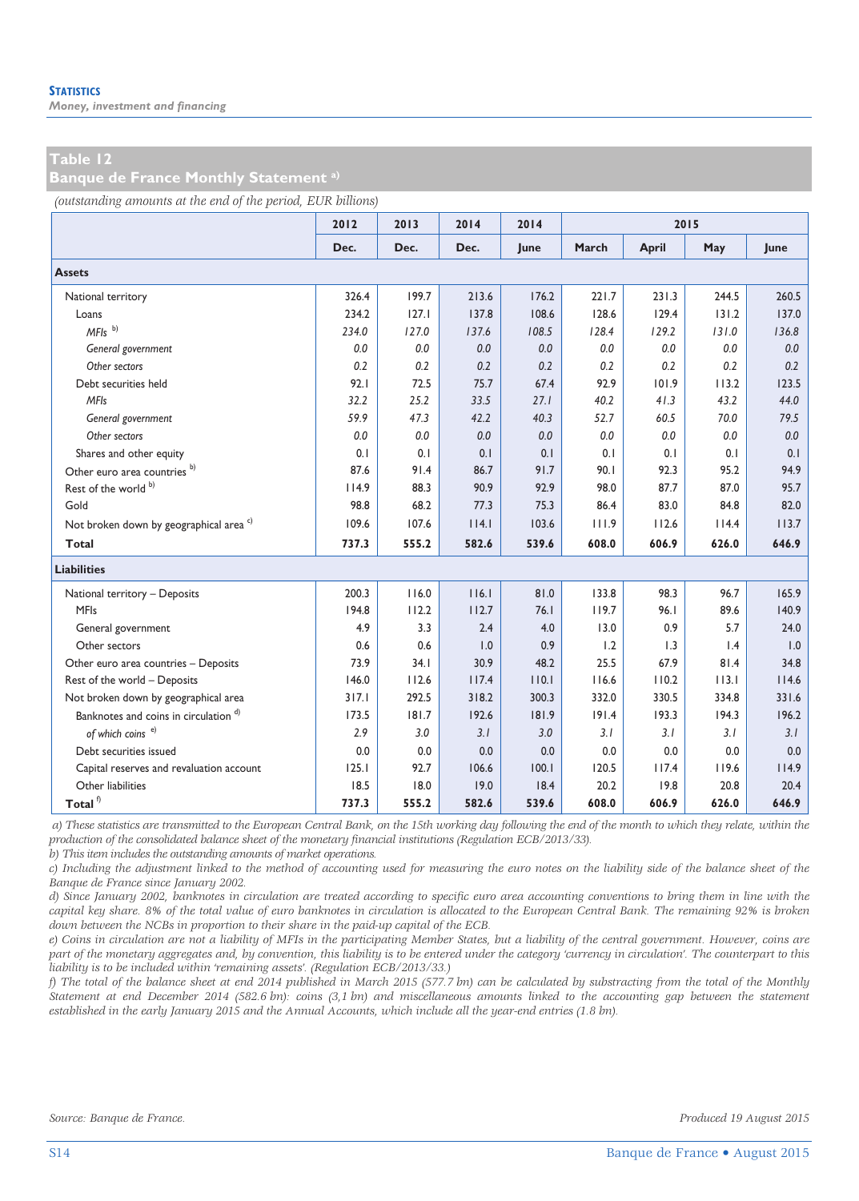**Statistics**

*Money, investment and financing*

## Table 12
## Banque de France Monthly Statement a)

*(outstanding amounts at the end of the period, EUR billions)*

| | 2012 | 2013 | 2014 | 2014 | 2015 | | | |
|---|---|---|---|---|---|---|---|---|
| | Dec. | Dec. | Dec. | June | March | April | May | June |
| **Assets** | | | | | | | | |
| National territory | 326.4 | 199.7 | 213.6 | 176.2 | 221.7 | 231.3 | 244.5 | 260.5 |
| Loans | 234.2 | 127.1 | 137.8 | 108.6 | 128.6 | 129.4 | 131.2 | 137.0 |
| *MFIs* [b) ] | *234.0* | *127.0* | *137.6* | *108.5* | *128.4* | *129.2* | *131.0* | *136.8* |
| *General government* | *0.0* | *0.0* | *0.0* | *0.0* | *0.0* | *0.0* | *0.0* | *0.0* |
| *Other sectors* | *0.2* | *0.2* | *0.2* | *0.2* | *0.2* | *0.2* | *0.2* | *0.2* |
| Debt securities held | 92.1 | 72.5 | 75.7 | 67.4 | 92.9 | 101.9 | 113.2 | 123.5 |
| *MFIs* | *32.2* | *25.2* | *33.5* | *27.1* | *40.2* | *41.3* | *43.2* | *44.0* |
| *General government* | *59.9* | *47.3* | *42.2* | *40.3* | *52.7* | *60.5* | *70.0* | *79.5* |
| *Other sectors* | *0.0* | *0.0* | *0.0* | *0.0* | *0.0* | *0.0* | *0.0* | *0.0* |
| Shares and other equity | 0.1 | 0.1 | 0.1 | 0.1 | 0.1 | 0.1 | 0.1 | 0.1 |
| Other euro area countries [b)] | 87.6 | 91.4 | 86.7 | 91.7 | 90.1 | 92.3 | 95.2 | 94.9 |
| Rest of the world [b)] | 114.9 | 88.3 | 90.9 | 92.9 | 98.0 | 87.7 | 87.0 | 95.7 |
| Gold | 98.8 | 68.2 | 77.3 | 75.3 | 86.4 | 83.0 | 84.8 | 82.0 |
| Not broken down by geographical area [c)] | 109.6 | 107.6 | 114.1 | 103.6 | 111.9 | 112.6 | 114.4 | 113.7 |
| **Total** | **737.3** | **555.2** | **582.6** | **539.6** | **608.0** | **606.9** | **626.0** | **646.9** |
| **Liabilities** | | | | | | | | |
| National territory – Deposits | 200.3 | 116.0 | 116.1 | 81.0 | 133.8 | 98.3 | 96.7 | 165.9 |
| MFIs | 194.8 | 112.2 | 112.7 | 76.1 | 119.7 | 96.1 | 89.6 | 140.9 |
| General government | 4.9 | 3.3 | 2.4 | 4.0 | 13.0 | 0.9 | 5.7 | 24.0 |
| Other sectors | 0.6 | 0.6 | 1.0 | 0.9 | 1.2 | 1.3 | 1.4 | 1.0 |
| Other euro area countries – Deposits | 73.9 | 34.1 | 30.9 | 48.2 | 25.5 | 67.9 | 81.4 | 34.8 |
| Rest of the world – Deposits | 146.0 | 112.6 | 117.4 | 110.1 | 116.6 | 110.2 | 113.1 | 114.6 |
| Not broken down by geographical area | 317.1 | 292.5 | 318.2 | 300.3 | 332.0 | 330.5 | 334.8 | 331.6 |
| Banknotes and coins in circulation [d)] | 173.5 | 181.7 | 192.6 | 181.9 | 191.4 | 193.3 | 194.3 | 196.2 |
| *of which coins* [e)] | *2.9* | *3.0* | *3.1* | *3.0* | *3.1* | *3.1* | *3.1* | *3.1* |
| Debt securities issued | 0.0 | 0.0 | 0.0 | 0.0 | 0.0 | 0.0 | 0.0 | 0.0 |
| Capital reserves and revaluation account | 125.1 | 92.7 | 106.6 | 100.1 | 120.5 | 117.4 | 119.6 | 114.9 |
| Other liabilities | 18.5 | 18.0 | 19.0 | 18.4 | 20.2 | 19.8 | 20.8 | 20.4 |
| **Total** [f)] | **737.3** | **555.2** | **582.6** | **539.6** | **608.0** | **606.9** | **626.0** | **646.9** |

*a) These statistics are transmitted to the European Central Bank, on the 15th working day following the end of the month to which they relate, within the production of the consolidated balance sheet of the monetary financial institutions (Regulation ECB/2013/33).*

*b) This item includes the outstanding amounts of market operations.*

*c) Including the adjustment linked to the method of accounting used for measuring the euro notes on the liability side of the balance sheet of the Banque de France since January 2002.*

*d) Since January 2002, banknotes in circulation are treated according to specific euro area accounting conventions to bring them in line with the capital key share. 8% of the total value of euro banknotes in circulation is allocated to the European Central Bank. The remaining 92% is broken down between the NCBs in proportion to their share in the paid-up capital of the ECB.*

*e) Coins in circulation are not a liability of MFIs in the participating Member States, but a liability of the central government. However, coins are part of the monetary aggregates and, by convention, this liability is to be entered under the category 'currency in circulation'. The counterpart to this liability is to be included within 'remaining assets'. (Regulation ECB/2013/33.)*

*f) The total of the balance sheet at end 2014 published in March 2015 (577.7 bn) can be calculated by substracting from the total of the Monthly Statement at end December 2014 (582.6 bn): coins (3,1 bn) and miscellaneous amounts linked to the accounting gap between the statement established in the early January 2015 and the Annual Accounts, which include all the year-end entries (1.8 bn).*

*Source: Banque de France.*

*Produced 19 August 2015*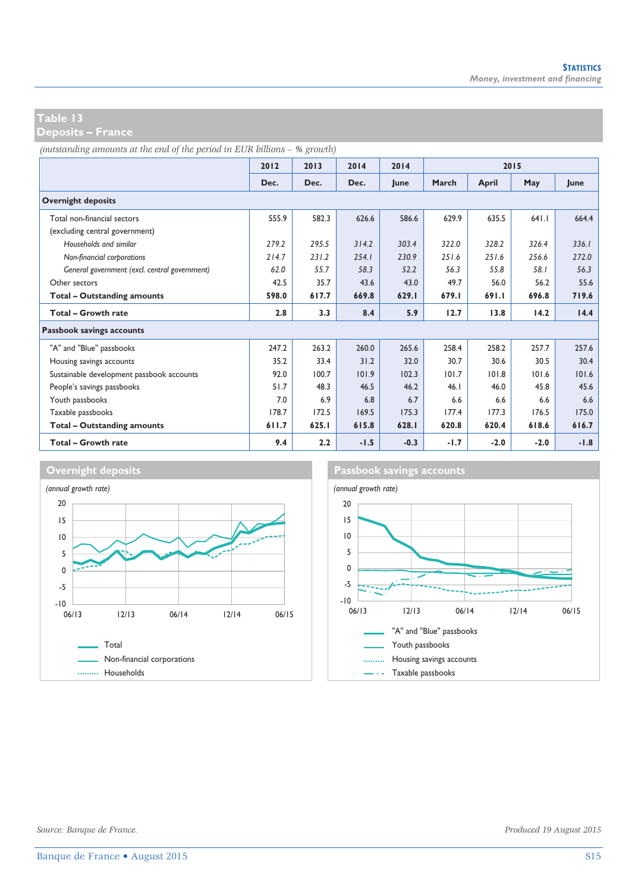## Table 13
## Deposits – France

*(outstanding amounts at the end of the period in EUR billions – % growth)*

| | 2012 | 2013 | 2014 | 2014 | 2015 | | | |
|---|---|---|---|---|---|---|---|---|
| | Dec. | Dec. | Dec. | June | March | April | May | June |
| **Overnight deposits** | | | | | | | | |
| Total non-financial sectors (excluding central government) | 555.9 | 582.3 | 626.6 | 586.6 | 629.9 | 635.5 | 641.1 | 664.4 |
| *Households and similar* | *279.2* | *295.5* | *314.2* | *303.4* | *322.0* | *328.2* | *326.4* | *336.1* |
| *Non-financial corporations* | *214.7* | *231.2* | *254.1* | *230.9* | *251.6* | *251.6* | *256.6* | *272.0* |
| *General government (excl. central government)* | *62.0* | *55.7* | *58.3* | *52.2* | *56.3* | *55.8* | *58.1* | *56.3* |
| Other sectors | 42.5 | 35.7 | 43.6 | 43.0 | 49.7 | 56.0 | 56.2 | 55.6 |
| **Total – Outstanding amounts** | **598.0** | **617.7** | **669.8** | **629.1** | **679.1** | **691.1** | **696.8** | **719.6** |
| **Total – Growth rate** | **2.8** | **3.3** | **8.4** | **5.9** | **12.7** | **13.8** | **14.2** | **14.4** |
| **Passbook savings accounts** | | | | | | | | |
| "A" and "Blue" passbooks | 247.2 | 263.2 | 260.0 | 265.6 | 258.4 | 258.2 | 257.7 | 257.6 |
| Housing savings accounts | 35.2 | 33.4 | 31.2 | 32.0 | 30.7 | 30.6 | 30.5 | 30.4 |
| Sustainable development passbook accounts | 92.0 | 100.7 | 101.9 | 102.3 | 101.7 | 101.8 | 101.6 | 101.6 |
| People's savings passbooks | 51.7 | 48.3 | 46.5 | 46.2 | 46.1 | 46.0 | 45.8 | 45.6 |
| Youth passbooks | 7.0 | 6.9 | 6.8 | 6.7 | 6.6 | 6.6 | 6.6 | 6.6 |
| Taxable passbooks | 178.7 | 172.5 | 169.5 | 175.3 | 177.4 | 177.3 | 176.5 | 175.0 |
| **Total – Outstanding amounts** | **611.7** | **625.1** | **615.8** | **628.1** | **620.8** | **620.4** | **618.6** | **616.7** |
| **Total – Growth rate** | **9.4** | **2.2** | **-1.5** | **-0.3** | **-1.7** | **-2.0** | **-2.0** | **-1.8** |

### Overnight deposits

*(annual growth rate)*

Legend: Total; Non-financial corporations; Households

### Passbook savings accounts

*(annual growth rate)*

Legend: "A" and "Blue" passbooks; Youth passbooks; Housing savings accounts; Taxable passbooks

*Source: Banque de France.*

*Produced 19 August 2015*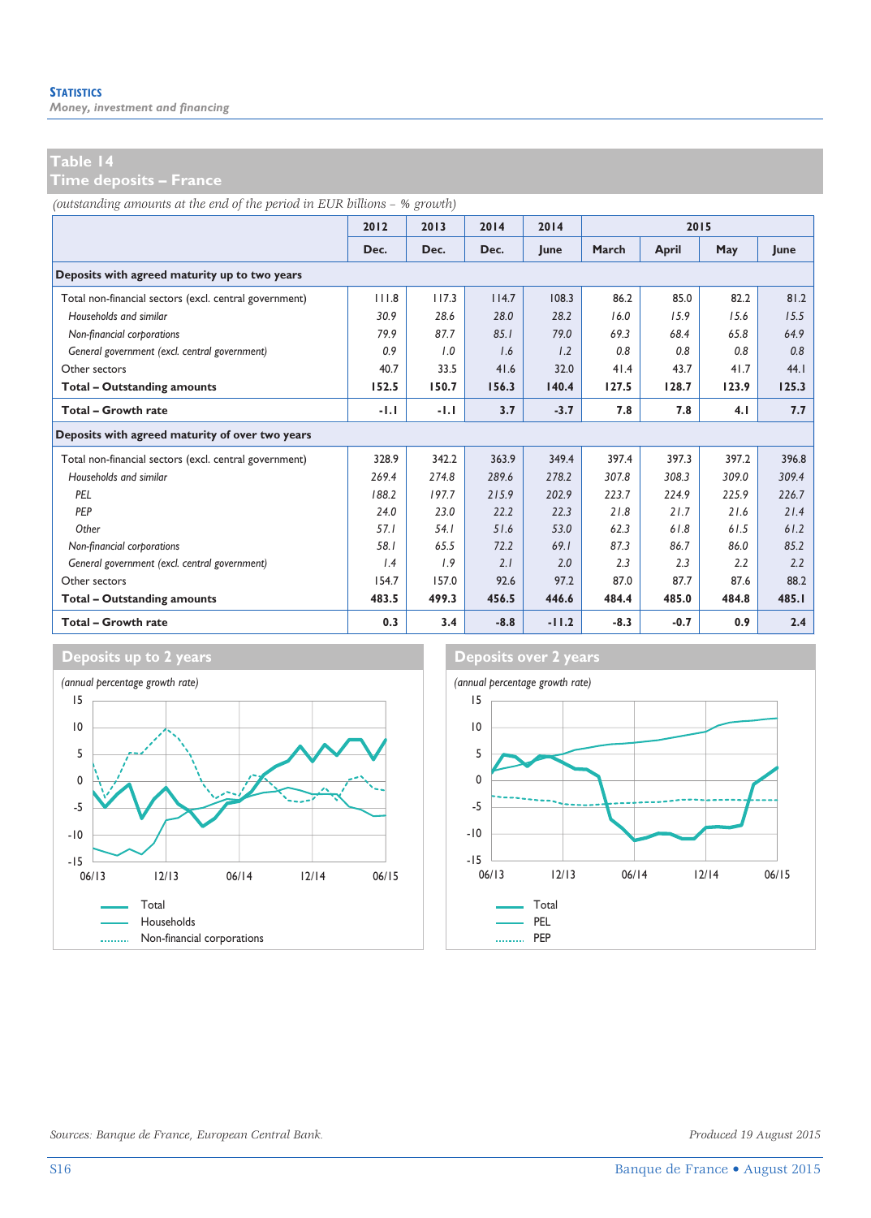## Table 14
## Time deposits – France

*(outstanding amounts at the end of the period in EUR billions – % growth)*

| | 2012 | 2013 | 2014 | 2014 | 2015 | | | |
|---|---|---|---|---|---|---|---|---|
| | Dec. | Dec. | Dec. | June | March | April | May | June |
| **Deposits with agreed maturity up to two years** | | | | | | | | |
| Total non-financial sectors (excl. central government) | 111.8 | 117.3 | 114.7 | 108.3 | 86.2 | 85.0 | 82.2 | 81.2 |
| *Households and similar* | *30.9* | *28.6* | *28.0* | *28.2* | *16.0* | *15.9* | *15.6* | *15.5* |
| *Non-financial corporations* | *79.9* | *87.7* | *85.1* | *79.0* | *69.3* | *68.4* | *65.8* | *64.9* |
| *General government (excl. central government)* | *0.9* | *1.0* | *1.6* | *1.2* | *0.8* | *0.8* | *0.8* | *0.8* |
| Other sectors | 40.7 | 33.5 | 41.6 | 32.0 | 41.4 | 43.7 | 41.7 | 44.1 |
| **Total – Outstanding amounts** | **152.5** | **150.7** | **156.3** | **140.4** | **127.5** | **128.7** | **123.9** | **125.3** |
| **Total – Growth rate** | **-1.1** | **-1.1** | **3.7** | **-3.7** | **7.8** | **7.8** | **4.1** | **7.7** |
| **Deposits with agreed maturity of over two years** | | | | | | | | |
| Total non-financial sectors (excl. central government) | 328.9 | 342.2 | 363.9 | 349.4 | 397.4 | 397.3 | 397.2 | 396.8 |
| *Households and similar* | *269.4* | *274.8* | *289.6* | *278.2* | *307.8* | *308.3* | *309.0* | *309.4* |
| *PEL* | *188.2* | *197.7* | *215.9* | *202.9* | *223.7* | *224.9* | *225.9* | *226.7* |
| *PEP* | *24.0* | *23.0* | *22.2* | *22.3* | *21.8* | *21.7* | *21.6* | *21.4* |
| *Other* | *57.1* | *54.1* | *51.6* | *53.0* | *62.3* | *61.8* | *61.5* | *61.2* |
| *Non-financial corporations* | *58.1* | *65.5* | *72.2* | *69.1* | *87.3* | *86.7* | *86.0* | *85.2* |
| *General government (excl. central government)* | *1.4* | *1.9* | *2.1* | *2.0* | *2.3* | *2.3* | *2.2* | *2.2* |
| Other sectors | 154.7 | 157.0 | 92.6 | 97.2 | 87.0 | 87.7 | 87.6 | 88.2 |
| **Total – Outstanding amounts** | **483.5** | **499.3** | **456.5** | **446.6** | **484.4** | **485.0** | **484.8** | **485.1** |
| **Total – Growth rate** | **0.3** | **3.4** | **-8.8** | **-11.2** | **-8.3** | **-0.7** | **0.9** | **2.4** |

### Deposits up to 2 years

*(annual percentage growth rate)*

Total — Households — Non-financial corporations

### Deposits over 2 years

*(annual percentage growth rate)*

Total — PEL — PEP

*Sources: Banque de France, European Central Bank.*

*Produced 19 August 2015*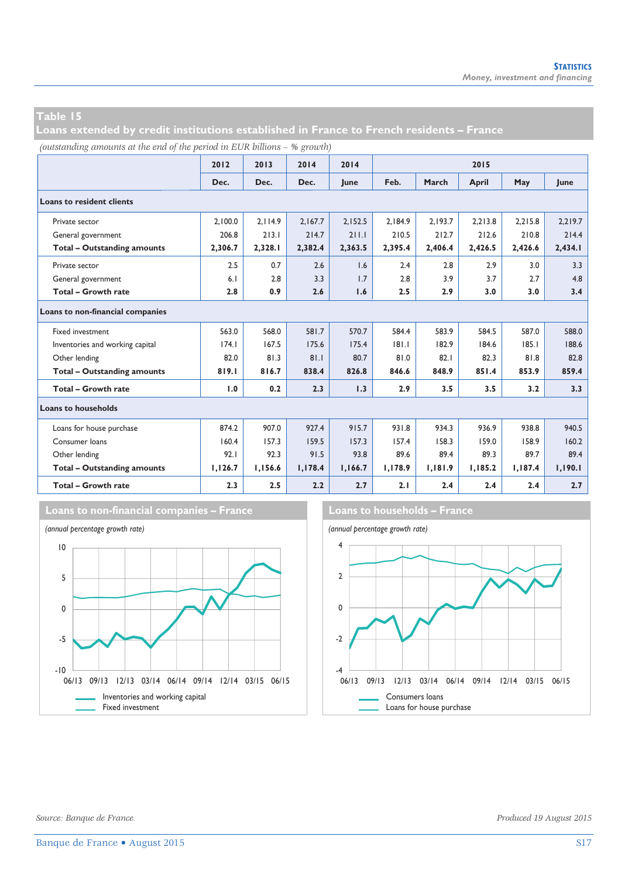## Table 15
## Loans extended by credit institutions established in France to French residents – France

*(outstanding amounts at the end of the period in EUR billions – % growth)*

| | 2012 | 2013 | 2014 | 2014 | 2015 | | | | |
|---|---|---|---|---|---|---|---|---|---|
| | Dec. | Dec. | Dec. | June | Feb. | March | April | May | June |
| **Loans to resident clients** | | | | | | | | | |
| Private sector | 2,100.0 | 2,114.9 | 2,167.7 | 2,152.5 | 2,184.9 | 2,193.7 | 2,213.8 | 2,215.8 | 2,219.7 |
| General government | 206.8 | 213.1 | 214.7 | 211.1 | 210.5 | 212.7 | 212.6 | 210.8 | 214.4 |
| **Total – Outstanding amounts** | **2,306.7** | **2,328.1** | **2,382.4** | **2,363.5** | **2,395.4** | **2,406.4** | **2,426.5** | **2,426.6** | **2,434.1** |
| Private sector | 2.5 | 0.7 | 2.6 | 1.6 | 2.4 | 2.8 | 2.9 | 3.0 | 3.3 |
| General government | 6.1 | 2.8 | 3.3 | 1.7 | 2.8 | 3.9 | 3.7 | 2.7 | 4.8 |
| **Total – Growth rate** | **2.8** | **0.9** | **2.6** | **1.6** | **2.5** | **2.9** | **3.0** | **3.0** | **3.4** |
| **Loans to non-financial companies** | | | | | | | | | |
| Fixed investment | 563.0 | 568.0 | 581.7 | 570.7 | 584.4 | 583.9 | 584.5 | 587.0 | 588.0 |
| Inventories and working capital | 174.1 | 167.5 | 175.6 | 175.4 | 181.1 | 182.9 | 184.6 | 185.1 | 188.6 |
| Other lending | 82.0 | 81.3 | 81.1 | 80.7 | 81.0 | 82.1 | 82.3 | 81.8 | 82.8 |
| **Total – Outstanding amounts** | **819.1** | **816.7** | **838.4** | **826.8** | **846.6** | **848.9** | **851.4** | **853.9** | **859.4** |
| **Total – Growth rate** | **1.0** | **0.2** | **2.3** | **1.3** | **2.9** | **3.5** | **3.5** | **3.2** | **3.3** |
| **Loans to households** | | | | | | | | | |
| Loans for house purchase | 874.2 | 907.0 | 927.4 | 915.7 | 931.8 | 934.3 | 936.9 | 938.8 | 940.5 |
| Consumer loans | 160.4 | 157.3 | 159.5 | 157.3 | 157.4 | 158.3 | 159.0 | 158.9 | 160.2 |
| Other lending | 92.1 | 92.3 | 91.5 | 93.8 | 89.6 | 89.4 | 89.3 | 89.7 | 89.4 |
| **Total – Outstanding amounts** | **1,126.7** | **1,156.6** | **1,178.4** | **1,166.7** | **1,178.9** | **1,181.9** | **1,185.2** | **1,187.4** | **1,190.1** |
| **Total – Growth rate** | **2.3** | **2.5** | **2.2** | **2.7** | **2.1** | **2.4** | **2.4** | **2.4** | **2.7** |

### Loans to non-financial companies – France

*(annual percentage growth rate)*

Inventories and working capital
Fixed investment

### Loans to households – France

*(annual percentage growth rate)*

Consumers loans
Loans for house purchase

*Source: Banque de France.*

*Produced 19 August 2015*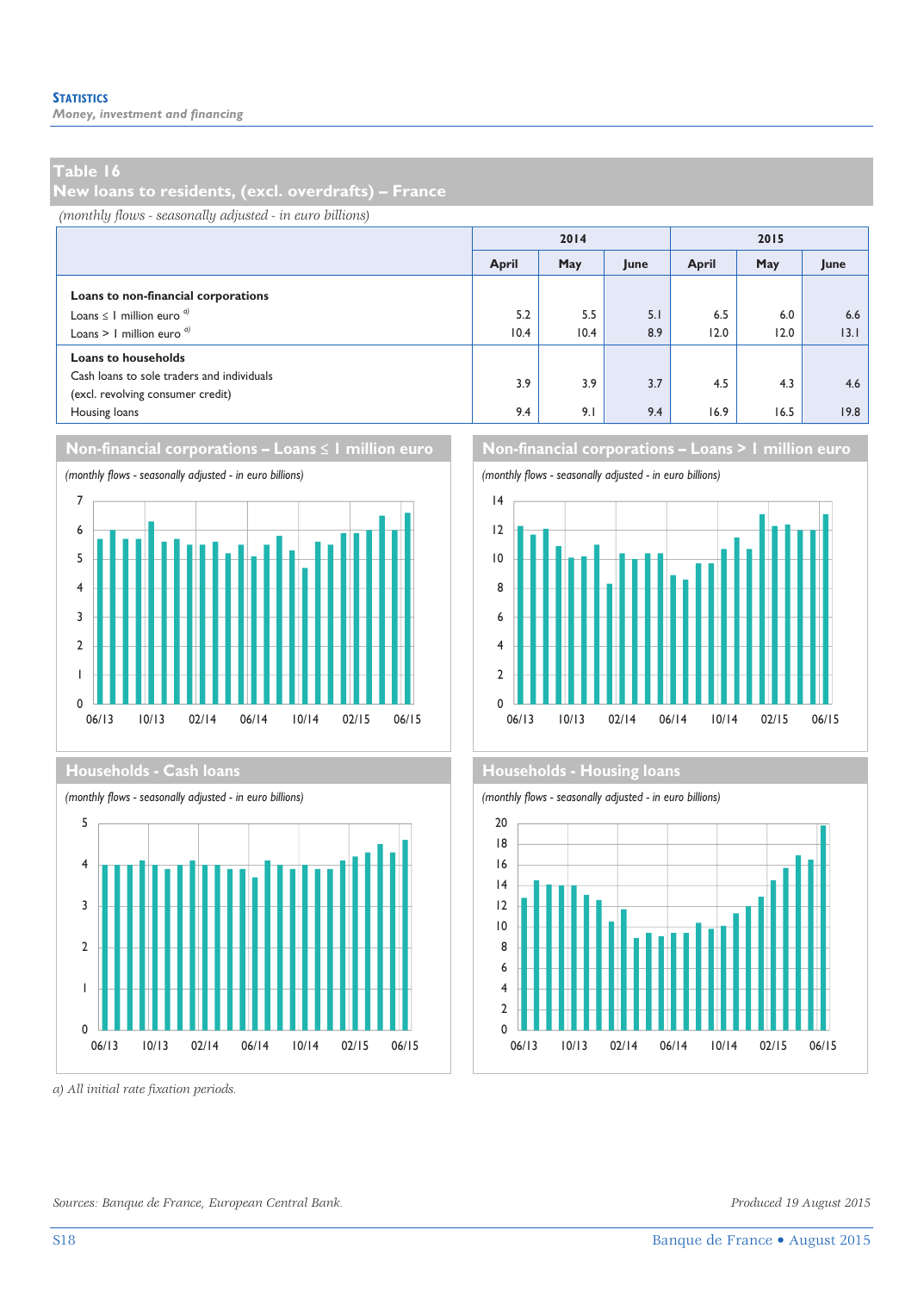## Table 16
## New loans to residents, (excl. overdrafts) – France

*(monthly flows - seasonally adjusted - in euro billions)*

| | 2014 | | | 2015 | | |
|---|---|---|---|---|---|---|
| | April | May | June | April | May | June |
| **Loans to non-financial corporations** | | | | | | |
| Loans ≤ 1 million euro [a] | 5.2 | 5.5 | 5.1 | 6.5 | 6.0 | 6.6 |
| Loans > 1 million euro [a] | 10.4 | 10.4 | 8.9 | 12.0 | 12.0 | 13.1 |
| **Loans to households** | | | | | | |
| Cash loans to sole traders and individuals (excl. revolving consumer credit) | 3.9 | 3.9 | 3.7 | 4.5 | 4.3 | 4.6 |
| Housing loans | 9.4 | 9.1 | 9.4 | 16.9 | 16.5 | 19.8 |

### Non-financial corporations – Loans ≤ 1 million euro

*(monthly flows - seasonally adjusted - in euro billions)*

### Non-financial corporations – Loans > 1 million euro

*(monthly flows - seasonally adjusted - in euro billions)*

### Households - Cash loans

*(monthly flows - seasonally adjusted - in euro billions)*

### Households - Housing loans

*(monthly flows - seasonally adjusted - in euro billions)*

*a) All initial rate fixation periods.*

*Sources: Banque de France, European Central Bank.*

*Produced 19 August 2015*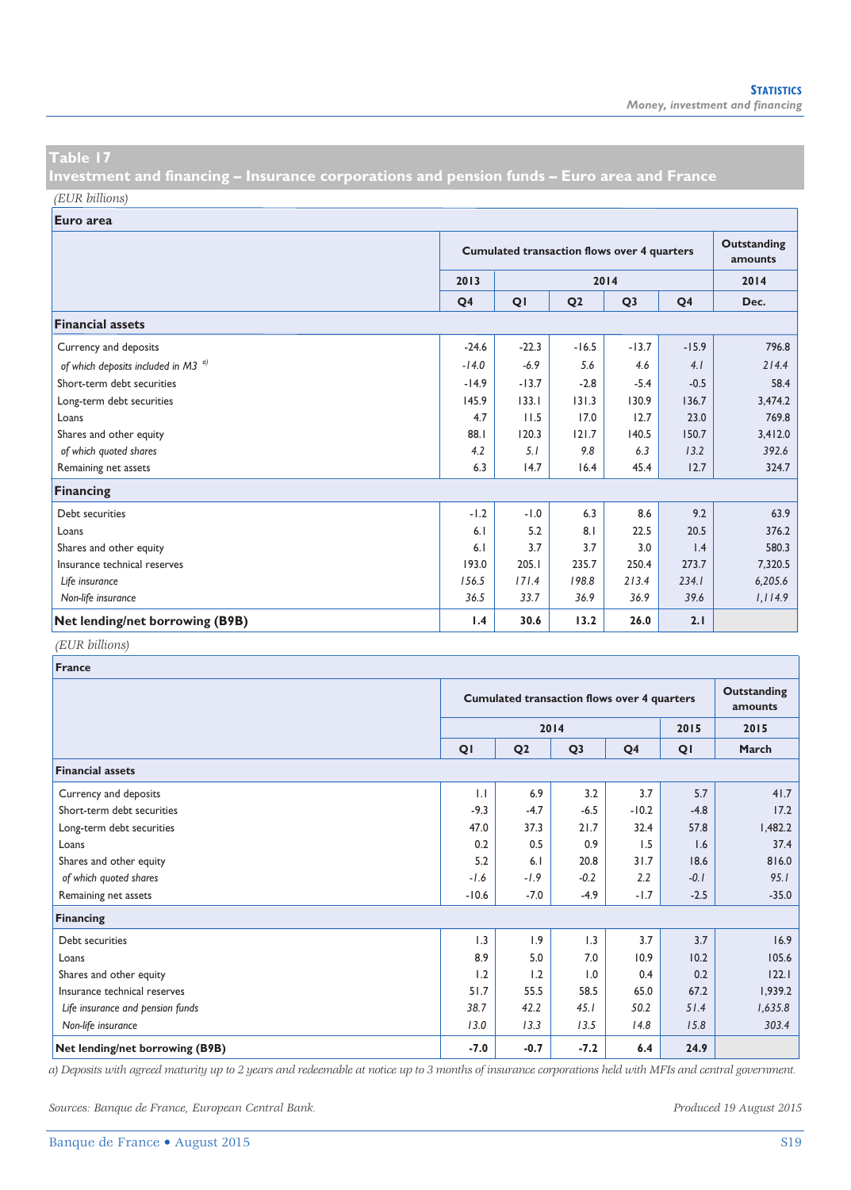## Table 17

## Investment and financing – Insurance corporations and pension funds – Euro area and France

*(EUR billions)*

**Euro area**

| | Cumulated transaction flows over 4 quarters | | | | | Outstanding amounts |
|---|---|---|---|---|---|---|
| | 2013 | 2014 | | | | 2014 |
| | Q4 | Q1 | Q2 | Q3 | Q4 | Dec. |
| **Financial assets** | | | | | | |
| Currency and deposits | -24.6 | -22.3 | -16.5 | -13.7 | -15.9 | 796.8 |
| *of which deposits included in M3* [a)] | *-14.0* | *-6.9* | *5.6* | *4.6* | *4.1* | *214.4* |
| Short-term debt securities | -14.9 | -13.7 | -2.8 | -5.4 | -0.5 | 58.4 |
| Long-term debt securities | 145.9 | 133.1 | 131.3 | 130.9 | 136.7 | 3,474.2 |
| Loans | 4.7 | 11.5 | 17.0 | 12.7 | 23.0 | 769.8 |
| Shares and other equity | 88.1 | 120.3 | 121.7 | 140.5 | 150.7 | 3,412.0 |
| *of which quoted shares* | *4.2* | *5.1* | *9.8* | *6.3* | *13.2* | *392.6* |
| Remaining net assets | 6.3 | 14.7 | 16.4 | 45.4 | 12.7 | 324.7 |
| **Financing** | | | | | | |
| Debt securities | -1.2 | -1.0 | 6.3 | 8.6 | 9.2 | 63.9 |
| Loans | 6.1 | 5.2 | 8.1 | 22.5 | 20.5 | 376.2 |
| Shares and other equity | 6.1 | 3.7 | 3.7 | 3.0 | 1.4 | 580.3 |
| Insurance technical reserves | 193.0 | 205.1 | 235.7 | 250.4 | 273.7 | 7,320.5 |
| *Life insurance* | *156.5* | *171.4* | *198.8* | *213.4* | *234.1* | *6,205.6* |
| *Non-life insurance* | *36.5* | *33.7* | *36.9* | *36.9* | *39.6* | *1,114.9* |
| **Net lending/net borrowing (B9B)** | **1.4** | **30.6** | **13.2** | **26.0** | **2.1** | |

*(EUR billions)*

**France**

| | Cumulated transaction flows over 4 quarters | | | | | Outstanding amounts |
|---|---|---|---|---|---|---|
| | 2014 | | | | 2015 | 2015 |
| | Q1 | Q2 | Q3 | Q4 | Q1 | March |
| **Financial assets** | | | | | | |
| Currency and deposits | 1.1 | 6.9 | 3.2 | 3.7 | 5.7 | 41.7 |
| Short-term debt securities | -9.3 | -4.7 | -6.5 | -10.2 | -4.8 | 17.2 |
| Long-term debt securities | 47.0 | 37.3 | 21.7 | 32.4 | 57.8 | 1,482.2 |
| Loans | 0.2 | 0.5 | 0.9 | 1.5 | 1.6 | 37.4 |
| Shares and other equity | 5.2 | 6.1 | 20.8 | 31.7 | 18.6 | 816.0 |
| *of which quoted shares* | *-1.6* | *-1.9* | *-0.2* | *2.2* | *-0.1* | *95.1* |
| Remaining net assets | -10.6 | -7.0 | -4.9 | -1.7 | -2.5 | -35.0 |
| **Financing** | | | | | | |
| Debt securities | 1.3 | 1.9 | 1.3 | 3.7 | 3.7 | 16.9 |
| Loans | 8.9 | 5.0 | 7.0 | 10.9 | 10.2 | 105.6 |
| Shares and other equity | 1.2 | 1.2 | 1.0 | 0.4 | 0.2 | 122.1 |
| Insurance technical reserves | 51.7 | 55.5 | 58.5 | 65.0 | 67.2 | 1,939.2 |
| *Life insurance and pension funds* | *38.7* | *42.2* | *45.1* | *50.2* | *51.4* | *1,635.8* |
| *Non-life insurance* | *13.0* | *13.3* | *13.5* | *14.8* | *15.8* | *303.4* |
| **Net lending/net borrowing (B9B)** | **-7.0** | **-0.7** | **-7.2** | **6.4** | **24.9** | |

*a) Deposits with agreed maturity up to 2 years and redeemable at notice up to 3 months of insurance corporations held with MFIs and central government.*

*Sources: Banque de France, European Central Bank.*

*Produced 19 August 2015*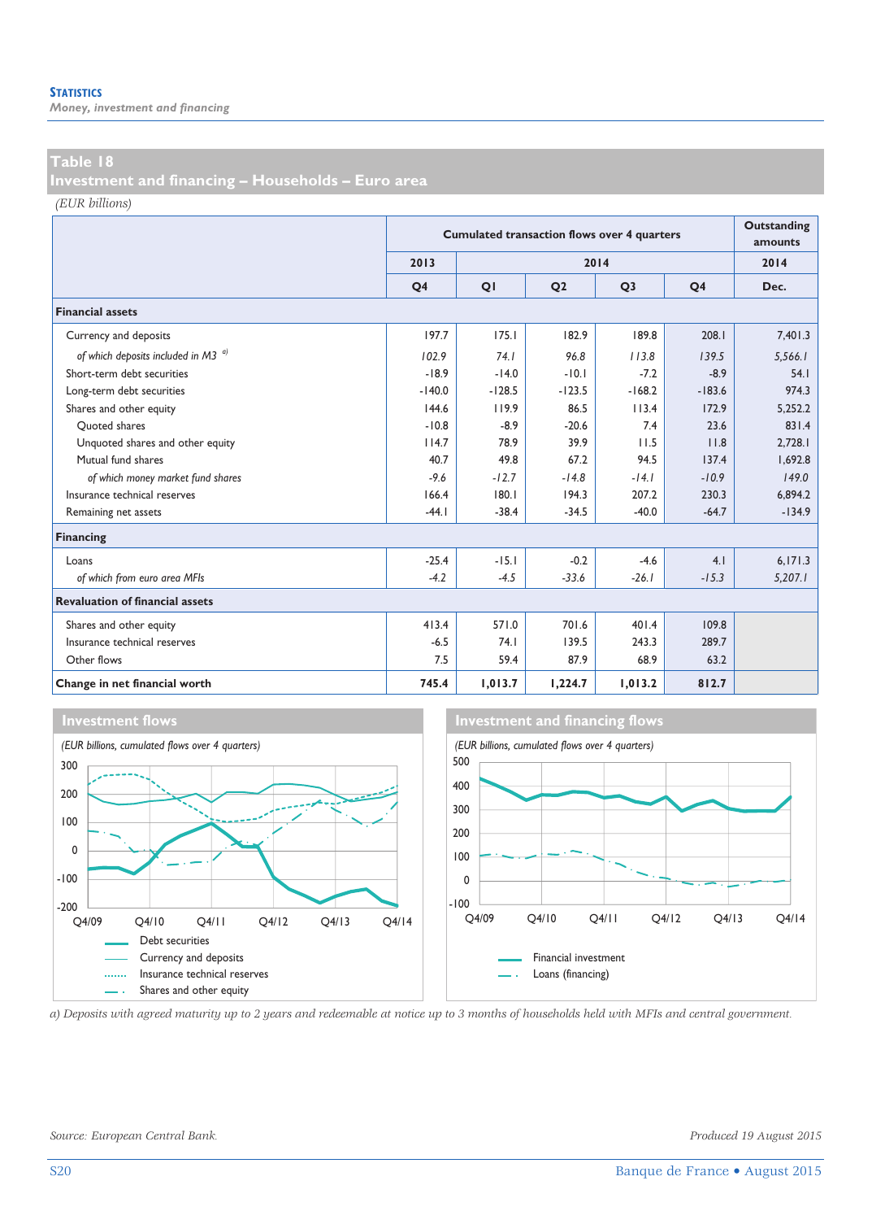**STATISTICS**
*Money, investment and financing*

## Table 18
## Investment and financing – Households – Euro area

*(EUR billions)*

| | Cumulated transaction flows over 4 quarters | | | | | Outstanding amounts |
|---|---|---|---|---|---|---|
| | 2013 | 2014 | | | | 2014 |
| | Q4 | Q1 | Q2 | Q3 | Q4 | Dec. |
| **Financial assets** | | | | | | |
| Currency and deposits | 197.7 | 175.1 | 182.9 | 189.8 | 208.1 | 7,401.3 |
| *of which deposits included in M3 [a]* | *102.9* | *74.1* | *96.8* | *113.8* | *139.5* | *5,566.1* |
| Short-term debt securities | -18.9 | -14.0 | -10.1 | -7.2 | -8.9 | 54.1 |
| Long-term debt securities | -140.0 | -128.5 | -123.5 | -168.2 | -183.6 | 974.3 |
| Shares and other equity | 144.6 | 119.9 | 86.5 | 113.4 | 172.9 | 5,252.2 |
| Quoted shares | -10.8 | -8.9 | -20.6 | 7.4 | 23.6 | 831.4 |
| Unquoted shares and other equity | 114.7 | 78.9 | 39.9 | 11.5 | 11.8 | 2,728.1 |
| Mutual fund shares | 40.7 | 49.8 | 67.2 | 94.5 | 137.4 | 1,692.8 |
| *of which money market fund shares* | *-9.6* | *-12.7* | *-14.8* | *-14.1* | *-10.9* | *149.0* |
| Insurance technical reserves | 166.4 | 180.1 | 194.3 | 207.2 | 230.3 | 6,894.2 |
| Remaining net assets | -44.1 | -38.4 | -34.5 | -40.0 | -64.7 | -134.9 |
| **Financing** | | | | | | |
| Loans | -25.4 | -15.1 | -0.2 | -4.6 | 4.1 | 6,171.3 |
| *of which from euro area MFIs* | *-4.2* | *-4.5* | *-33.6* | *-26.1* | *-15.3* | *5,207.1* |
| **Revaluation of financial assets** | | | | | | |
| Shares and other equity | 413.4 | 571.0 | 701.6 | 401.4 | 109.8 | |
| Insurance technical reserves | -6.5 | 74.1 | 139.5 | 243.3 | 289.7 | |
| Other flows | 7.5 | 59.4 | 87.9 | 68.9 | 63.2 | |
| **Change in net financial worth** | **745.4** | **1,013.7** | **1,224.7** | **1,013.2** | **812.7** | |

**Investment flows**

*(EUR billions, cumulated flows over 4 quarters)*

Legend: Debt securities; Currency and deposits; Insurance technical reserves; Shares and other equity

**Investment and financing flows**

*(EUR billions, cumulated flows over 4 quarters)*

Legend: Financial investment; Loans (financing)

*a) Deposits with agreed maturity up to 2 years and redeemable at notice up to 3 months of households held with MFIs and central government.*

*Source: European Central Bank.*

*Produced 19 August 2015*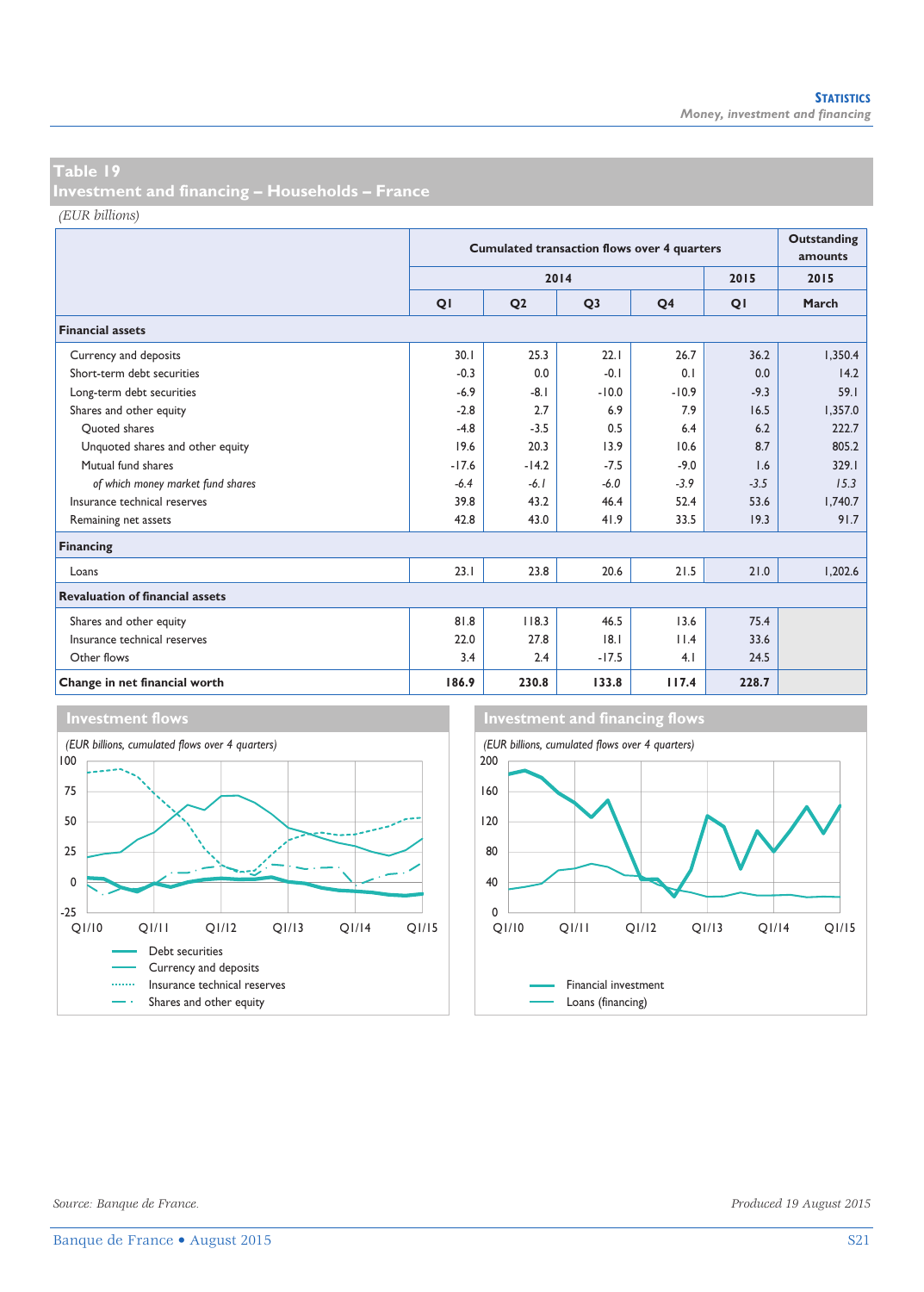## Table 19
## Investment and financing – Households – France

*(EUR billions)*

| | Cumulated transaction flows over 4 quarters | | | | | Outstanding amounts |
|---|---|---|---|---|---|---|
| | 2014 | | | | 2015 | 2015 |
| | Q1 | Q2 | Q3 | Q4 | Q1 | March |
| **Financial assets** | | | | | | |
| Currency and deposits | 30.1 | 25.3 | 22.1 | 26.7 | 36.2 | 1,350.4 |
| Short-term debt securities | -0.3 | 0.0 | -0.1 | 0.1 | 0.0 | 14.2 |
| Long-term debt securities | -6.9 | -8.1 | -10.0 | -10.9 | -9.3 | 59.1 |
| Shares and other equity | -2.8 | 2.7 | 6.9 | 7.9 | 16.5 | 1,357.0 |
| Quoted shares | -4.8 | -3.5 | 0.5 | 6.4 | 6.2 | 222.7 |
| Unquoted shares and other equity | 19.6 | 20.3 | 13.9 | 10.6 | 8.7 | 805.2 |
| Mutual fund shares | -17.6 | -14.2 | -7.5 | -9.0 | 1.6 | 329.1 |
| *of which money market fund shares* | *-6.4* | *-6.1* | *-6.0* | *-3.9* | *-3.5* | *15.3* |
| Insurance technical reserves | 39.8 | 43.2 | 46.4 | 52.4 | 53.6 | 1,740.7 |
| Remaining net assets | 42.8 | 43.0 | 41.9 | 33.5 | 19.3 | 91.7 |
| **Financing** | | | | | | |
| Loans | 23.1 | 23.8 | 20.6 | 21.5 | 21.0 | 1,202.6 |
| **Revaluation of financial assets** | | | | | | |
| Shares and other equity | 81.8 | 118.3 | 46.5 | 13.6 | 75.4 | |
| Insurance technical reserves | 22.0 | 27.8 | 18.1 | 11.4 | 33.6 | |
| Other flows | 3.4 | 2.4 | -17.5 | 4.1 | 24.5 | |
| **Change in net financial worth** | **186.9** | **230.8** | **133.8** | **117.4** | **228.7** | |

### Investment flows

*(EUR billions, cumulated flows over 4 quarters)*

Debt securities
Currency and deposits
Insurance technical reserves
Shares and other equity

### Investment and financing flows

*(EUR billions, cumulated flows over 4 quarters)*

Financial investment
Loans (financing)

*Source: Banque de France.*

*Produced 19 August 2015*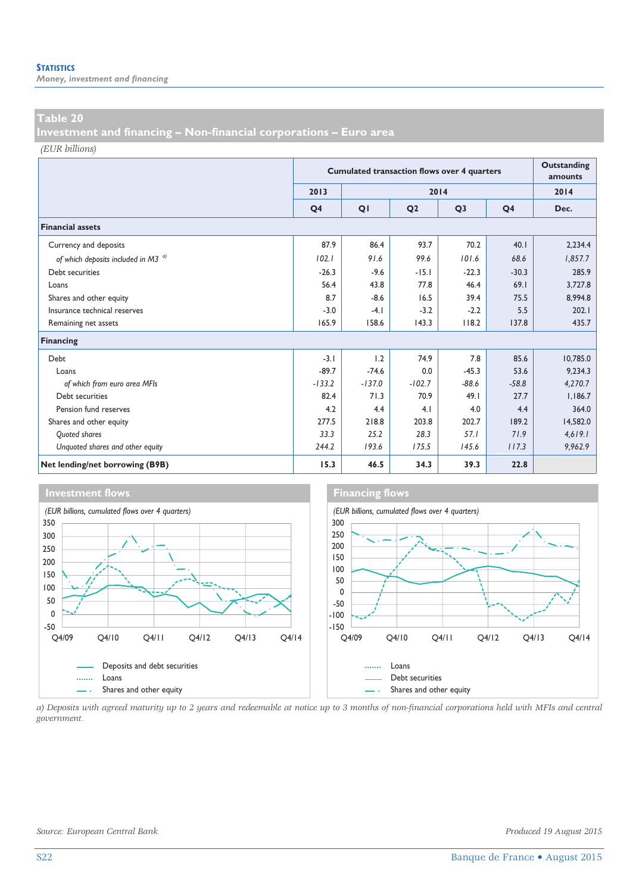**STATISTICS**
*Money, investment and financing*

## Table 20
## Investment and financing – Non-financial corporations – Euro area

*(EUR billions)*

| | Cumulated transaction flows over 4 quarters | | | | | Outstanding amounts |
|---|---|---|---|---|---|---|
| | 2013 | 2014 | | | | 2014 |
| | Q4 | Q1 | Q2 | Q3 | Q4 | Dec. |
| **Financial assets** | | | | | | |
| Currency and deposits | 87.9 | 86.4 | 93.7 | 70.2 | 40.1 | 2,234.4 |
| *of which deposits included in M3* [a] | *102.1* | *91.6* | *99.6* | *101.6* | *68.6* | *1,857.7* |
| Debt securities | -26.3 | -9.6 | -15.1 | -22.3 | -30.3 | 285.9 |
| Loans | 56.4 | 43.8 | 77.8 | 46.4 | 69.1 | 3,727.8 |
| Shares and other equity | 8.7 | -8.6 | 16.5 | 39.4 | 75.5 | 8,994.8 |
| Insurance technical reserves | -3.0 | -4.1 | -3.2 | -2.2 | 5.5 | 202.1 |
| Remaining net assets | 165.9 | 158.6 | 143.3 | 118.2 | 137.8 | 435.7 |
| **Financing** | | | | | | |
| Debt | -3.1 | 1.2 | 74.9 | 7.8 | 85.6 | 10,785.0 |
| Loans | -89.7 | -74.6 | 0.0 | -45.3 | 53.6 | 9,234.3 |
| *of which from euro area MFIs* | *-133.2* | *-137.0* | *-102.7* | *-88.6* | *-58.8* | *4,270.7* |
| Debt securities | 82.4 | 71.3 | 70.9 | 49.1 | 27.7 | 1,186.7 |
| Pension fund reserves | 4.2 | 4.4 | 4.1 | 4.0 | 4.4 | 364.0 |
| Shares and other equity | 277.5 | 218.8 | 203.8 | 202.7 | 189.2 | 14,582.0 |
| *Quoted shares* | *33.3* | *25.2* | *28.3* | *57.1* | *71.9* | *4,619.1* |
| *Unquoted shares and other equity* | *244.2* | *193.6* | *175.5* | *145.6* | *117.3* | *9,962.9* |
| **Net lending/net borrowing (B9B)** | **15.3** | **46.5** | **34.3** | **39.3** | **22.8** | |

### Investment flows

*(EUR billions, cumulated flows over 4 quarters)*

Legend: Deposits and debt securities; Loans; Shares and other equity

### Financing flows

*(EUR billions, cumulated flows over 4 quarters)*

Legend: Loans; Debt securities; Shares and other equity

*a) Deposits with agreed maturity up to 2 years and redeemable at notice up to 3 months of non-financial corporations held with MFIs and central government.*

*Source: European Central Bank.*

*Produced 19 August 2015*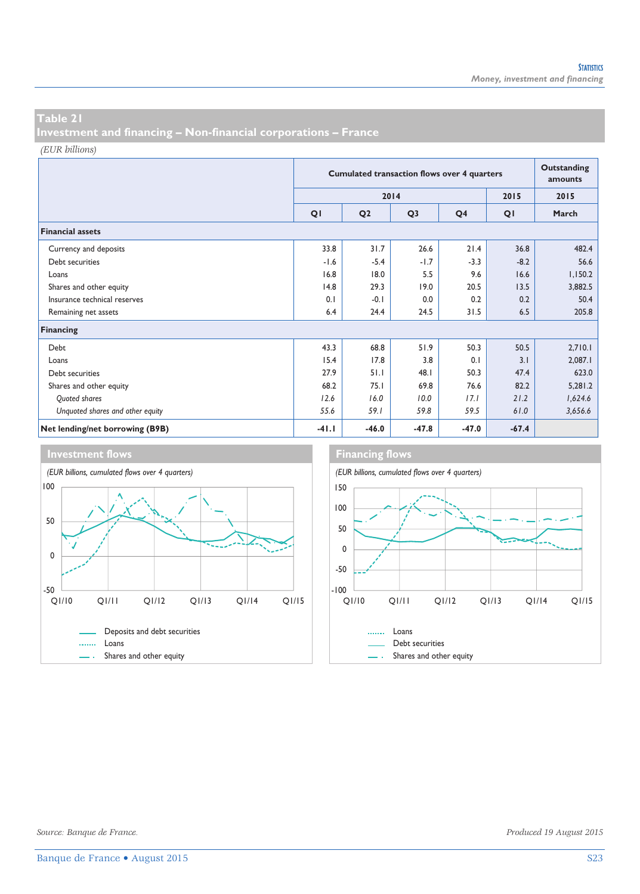## Table 21
## Investment and financing – Non-financial corporations – France

*(EUR billions)*

| | Cumulated transaction flows over 4 quarters | | | | | Outstanding amounts |
|---|---|---|---|---|---|---|
| | 2014 | | | | 2015 | 2015 |
| | Q1 | Q2 | Q3 | Q4 | Q1 | March |
| **Financial assets** | | | | | | |
| Currency and deposits | 33.8 | 31.7 | 26.6 | 21.4 | 36.8 | 482.4 |
| Debt securities | -1.6 | -5.4 | -1.7 | -3.3 | -8.2 | 56.6 |
| Loans | 16.8 | 18.0 | 5.5 | 9.6 | 16.6 | 1,150.2 |
| Shares and other equity | 14.8 | 29.3 | 19.0 | 20.5 | 13.5 | 3,882.5 |
| Insurance technical reserves | 0.1 | -0.1 | 0.0 | 0.2 | 0.2 | 50.4 |
| Remaining net assets | 6.4 | 24.4 | 24.5 | 31.5 | 6.5 | 205.8 |
| **Financing** | | | | | | |
| Debt | 43.3 | 68.8 | 51.9 | 50.3 | 50.5 | 2,710.1 |
| Loans | 15.4 | 17.8 | 3.8 | 0.1 | 3.1 | 2,087.1 |
| Debt securities | 27.9 | 51.1 | 48.1 | 50.3 | 47.4 | 623.0 |
| Shares and other equity | 68.2 | 75.1 | 69.8 | 76.6 | 82.2 | 5,281.2 |
| *Quoted shares* | *12.6* | *16.0* | *10.0* | *17.1* | *21.2* | *1,624.6* |
| *Unquoted shares and other equity* | *55.6* | *59.1* | *59.8* | *59.5* | *61.0* | *3,656.6* |
| **Net lending/net borrowing (B9B)** | **-41.1** | **-46.0** | **-47.8** | **-47.0** | **-67.4** | |

### Investment flows

*(EUR billions, cumulated flows over 4 quarters)*

Legend: Deposits and debt securities; Loans; Shares and other equity

### Financing flows

*(EUR billions, cumulated flows over 4 quarters)*

Legend: Loans; Debt securities; Shares and other equity

*Source: Banque de France.*

*Produced 19 August 2015*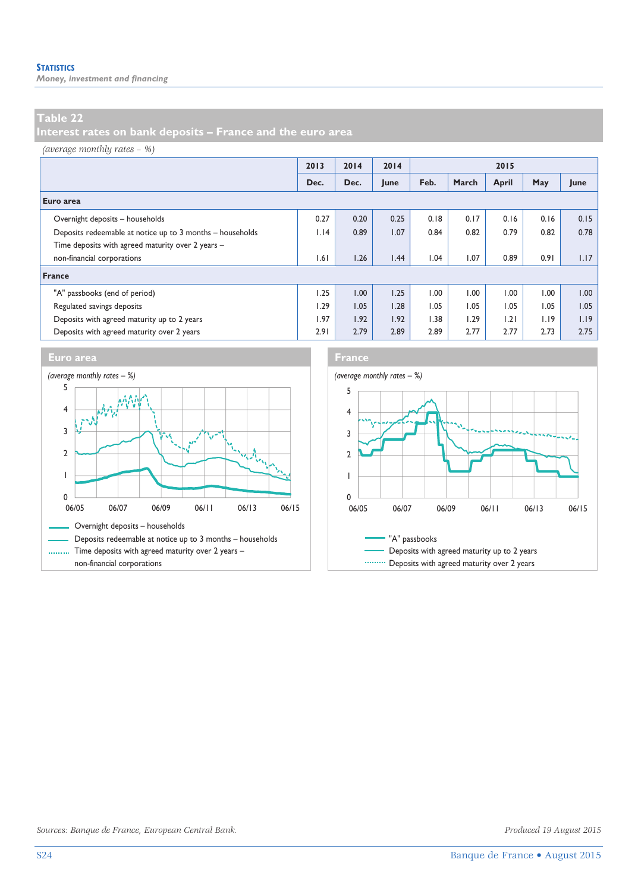## Table 22
## Interest rates on bank deposits – France and the euro area

*(average monthly rates – %)*

| | 2013 | 2014 | 2014 | 2015 | | | | |
|---|---|---|---|---|---|---|---|---|
| | Dec. | Dec. | June | Feb. | March | April | May | June |
| **Euro area** | | | | | | | | |
| Overnight deposits – households | 0.27 | 0.20 | 0.25 | 0.18 | 0.17 | 0.16 | 0.16 | 0.15 |
| Deposits redeemable at notice up to 3 months – households | 1.14 | 0.89 | 1.07 | 0.84 | 0.82 | 0.79 | 0.82 | 0.78 |
| Time deposits with agreed maturity over 2 years – non-financial corporations | 1.61 | 1.26 | 1.44 | 1.04 | 1.07 | 0.89 | 0.91 | 1.17 |
| **France** | | | | | | | | |
| "A" passbooks (end of period) | 1.25 | 1.00 | 1.25 | 1.00 | 1.00 | 1.00 | 1.00 | 1.00 |
| Regulated savings deposits | 1.29 | 1.05 | 1.28 | 1.05 | 1.05 | 1.05 | 1.05 | 1.05 |
| Deposits with agreed maturity up to 2 years | 1.97 | 1.92 | 1.92 | 1.38 | 1.29 | 1.21 | 1.19 | 1.19 |
| Deposits with agreed maturity over 2 years | 2.91 | 2.79 | 2.89 | 2.89 | 2.77 | 2.77 | 2.73 | 2.75 |

### Euro area

*(average monthly rates – %)*

- Overnight deposits – households
- Deposits redeemable at notice up to 3 months – households
- Time deposits with agreed maturity over 2 years – non-financial corporations

### France

*(average monthly rates – %)*

- "A" passbooks
- Deposits with agreed maturity up to 2 years
- Deposits with agreed maturity over 2 years

*Sources: Banque de France, European Central Bank.*

*Produced 19 August 2015*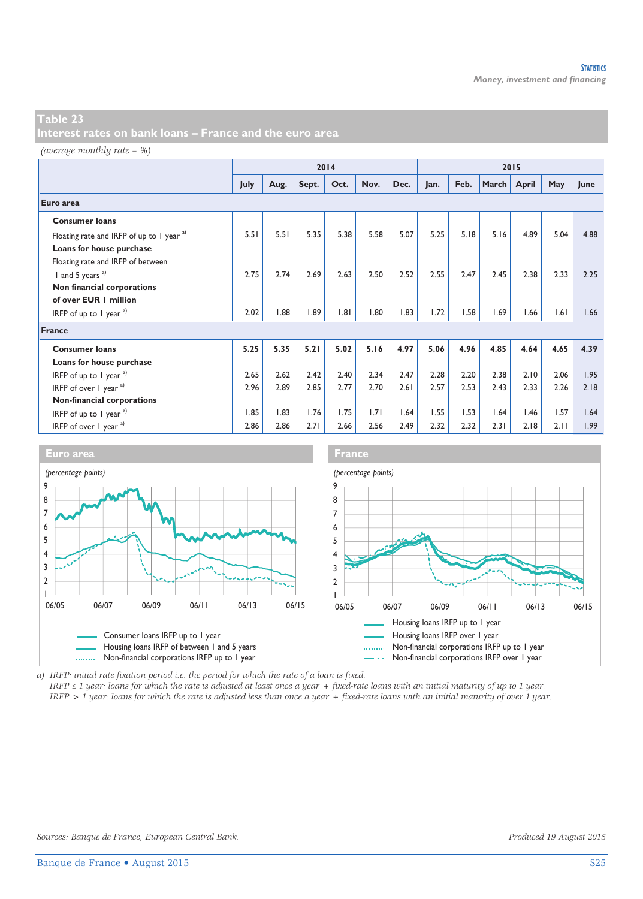## Table 23

## Interest rates on bank loans – France and the euro area

*(average monthly rate – %)*

| | 2014 | | | | | | 2015 | | | | | |
|---|---|---|---|---|---|---|---|---|---|---|---|---|
| | July | Aug. | Sept. | Oct. | Nov. | Dec. | Jan. | Feb. | March | April | May | June |
| **Euro area** | | | | | | | | | | | | |
| **Consumer loans** | | | | | | | | | | | | |
| Floating rate and IRFP of up to 1 year [a] | 5.51 | 5.51 | 5.35 | 5.38 | 5.58 | 5.07 | 5.25 | 5.18 | 5.16 | 4.89 | 5.04 | 4.88 |
| **Loans for house purchase** | | | | | | | | | | | | |
| Floating rate and IRFP of between 1 and 5 years [a] | 2.75 | 2.74 | 2.69 | 2.63 | 2.50 | 2.52 | 2.55 | 2.47 | 2.45 | 2.38 | 2.33 | 2.25 |
| **Non financial corporations of over EUR 1 million** | | | | | | | | | | | | |
| IRFP of up to 1 year [a] | 2.02 | 1.88 | 1.89 | 1.81 | 1.80 | 1.83 | 1.72 | 1.58 | 1.69 | 1.66 | 1.61 | 1.66 |
| **France** | | | | | | | | | | | | |
| **Consumer loans** | **5.25** | **5.35** | **5.21** | **5.02** | **5.16** | **4.97** | **5.06** | **4.96** | **4.85** | **4.64** | **4.65** | **4.39** |
| **Loans for house purchase** | | | | | | | | | | | | |
| IRFP of up to 1 year [a] | 2.65 | 2.62 | 2.42 | 2.40 | 2.34 | 2.47 | 2.28 | 2.20 | 2.38 | 2.10 | 2.06 | 1.95 |
| IRFP of over 1 year [a] | 2.96 | 2.89 | 2.85 | 2.77 | 2.70 | 2.61 | 2.57 | 2.53 | 2.43 | 2.33 | 2.26 | 2.18 |
| **Non-financial corporations** | | | | | | | | | | | | |
| IRFP of up to 1 year [a] | 1.85 | 1.83 | 1.76 | 1.75 | 1.71 | 1.64 | 1.55 | 1.53 | 1.64 | 1.46 | 1.57 | 1.64 |
| IRFP of over 1 year [a] | 2.86 | 2.86 | 2.71 | 2.66 | 2.56 | 2.49 | 2.32 | 2.32 | 2.31 | 2.18 | 2.11 | 1.99 |

**Euro area**

*(percentage points)*

- Consumer loans IRFP up to 1 year
- Housing loans IRFP of between 1 and 5 years
- Non-financial corporations IRFP up to 1 year

**France**

*(percentage points)*

- Housing loans IRFP up to 1 year
- Housing loans IRFP over 1 year
- Non-financial corporations IRFP up to 1 year
- Non-financial corporations IRFP over 1 year

a) IRFP: initial rate fixation period i.e. the period for which the rate of a loan is fixed.
IRFP ≤ 1 year: loans for which the rate is adjusted at least once a year + fixed-rate loans with an initial maturity of up to 1 year.
IRFP > 1 year: loans for which the rate is adjusted less than once a year + fixed-rate loans with an initial maturity of over 1 year.

*Sources: Banque de France, European Central Bank.*

*Produced 19 August 2015*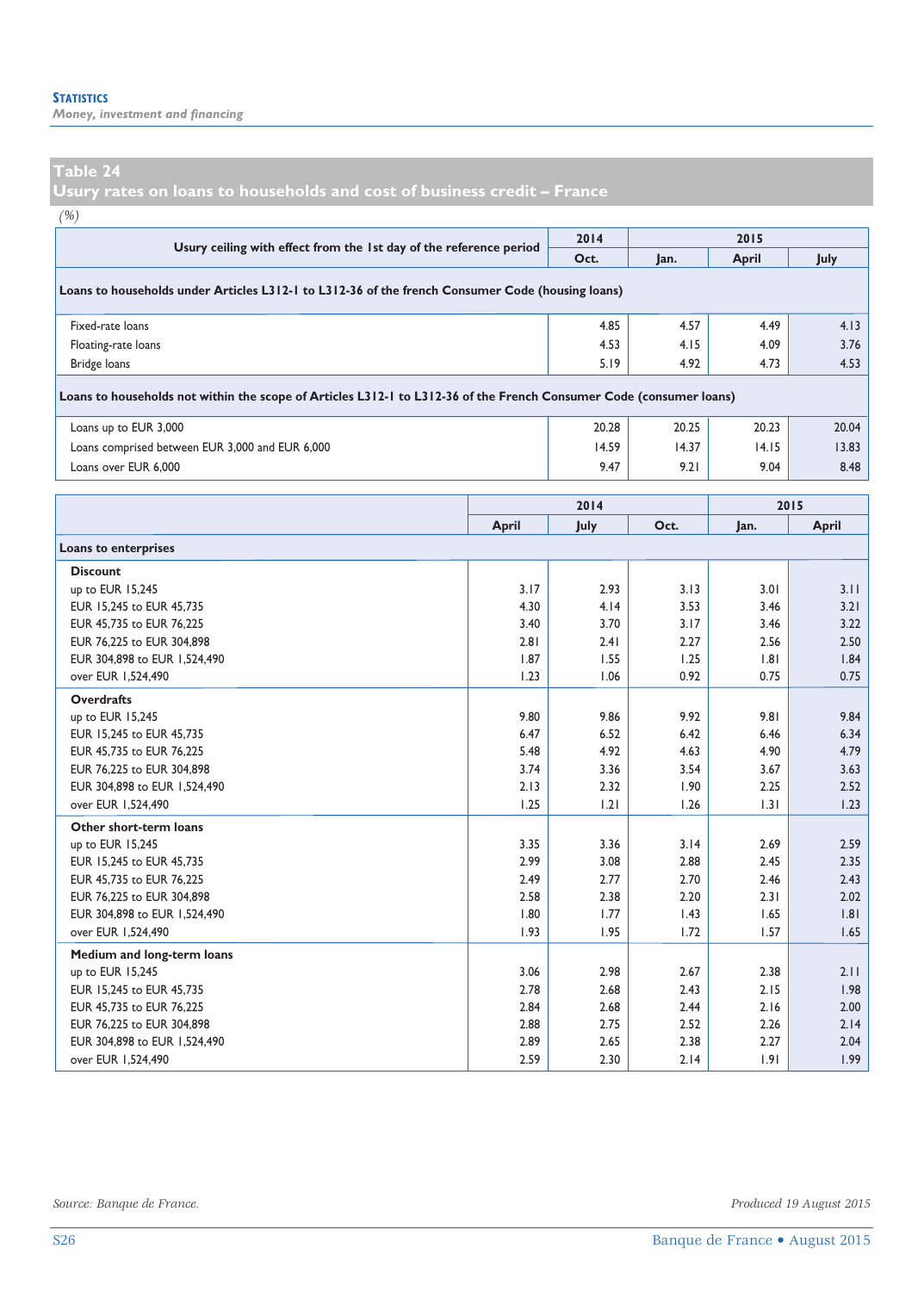## Table 24
## Usury rates on loans to households and cost of business credit – France

*(%)*

| Usury ceiling with effect from the 1st day of the reference period | 2014 | 2015 | | |
|---|---|---|---|---|
| | Oct. | Jan. | April | July |
| **Loans to households under Articles L312-1 to L312-36 of the french Consumer Code (housing loans)** | | | | |
| Fixed-rate loans | 4.85 | 4.57 | 4.49 | 4.13 |
| Floating-rate loans | 4.53 | 4.15 | 4.09 | 3.76 |
| Bridge loans | 5.19 | 4.92 | 4.73 | 4.53 |
| **Loans to households not within the scope of Articles L312-1 to L312-36 of the French Consumer Code (consumer loans)** | | | | |
| Loans up to EUR 3,000 | 20.28 | 20.25 | 20.23 | 20.04 |
| Loans comprised between EUR 3,000 and EUR 6,000 | 14.59 | 14.37 | 14.15 | 13.83 |
| Loans over EUR 6,000 | 9.47 | 9.21 | 9.04 | 8.48 |

| | 2014 | | | 2015 | |
|---|---|---|---|---|---|
| | April | July | Oct. | Jan. | April |
| **Loans to enterprises** | | | | | |
| **Discount** | | | | | |
| up to EUR 15,245 | 3.17 | 2.93 | 3.13 | 3.01 | 3.11 |
| EUR 15,245 to EUR 45,735 | 4.30 | 4.14 | 3.53 | 3.46 | 3.21 |
| EUR 45,735 to EUR 76,225 | 3.40 | 3.70 | 3.17 | 3.46 | 3.22 |
| EUR 76,225 to EUR 304,898 | 2.81 | 2.41 | 2.27 | 2.56 | 2.50 |
| EUR 304,898 to EUR 1,524,490 | 1.87 | 1.55 | 1.25 | 1.81 | 1.84 |
| over EUR 1,524,490 | 1.23 | 1.06 | 0.92 | 0.75 | 0.75 |
| **Overdrafts** | | | | | |
| up to EUR 15,245 | 9.80 | 9.86 | 9.92 | 9.81 | 9.84 |
| EUR 15,245 to EUR 45,735 | 6.47 | 6.52 | 6.42 | 6.46 | 6.34 |
| EUR 45,735 to EUR 76,225 | 5.48 | 4.92 | 4.63 | 4.90 | 4.79 |
| EUR 76,225 to EUR 304,898 | 3.74 | 3.36 | 3.54 | 3.67 | 3.63 |
| EUR 304,898 to EUR 1,524,490 | 2.13 | 2.32 | 1.90 | 2.25 | 2.52 |
| over EUR 1,524,490 | 1.25 | 1.21 | 1.26 | 1.31 | 1.23 |
| **Other short-term loans** | | | | | |
| up to EUR 15,245 | 3.35 | 3.36 | 3.14 | 2.69 | 2.59 |
| EUR 15,245 to EUR 45,735 | 2.99 | 3.08 | 2.88 | 2.45 | 2.35 |
| EUR 45,735 to EUR 76,225 | 2.49 | 2.77 | 2.70 | 2.46 | 2.43 |
| EUR 76,225 to EUR 304,898 | 2.58 | 2.38 | 2.20 | 2.31 | 2.02 |
| EUR 304,898 to EUR 1,524,490 | 1.80 | 1.77 | 1.43 | 1.65 | 1.81 |
| over EUR 1,524,490 | 1.93 | 1.95 | 1.72 | 1.57 | 1.65 |
| **Medium and long-term loans** | | | | | |
| up to EUR 15,245 | 3.06 | 2.98 | 2.67 | 2.38 | 2.11 |
| EUR 15,245 to EUR 45,735 | 2.78 | 2.68 | 2.43 | 2.15 | 1.98 |
| EUR 45,735 to EUR 76,225 | 2.84 | 2.68 | 2.44 | 2.16 | 2.00 |
| EUR 76,225 to EUR 304,898 | 2.88 | 2.75 | 2.52 | 2.26 | 2.14 |
| EUR 304,898 to EUR 1,524,490 | 2.89 | 2.65 | 2.38 | 2.27 | 2.04 |
| over EUR 1,524,490 | 2.59 | 2.30 | 2.14 | 1.91 | 1.99 |

*Source: Banque de France.*

*Produced 19 August 2015*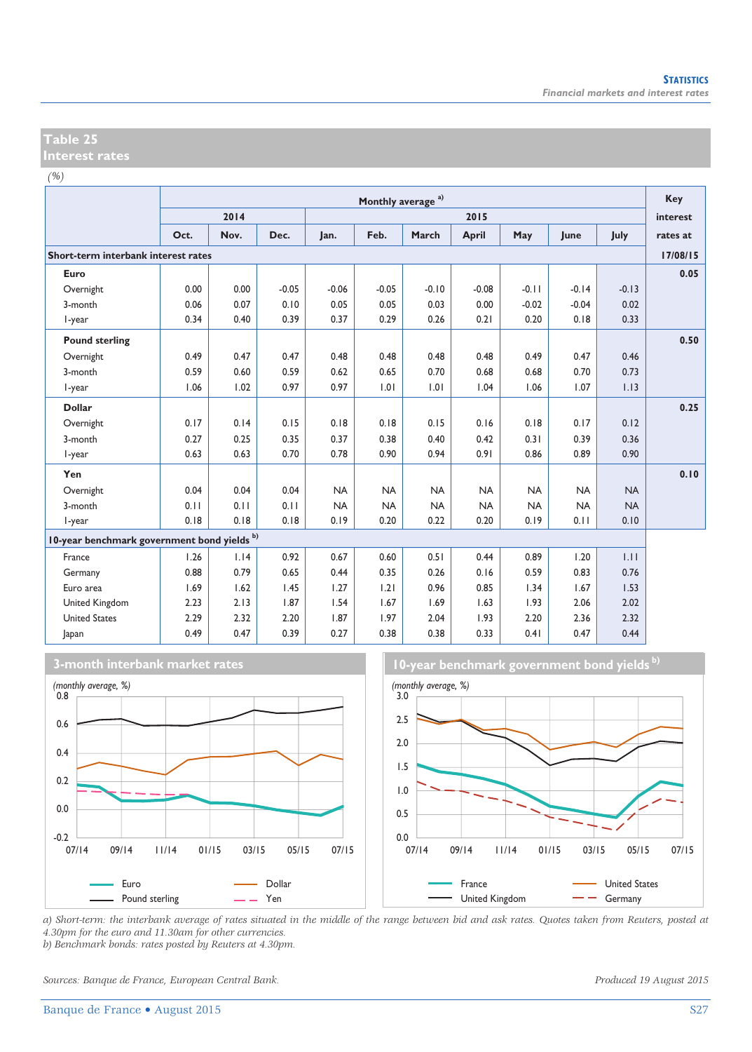## Table 25
## Interest rates

*(%)*

| | Monthly average a) | | | | | | | | | | Key interest rates at |
|---|---|---|---|---|---|---|---|---|---|---|---|
| | 2014 | | | 2015 | | | | | | | |
| | Oct. | Nov. | Dec. | Jan. | Feb. | March | April | May | June | July | 17/08/15 |
| **Short-term interbank interest rates** | | | | | | | | | | | |
| **Euro** | | | | | | | | | | | 0.05 |
| Overnight | 0.00 | 0.00 | -0.05 | -0.06 | -0.05 | -0.10 | -0.08 | -0.11 | -0.14 | -0.13 | |
| 3-month | 0.06 | 0.07 | 0.10 | 0.05 | 0.05 | 0.03 | 0.00 | -0.02 | -0.04 | 0.02 | |
| 1-year | 0.34 | 0.40 | 0.39 | 0.37 | 0.29 | 0.26 | 0.21 | 0.20 | 0.18 | 0.33 | |
| **Pound sterling** | | | | | | | | | | | 0.50 |
| Overnight | 0.49 | 0.47 | 0.47 | 0.48 | 0.48 | 0.48 | 0.48 | 0.49 | 0.47 | 0.46 | |
| 3-month | 0.59 | 0.60 | 0.59 | 0.62 | 0.65 | 0.70 | 0.68 | 0.68 | 0.70 | 0.73 | |
| 1-year | 1.06 | 1.02 | 0.97 | 0.97 | 1.01 | 1.01 | 1.04 | 1.06 | 1.07 | 1.13 | |
| **Dollar** | | | | | | | | | | | 0.25 |
| Overnight | 0.17 | 0.14 | 0.15 | 0.18 | 0.18 | 0.15 | 0.16 | 0.18 | 0.17 | 0.12 | |
| 3-month | 0.27 | 0.25 | 0.35 | 0.37 | 0.38 | 0.40 | 0.42 | 0.31 | 0.39 | 0.36 | |
| 1-year | 0.63 | 0.63 | 0.70 | 0.78 | 0.90 | 0.94 | 0.91 | 0.86 | 0.89 | 0.90 | |
| **Yen** | | | | | | | | | | | 0.10 |
| Overnight | 0.04 | 0.04 | 0.04 | NA | NA | NA | NA | NA | NA | NA | |
| 3-month | 0.11 | 0.11 | 0.11 | NA | NA | NA | NA | NA | NA | NA | |
| 1-year | 0.18 | 0.18 | 0.18 | 0.19 | 0.20 | 0.22 | 0.20 | 0.19 | 0.11 | 0.10 | |
| **10-year benchmark government bond yields** b) | | | | | | | | | | | |
| France | 1.26 | 1.14 | 0.92 | 0.67 | 0.60 | 0.51 | 0.44 | 0.89 | 1.20 | 1.11 | |
| Germany | 0.88 | 0.79 | 0.65 | 0.44 | 0.35 | 0.26 | 0.16 | 0.59 | 0.83 | 0.76 | |
| Euro area | 1.69 | 1.62 | 1.45 | 1.27 | 1.21 | 0.96 | 0.85 | 1.34 | 1.67 | 1.53 | |
| United Kingdom | 2.23 | 2.13 | 1.87 | 1.54 | 1.67 | 1.69 | 1.63 | 1.93 | 2.06 | 2.02 | |
| United States | 2.29 | 2.32 | 2.20 | 1.87 | 1.97 | 2.04 | 1.93 | 2.20 | 2.36 | 2.32 | |
| Japan | 0.49 | 0.47 | 0.39 | 0.27 | 0.38 | 0.38 | 0.33 | 0.41 | 0.47 | 0.44 | |

### 3-month interbank market rates

*(monthly average, %)*

Euro, Dollar, Pound sterling, Yen

### 10-year benchmark government bond yields b)

*(monthly average, %)*

France, United States, United Kingdom, Germany

*a) Short-term: the interbank average of rates situated in the middle of the range between bid and ask rates. Quotes taken from Reuters, posted at 4.30pm for the euro and 11.30am for other currencies.*
*b) Benchmark bonds: rates posted by Reuters at 4.30pm.*

*Sources: Banque de France, European Central Bank.*

*Produced 19 August 2015*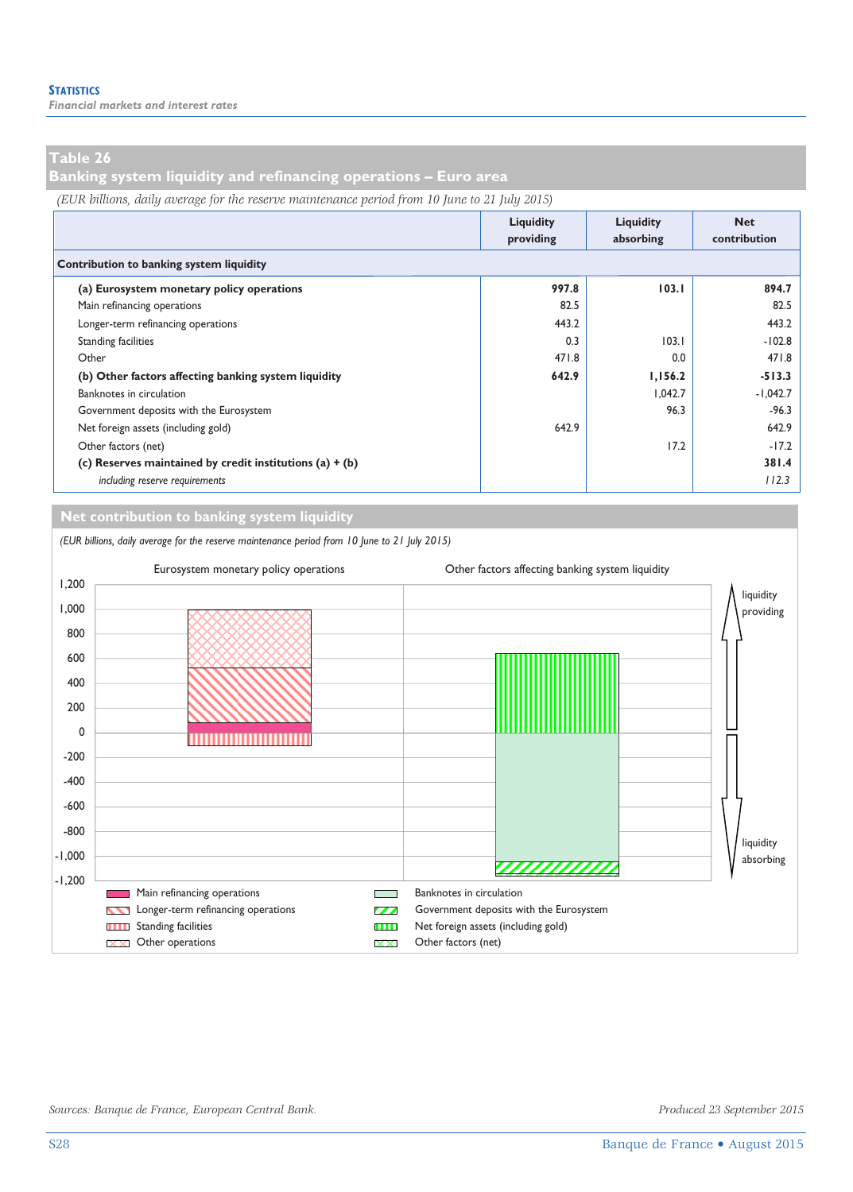## Table 26
## Banking system liquidity and refinancing operations – Euro area

*(EUR billions, daily average for the reserve maintenance period from 10 June to 21 July 2015)*

| | Liquidity providing | Liquidity absorbing | Net contribution |
|---|---|---|---|
| **Contribution to banking system liquidity** | | | |
| **(a) Eurosystem monetary policy operations** | **997.8** | **103.1** | **894.7** |
| Main refinancing operations | 82.5 | | 82.5 |
| Longer-term refinancing operations | 443.2 | | 443.2 |
| Standing facilities | 0.3 | 103.1 | -102.8 |
| Other | 471.8 | 0.0 | 471.8 |
| **(b) Other factors affecting banking system liquidity** | **642.9** | **1,156.2** | **-513.3** |
| Banknotes in circulation | | 1,042.7 | -1,042.7 |
| Government deposits with the Eurosystem | | 96.3 | -96.3 |
| Net foreign assets (including gold) | 642.9 | | 642.9 |
| Other factors (net) | | 17.2 | -17.2 |
| **(c) Reserves maintained by credit institutions (a) + (b)** | | | **381.4** |
| *including reserve requirements* | | | *112.3* |

### Net contribution to banking system liquidity

*(EUR billions, daily average for the reserve maintenance period from 10 June to 21 July 2015)*

Eurosystem monetary policy operations | Other factors affecting banking system liquidity

liquidity providing / liquidity absorbing

Main refinancing operations; Longer-term refinancing operations; Standing facilities; Other operations; Banknotes in circulation; Government deposits with the Eurosystem; Net foreign assets (including gold); Other factors (net)

*Sources: Banque de France, European Central Bank.*

*Produced 23 September 2015*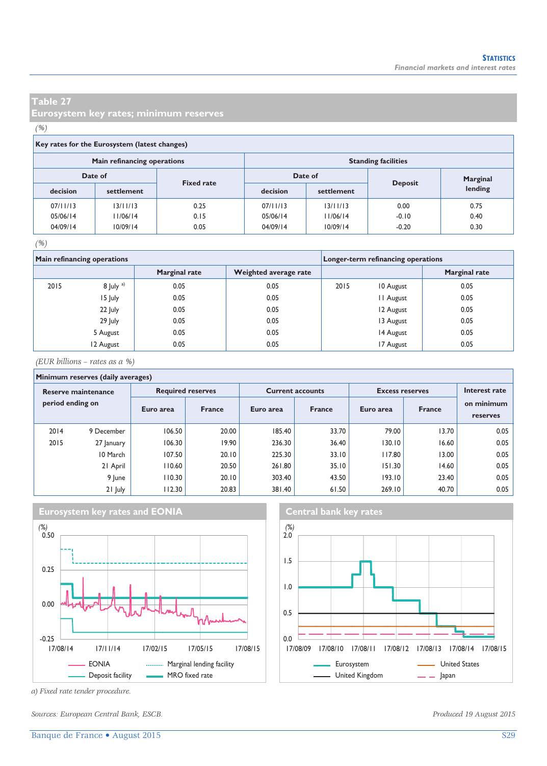## Table 27
## Eurosystem key rates; minimum reserves

*(%)*

**Key rates for the Eurosystem (latest changes)**

| Main refinancing operations | | | Standing facilities | | | |
|---|---|---|---|---|---|---|
| Date of | | Fixed rate | Date of | | Deposit | Marginal lending |
| decision | settlement | | decision | settlement | | |
| 07/11/13 | 13/11/13 | 0.25 | 07/11/13 | 13/11/13 | 0.00 | 0.75 |
| 05/06/14 | 11/06/14 | 0.15 | 05/06/14 | 11/06/14 | -0.10 | 0.40 |
| 04/09/14 | 10/09/14 | 0.05 | 04/09/14 | 10/09/14 | -0.20 | 0.30 |

*(%)*

| Main refinancing operations | | | | Longer-term refinancing operations | | |
|---|---|---|---|---|---|---|
| | | Marginal rate | Weighted average rate | | | Marginal rate |
| 2015 | 8 July [a)] | 0.05 | 0.05 | 2015 | 10 August | 0.05 |
| | 15 July | 0.05 | 0.05 | | 11 August | 0.05 |
| | 22 July | 0.05 | 0.05 | | 12 August | 0.05 |
| | 29 July | 0.05 | 0.05 | | 13 August | 0.05 |
| | 5 August | 0.05 | 0.05 | | 14 August | 0.05 |
| | 12 August | 0.05 | 0.05 | | 17 August | 0.05 |

*(EUR billions – rates as a %)*

**Minimum reserves (daily averages)**

| Reserve maintenance period ending on | | Required reserves | | Current accounts | | Excess reserves | | Interest rate on minimum reserves |
|---|---|---|---|---|---|---|---|---|
| | | Euro area | France | Euro area | France | Euro area | France | |
| 2014 | 9 December | 106.50 | 20.00 | 185.40 | 33.70 | 79.00 | 13.70 | 0.05 |
| 2015 | 27 January | 106.30 | 19.90 | 236.30 | 36.40 | 130.10 | 16.60 | 0.05 |
| | 10 March | 107.50 | 20.10 | 225.30 | 33.10 | 117.80 | 13.00 | 0.05 |
| | 21 April | 110.60 | 20.50 | 261.80 | 35.10 | 151.30 | 14.60 | 0.05 |
| | 9 June | 110.30 | 20.10 | 303.40 | 43.50 | 193.10 | 23.40 | 0.05 |
| | 21 July | 112.30 | 20.83 | 381.40 | 61.50 | 269.10 | 40.70 | 0.05 |

**Eurosystem key rates and EONIA**

(%) — Legend: EONIA; Marginal lending facility; Deposit facility; MRO fixed rate. X-axis: 17/08/14, 17/11/14, 17/02/15, 17/05/15, 17/08/15.

**Central bank key rates**

(%) — Legend: Eurosystem; United States; United Kingdom; Japan. X-axis: 17/08/09 to 17/08/15.

a) Fixed rate tender procedure.

Sources: European Central Bank, ESCB.

Produced 19 August 2015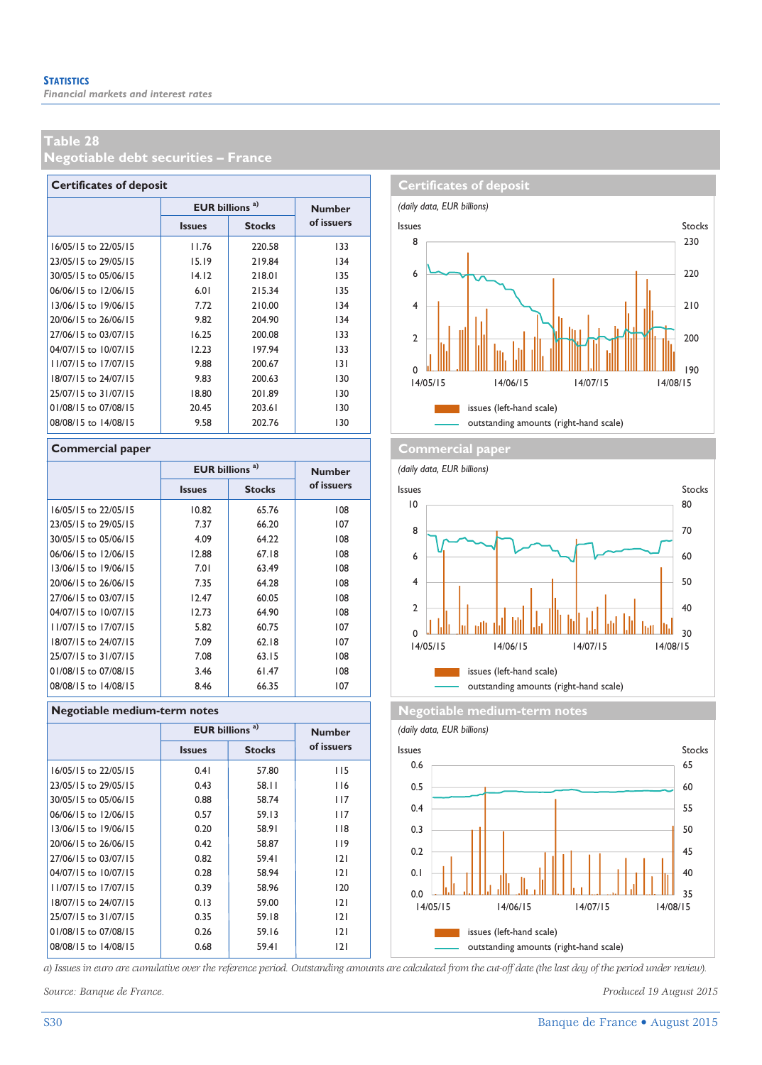# Table 28
## Negotiable debt securities – France

### Certificates of deposit

| | EUR billions [a] | | Number of issuers |
|---|---|---|---|
| | Issues | Stocks | |
| 16/05/15 to 22/05/15 | 11.76 | 220.58 | 133 |
| 23/05/15 to 29/05/15 | 15.19 | 219.84 | 134 |
| 30/05/15 to 05/06/15 | 14.12 | 218.01 | 135 |
| 06/06/15 to 12/06/15 | 6.01 | 215.34 | 135 |
| 13/06/15 to 19/06/15 | 7.72 | 210.00 | 134 |
| 20/06/15 to 26/06/15 | 9.82 | 204.90 | 134 |
| 27/06/15 to 03/07/15 | 16.25 | 200.08 | 133 |
| 04/07/15 to 10/07/15 | 12.23 | 197.94 | 133 |
| 11/07/15 to 17/07/15 | 9.88 | 200.67 | 131 |
| 18/07/15 to 24/07/15 | 9.83 | 200.63 | 130 |
| 25/07/15 to 31/07/15 | 18.80 | 201.89 | 130 |
| 01/08/15 to 07/08/15 | 20.45 | 203.61 | 130 |
| 08/08/15 to 14/08/15 | 9.58 | 202.76 | 130 |

**Certificates of deposit**

*(daily data, EUR billions)*

Issues (left-hand scale); outstanding amounts (right-hand scale)

### Commercial paper

| | EUR billions [a] | | Number of issuers |
|---|---|---|---|
| | Issues | Stocks | |
| 16/05/15 to 22/05/15 | 10.82 | 65.76 | 108 |
| 23/05/15 to 29/05/15 | 7.37 | 66.20 | 107 |
| 30/05/15 to 05/06/15 | 4.09 | 64.22 | 108 |
| 06/06/15 to 12/06/15 | 12.88 | 67.18 | 108 |
| 13/06/15 to 19/06/15 | 7.01 | 63.49 | 108 |
| 20/06/15 to 26/06/15 | 7.35 | 64.28 | 108 |
| 27/06/15 to 03/07/15 | 12.47 | 60.05 | 108 |
| 04/07/15 to 10/07/15 | 12.73 | 64.90 | 108 |
| 11/07/15 to 17/07/15 | 5.82 | 60.75 | 107 |
| 18/07/15 to 24/07/15 | 7.09 | 62.18 | 107 |
| 25/07/15 to 31/07/15 | 7.08 | 63.15 | 108 |
| 01/08/15 to 07/08/15 | 3.46 | 61.47 | 108 |
| 08/08/15 to 14/08/15 | 8.46 | 66.35 | 107 |

**Commercial paper**

*(daily data, EUR billions)*

Issues (left-hand scale); outstanding amounts (right-hand scale)

### Negotiable medium-term notes

| | EUR billions [a] | | Number of issuers |
|---|---|---|---|
| | Issues | Stocks | |
| 16/05/15 to 22/05/15 | 0.41 | 57.80 | 115 |
| 23/05/15 to 29/05/15 | 0.43 | 58.11 | 116 |
| 30/05/15 to 05/06/15 | 0.88 | 58.74 | 117 |
| 06/06/15 to 12/06/15 | 0.57 | 59.13 | 117 |
| 13/06/15 to 19/06/15 | 0.20 | 58.91 | 118 |
| 20/06/15 to 26/06/15 | 0.42 | 58.87 | 119 |
| 27/06/15 to 03/07/15 | 0.82 | 59.41 | 121 |
| 04/07/15 to 10/07/15 | 0.28 | 58.94 | 121 |
| 11/07/15 to 17/07/15 | 0.39 | 58.96 | 120 |
| 18/07/15 to 24/07/15 | 0.13 | 59.00 | 121 |
| 25/07/15 to 31/07/15 | 0.35 | 59.18 | 121 |
| 01/08/15 to 07/08/15 | 0.26 | 59.16 | 121 |
| 08/08/15 to 14/08/15 | 0.68 | 59.41 | 121 |

**Negotiable medium-term notes**

*(daily data, EUR billions)*

Issues (left-hand scale); outstanding amounts (right-hand scale)

*a) Issues in euro are cumulative over the reference period. Outstanding amounts are calculated from the cut-off date (the last day of the period under review).*

*Source: Banque de France.*

*Produced 19 August 2015*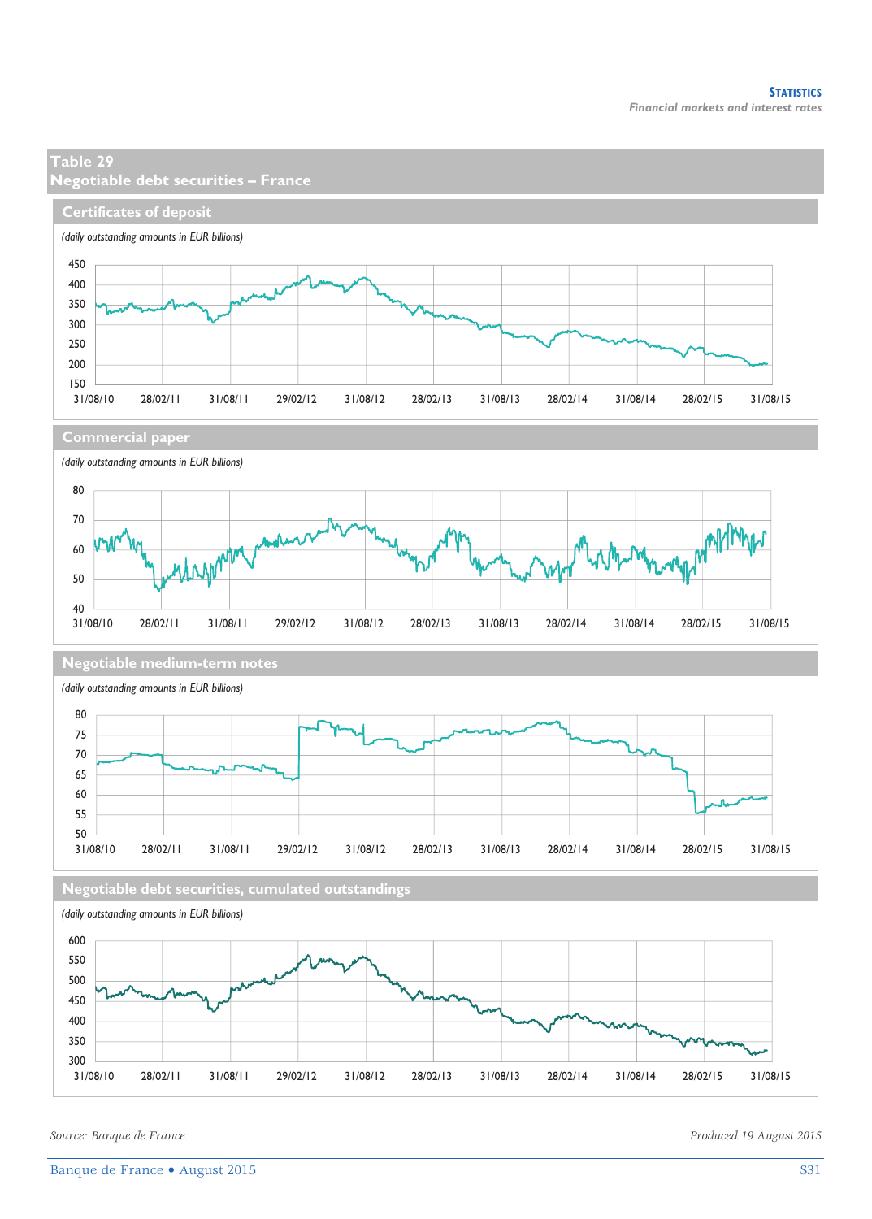## Table 29
## Negotiable debt securities – France

### Certificates of deposit

*(daily outstanding amounts in EUR billions)*

### Commercial paper

*(daily outstanding amounts in EUR billions)*

### Negotiable medium-term notes

*(daily outstanding amounts in EUR billions)*

### Negotiable debt securities, cumulated outstandings

*(daily outstanding amounts in EUR billions)*

*Source: Banque de France.*

*Produced 19 August 2015*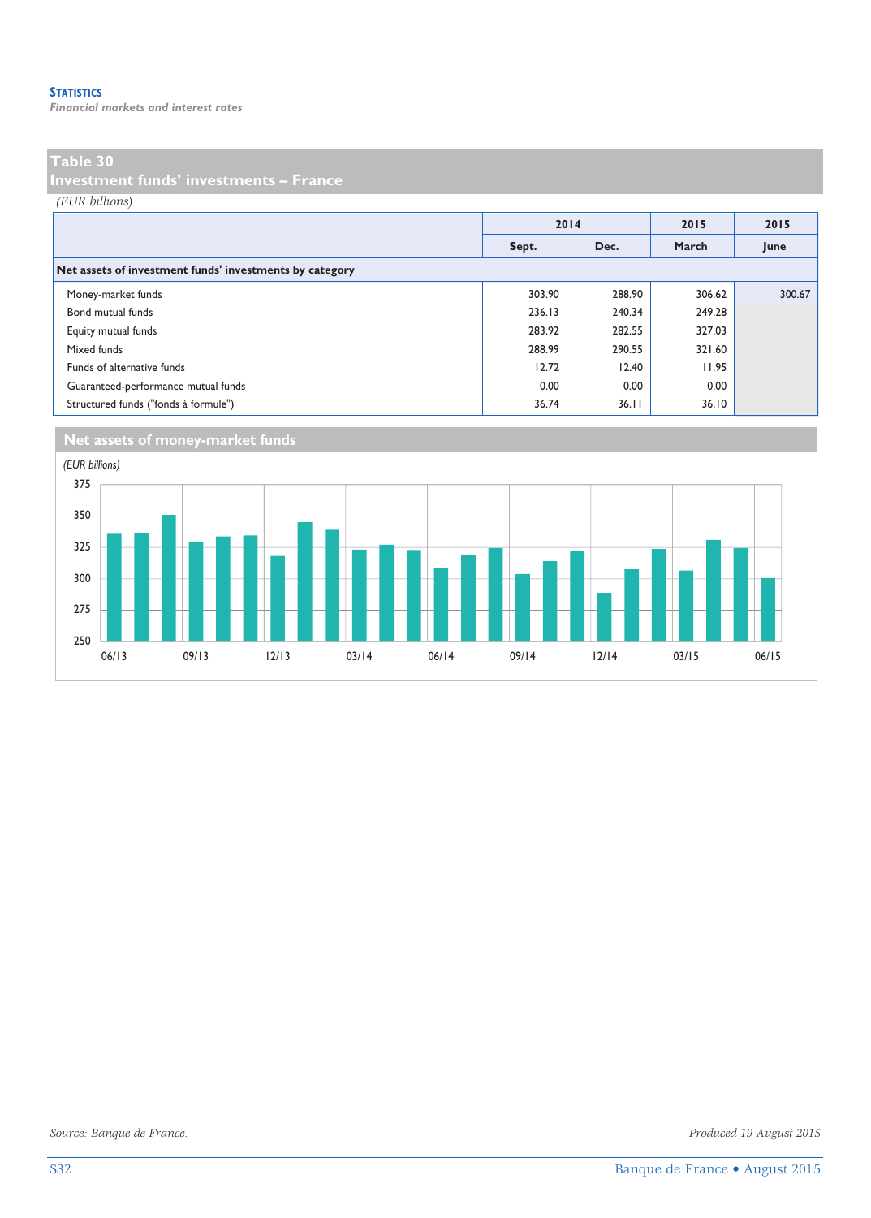## Table 30
## Investment funds' investments – France

*(EUR billions)*

| | 2014 | | 2015 | 2015 |
|---|---|---|---|---|
| | Sept. | Dec. | March | June |
| **Net assets of investment funds' investments by category** | | | | |
| Money-market funds | 303.90 | 288.90 | 306.62 | 300.67 |
| Bond mutual funds | 236.13 | 240.34 | 249.28 | |
| Equity mutual funds | 283.92 | 282.55 | 327.03 | |
| Mixed funds | 288.99 | 290.55 | 321.60 | |
| Funds of alternative funds | 12.72 | 12.40 | 11.95 | |
| Guaranteed-performance mutual funds | 0.00 | 0.00 | 0.00 | |
| Structured funds ("fonds à formule") | 36.74 | 36.11 | 36.10 | |

### Net assets of money-market funds

*(EUR billions)*

Source: Banque de France.

*Produced 19 August 2015*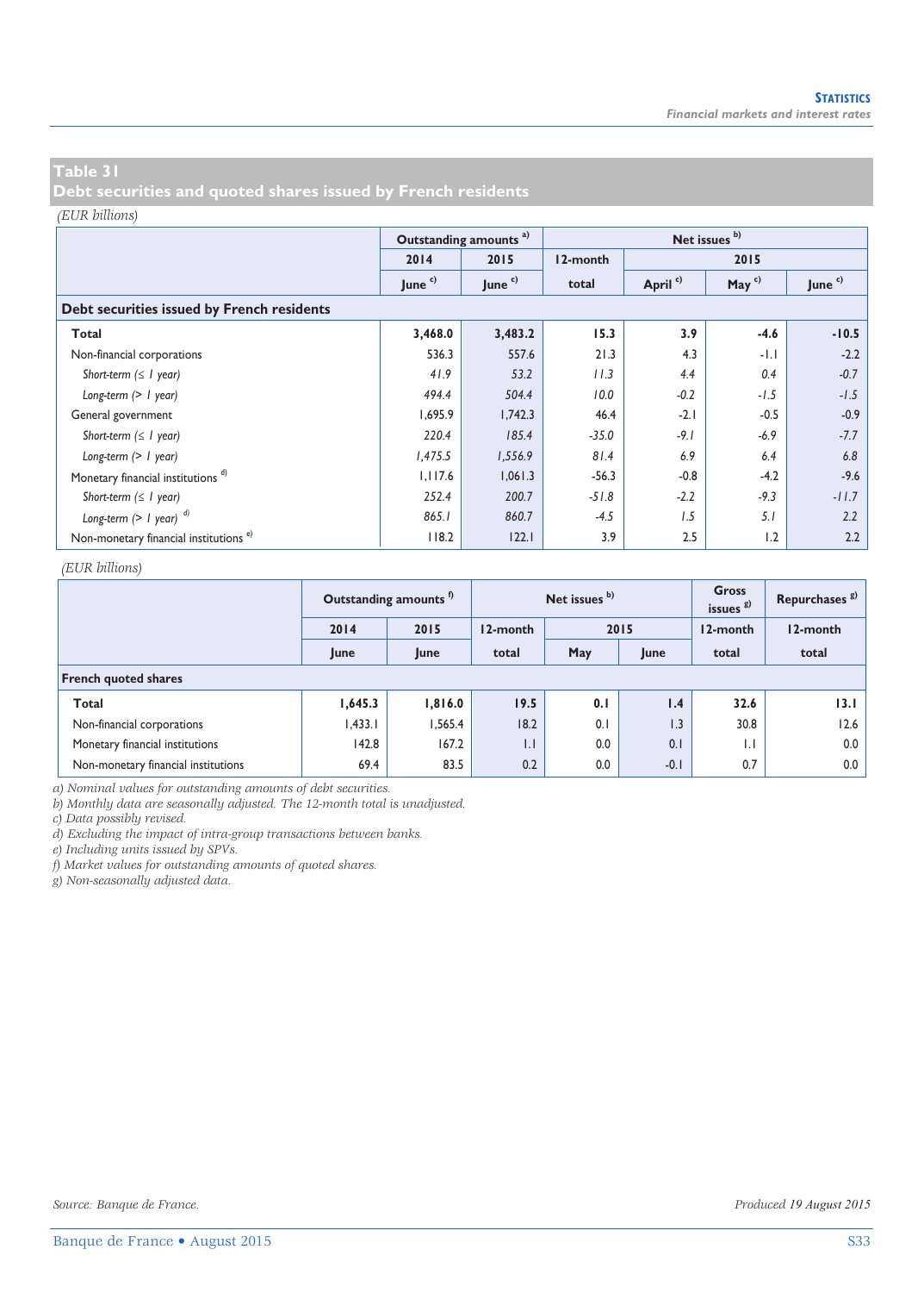## Table 31
## Debt securities and quoted shares issued by French residents

*(EUR billions)*

| | Outstanding amounts [a] | | Net issues [b] | | | |
|---|---|---|---|---|---|---|
| | 2014 | 2015 | 12-month | 2015 | | |
| | June [c] | June [c] | total | April [c] | May [c] | June [c] |
| **Debt securities issued by French residents** | | | | | | |
| **Total** | **3,468.0** | **3,483.2** | **15.3** | **3.9** | **-4.6** | **-10.5** |
| Non-financial corporations | 536.3 | 557.6 | 21.3 | 4.3 | -1.1 | -2.2 |
| *Short-term (≤ 1 year)* | *41.9* | *53.2* | *11.3* | *4.4* | *0.4* | *-0.7* |
| *Long-term (> 1 year)* | *494.4* | *504.4* | *10.0* | *-0.2* | *-1.5* | *-1.5* |
| General government | 1,695.9 | 1,742.3 | 46.4 | -2.1 | -0.5 | -0.9 |
| *Short-term (≤ 1 year)* | *220.4* | *185.4* | *-35.0* | *-9.1* | *-6.9* | *-7.7* |
| *Long-term (> 1 year)* | *1,475.5* | *1,556.9* | *81.4* | *6.9* | *6.4* | *6.8* |
| Monetary financial institutions [d] | 1,117.6 | 1,061.3 | -56.3 | -0.8 | -4.2 | -9.6 |
| *Short-term (≤ 1 year)* | *252.4* | *200.7* | *-51.8* | *-2.2* | *-9.3* | *-11.7* |
| *Long-term (> 1 year)* [d] | *865.1* | *860.7* | *-4.5* | *1.5* | *5.1* | *2.2* |
| Non-monetary financial institutions [e] | 118.2 | 122.1 | 3.9 | 2.5 | 1.2 | 2.2 |

*(EUR billions)*

| | Outstanding amounts [f] | | Net issues [b] | | | Gross issues [g] | Repurchases [g] |
|---|---|---|---|---|---|---|---|
| | 2014 | 2015 | 12-month | 2015 | | 12-month | 12-month |
| | June | June | total | May | June | total | total |
| **French quoted shares** | | | | | | | |
| **Total** | **1,645.3** | **1,816.0** | **19.5** | **0.1** | **1.4** | **32.6** | **13.1** |
| Non-financial corporations | 1,433.1 | 1,565.4 | 18.2 | 0.1 | 1.3 | 30.8 | 12.6 |
| Monetary financial institutions | 142.8 | 167.2 | 1.1 | 0.0 | 0.1 | 1.1 | 0.0 |
| Non-monetary financial institutions | 69.4 | 83.5 | 0.2 | 0.0 | -0.1 | 0.7 | 0.0 |

*a) Nominal values for outstanding amounts of debt securities.*
*b) Monthly data are seasonally adjusted. The 12-month total is unadjusted.*
*c) Data possibly revised.*
*d) Excluding the impact of intra-group transactions between banks.*
*e) Including units issued by SPVs.*
*f) Market values for outstanding amounts of quoted shares.*
*g) Non-seasonally adjusted data.*

*Source: Banque de France.*

*Produced 19 August 2015*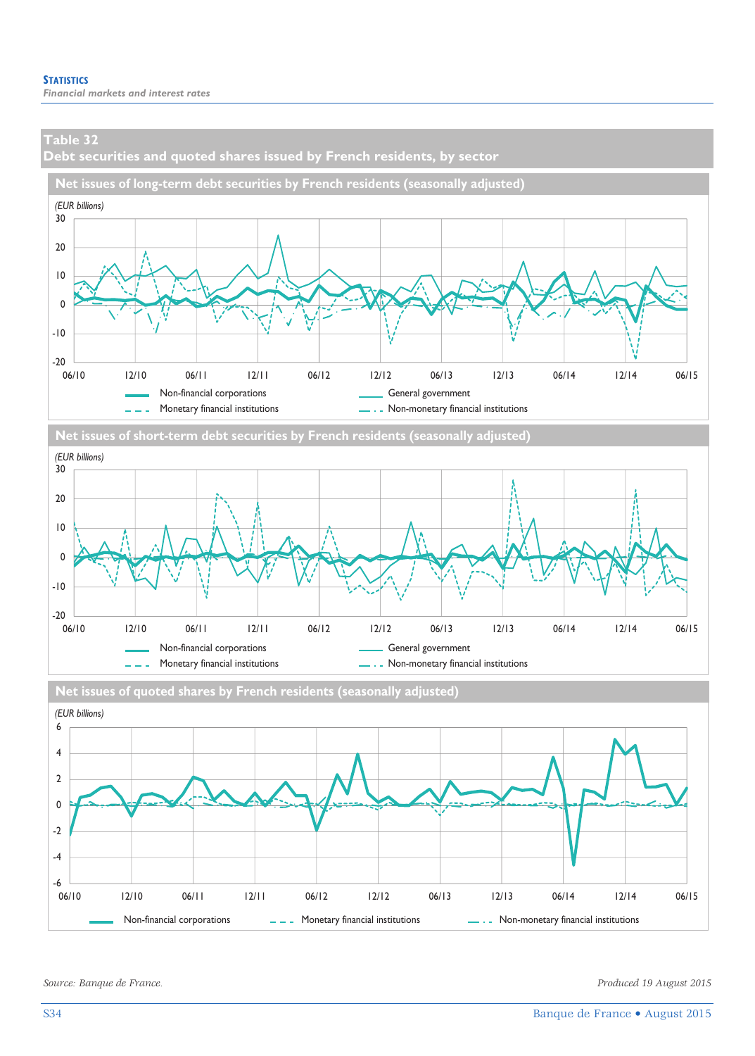## Table 32
## Debt securities and quoted shares issued by French residents, by sector

### Net issues of long-term debt securities by French residents (seasonally adjusted)

*(EUR billions)*

Y-axis: 30, 20, 10, 0, -10, -20

X-axis: 06/10, 12/10, 06/11, 12/11, 06/12, 12/12, 06/13, 12/13, 06/14, 12/14, 06/15

Legend: Non-financial corporations; General government; Monetary financial institutions; Non-monetary financial institutions

### Net issues of short-term debt securities by French residents (seasonally adjusted)

*(EUR billions)*

Y-axis: 30, 20, 10, 0, -10, -20

X-axis: 06/10, 12/10, 06/11, 12/11, 06/12, 12/12, 06/13, 12/13, 06/14, 12/14, 06/15

Legend: Non-financial corporations; General government; Monetary financial institutions; Non-monetary financial institutions

### Net issues of quoted shares by French residents (seasonally adjusted)

*(EUR billions)*

Y-axis: 6, 4, 2, 0, -2, -4, -6

X-axis: 06/10, 12/10, 06/11, 12/11, 06/12, 12/12, 06/13, 12/13, 06/14, 12/14, 06/15

Legend: Non-financial corporations; Monetary financial institutions; Non-monetary financial institutions

*Source: Banque de France.*

*Produced 19 August 2015*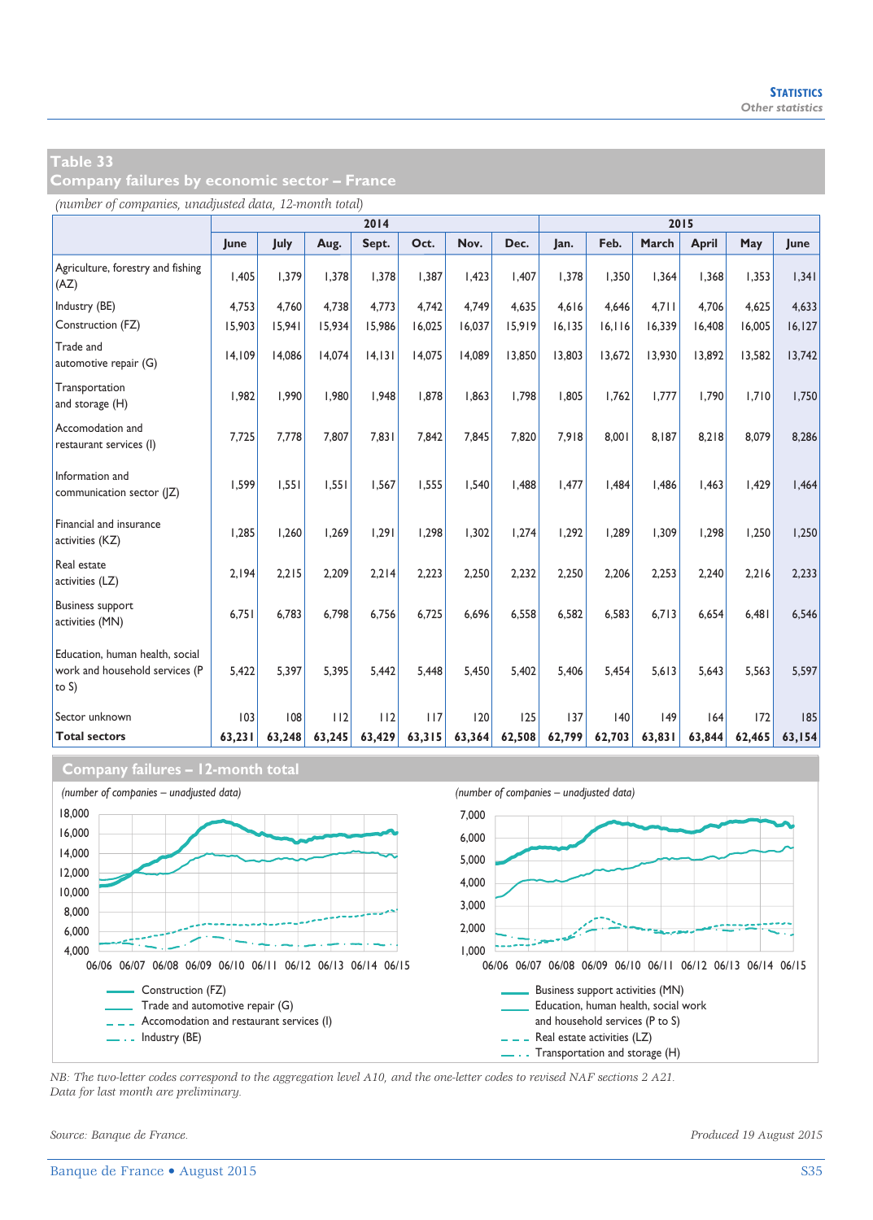## Table 33
## Company failures by economic sector – France

*(number of companies, unadjusted data, 12-month total)*

| | 2014 | | | | | | | 2015 | | | | | |
|---|---|---|---|---|---|---|---|---|---|---|---|---|---|
| | June | July | Aug. | Sept. | Oct. | Nov. | Dec. | Jan. | Feb. | March | April | May | June |
| Agriculture, forestry and fishing (AZ) | 1,405 | 1,379 | 1,378 | 1,378 | 1,387 | 1,423 | 1,407 | 1,378 | 1,350 | 1,364 | 1,368 | 1,353 | 1,341 |
| Industry (BE) | 4,753 | 4,760 | 4,738 | 4,773 | 4,742 | 4,749 | 4,635 | 4,616 | 4,646 | 4,711 | 4,706 | 4,625 | 4,633 |
| Construction (FZ) | 15,903 | 15,941 | 15,934 | 15,986 | 16,025 | 16,037 | 15,919 | 16,135 | 16,116 | 16,339 | 16,408 | 16,005 | 16,127 |
| Trade and automotive repair (G) | 14,109 | 14,086 | 14,074 | 14,131 | 14,075 | 14,089 | 13,850 | 13,803 | 13,672 | 13,930 | 13,892 | 13,582 | 13,742 |
| Transportation and storage (H) | 1,982 | 1,990 | 1,980 | 1,948 | 1,878 | 1,863 | 1,798 | 1,805 | 1,762 | 1,777 | 1,790 | 1,710 | 1,750 |
| Accomodation and restaurant services (I) | 7,725 | 7,778 | 7,807 | 7,831 | 7,842 | 7,845 | 7,820 | 7,918 | 8,001 | 8,187 | 8,218 | 8,079 | 8,286 |
| Information and communication sector (JZ) | 1,599 | 1,551 | 1,551 | 1,567 | 1,555 | 1,540 | 1,488 | 1,477 | 1,484 | 1,486 | 1,463 | 1,429 | 1,464 |
| Financial and insurance activities (KZ) | 1,285 | 1,260 | 1,269 | 1,291 | 1,298 | 1,302 | 1,274 | 1,292 | 1,289 | 1,309 | 1,298 | 1,250 | 1,250 |
| Real estate activities (LZ) | 2,194 | 2,215 | 2,209 | 2,214 | 2,223 | 2,250 | 2,232 | 2,250 | 2,206 | 2,253 | 2,240 | 2,216 | 2,233 |
| Business support activities (MN) | 6,751 | 6,783 | 6,798 | 6,756 | 6,725 | 6,696 | 6,558 | 6,582 | 6,583 | 6,713 | 6,654 | 6,481 | 6,546 |
| Education, human health, social work and household services (P to S) | 5,422 | 5,397 | 5,395 | 5,442 | 5,448 | 5,450 | 5,402 | 5,406 | 5,454 | 5,613 | 5,643 | 5,563 | 5,597 |
| Sector unknown | 103 | 108 | 112 | 112 | 117 | 120 | 125 | 137 | 140 | 149 | 164 | 172 | 185 |
| **Total sectors** | **63,231** | **63,248** | **63,245** | **63,429** | **63,315** | **63,364** | **62,508** | **62,799** | **62,703** | **63,831** | **63,844** | **62,465** | **63,154** |

## Company failures – 12-month total

*(number of companies – unadjusted data)*

Construction (FZ)
Trade and automotive repair (G)
Accomodation and restaurant services (I)
Industry (BE)

*(number of companies – unadjusted data)*

Business support activities (MN)
Education, human health, social work and household services (P to S)
Real estate activities (LZ)
Transportation and storage (H)

*NB: The two-letter codes correspond to the aggregation level A10, and the one-letter codes to revised NAF sections 2 A21.*
*Data for last month are preliminary.*

*Source: Banque de France.* *Produced 19 August 2015*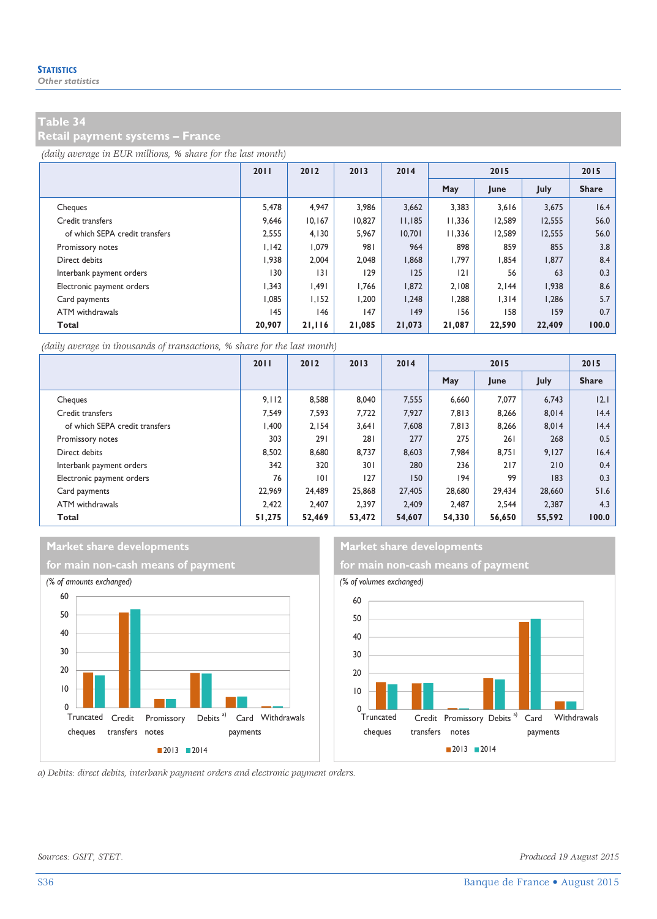## Table 34
## Retail payment systems – France

*(daily average in EUR millions, % share for the last month)*

| | 2011 | 2012 | 2013 | 2014 | 2015 | | | 2015 |
|---|---|---|---|---|---|---|---|---|
| | | | | | May | June | July | Share |
| Cheques | 5,478 | 4,947 | 3,986 | 3,662 | 3,383 | 3,616 | 3,675 | 16.4 |
| Credit transfers | 9,646 | 10,167 | 10,827 | 11,185 | 11,336 | 12,589 | 12,555 | 56.0 |
| of which SEPA credit transfers | 2,555 | 4,130 | 5,967 | 10,701 | 11,336 | 12,589 | 12,555 | 56.0 |
| Promissory notes | 1,142 | 1,079 | 981 | 964 | 898 | 859 | 855 | 3.8 |
| Direct debits | 1,938 | 2,004 | 2,048 | 1,868 | 1,797 | 1,854 | 1,877 | 8.4 |
| Interbank payment orders | 130 | 131 | 129 | 125 | 121 | 56 | 63 | 0.3 |
| Electronic payment orders | 1,343 | 1,491 | 1,766 | 1,872 | 2,108 | 2,144 | 1,938 | 8.6 |
| Card payments | 1,085 | 1,152 | 1,200 | 1,248 | 1,288 | 1,314 | 1,286 | 5.7 |
| ATM withdrawals | 145 | 146 | 147 | 149 | 156 | 158 | 159 | 0.7 |
| **Total** | **20,907** | **21,116** | **21,085** | **21,073** | **21,087** | **22,590** | **22,409** | **100.0** |

*(daily average in thousands of transactions, % share for the last month)*

| | 2011 | 2012 | 2013 | 2014 | 2015 | | | 2015 |
|---|---|---|---|---|---|---|---|---|
| | | | | | May | June | July | Share |
| Cheques | 9,112 | 8,588 | 8,040 | 7,555 | 6,660 | 7,077 | 6,743 | 12.1 |
| Credit transfers | 7,549 | 7,593 | 7,722 | 7,927 | 7,813 | 8,266 | 8,014 | 14.4 |
| of which SEPA credit transfers | 1,400 | 2,154 | 3,641 | 7,608 | 7,813 | 8,266 | 8,014 | 14.4 |
| Promissory notes | 303 | 291 | 281 | 277 | 275 | 261 | 268 | 0.5 |
| Direct debits | 8,502 | 8,680 | 8,737 | 8,603 | 7,984 | 8,751 | 9,127 | 16.4 |
| Interbank payment orders | 342 | 320 | 301 | 280 | 236 | 217 | 210 | 0.4 |
| Electronic payment orders | 76 | 101 | 127 | 150 | 194 | 99 | 183 | 0.3 |
| Card payments | 22,969 | 24,489 | 25,868 | 27,405 | 28,680 | 29,434 | 28,660 | 51.6 |
| ATM withdrawals | 2,422 | 2,407 | 2,397 | 2,409 | 2,487 | 2,544 | 2,387 | 4.3 |
| **Total** | **51,275** | **52,469** | **53,472** | **54,607** | **54,330** | **56,650** | **55,592** | **100.0** |

### Market share developments for main non-cash means of payment

*(% of amounts exchanged)*

Categories: Truncated cheques, Credit transfers, Promissory notes, Debits [a], Card payments, Withdrawals — 2013, 2014

### Market share developments for main non-cash means of payment

*(% of volumes exchanged)*

Categories: Truncated cheques, Credit transfers, Promissory notes, Debits [a], Card payments, Withdrawals — 2013, 2014

*a) Debits: direct debits, interbank payment orders and electronic payment orders.*

*Sources: GSIT, STET.*

*Produced 19 August 2015*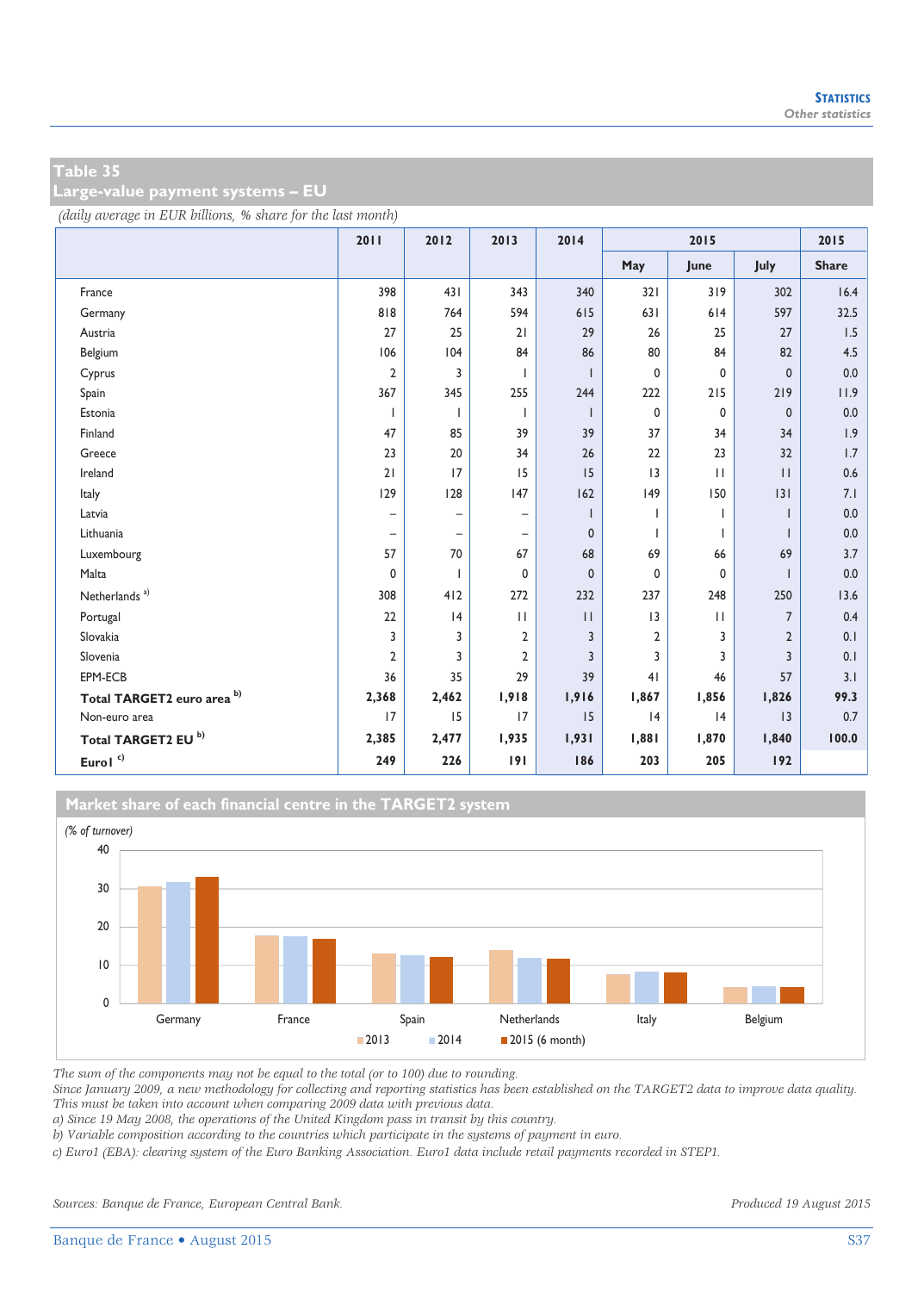## Table 35
## Large-value payment systems – EU

*(daily average in EUR billions, % share for the last month)*

| | 2011 | 2012 | 2013 | 2014 | 2015 | | | 2015 |
|---|---|---|---|---|---|---|---|---|
| | | | | | May | June | July | Share |
| France | 398 | 431 | 343 | 340 | 321 | 319 | 302 | 16.4 |
| Germany | 818 | 764 | 594 | 615 | 631 | 614 | 597 | 32.5 |
| Austria | 27 | 25 | 21 | 29 | 26 | 25 | 27 | 1.5 |
| Belgium | 106 | 104 | 84 | 86 | 80 | 84 | 82 | 4.5 |
| Cyprus | 2 | 3 | 1 | 1 | 0 | 0 | 0 | 0.0 |
| Spain | 367 | 345 | 255 | 244 | 222 | 215 | 219 | 11.9 |
| Estonia | 1 | 1 | 1 | 1 | 0 | 0 | 0 | 0.0 |
| Finland | 47 | 85 | 39 | 39 | 37 | 34 | 34 | 1.9 |
| Greece | 23 | 20 | 34 | 26 | 22 | 23 | 32 | 1.7 |
| Ireland | 21 | 17 | 15 | 15 | 13 | 11 | 11 | 0.6 |
| Italy | 129 | 128 | 147 | 162 | 149 | 150 | 131 | 7.1 |
| Latvia | – | – | – | 1 | 1 | 1 | 1 | 0.0 |
| Lithuania | – | – | – | 0 | 1 | 1 | 1 | 0.0 |
| Luxembourg | 57 | 70 | 67 | 68 | 69 | 66 | 69 | 3.7 |
| Malta | 0 | 1 | 0 | 0 | 0 | 0 | 1 | 0.0 |
| Netherlands [a] | 308 | 412 | 272 | 232 | 237 | 248 | 250 | 13.6 |
| Portugal | 22 | 14 | 11 | 11 | 13 | 11 | 7 | 0.4 |
| Slovakia | 3 | 3 | 2 | 3 | 2 | 3 | 2 | 0.1 |
| Slovenia | 2 | 3 | 2 | 3 | 3 | 3 | 3 | 0.1 |
| EPM-ECB | 36 | 35 | 29 | 39 | 41 | 46 | 57 | 3.1 |
| **Total TARGET2 euro area [b]** | **2,368** | **2,462** | **1,918** | **1,916** | **1,867** | **1,856** | **1,826** | **99.3** |
| Non-euro area | 17 | 15 | 17 | 15 | 14 | 14 | 13 | 0.7 |
| **Total TARGET2 EU [b]** | **2,385** | **2,477** | **1,935** | **1,931** | **1,881** | **1,870** | **1,840** | **100.0** |
| **Euro1 [c]** | **249** | **226** | **191** | **186** | **203** | **205** | **192** | |

### Market share of each financial centre in the TARGET2 system

*(% of turnover)*

The sum of the components may not be equal to the total (or to 100) due to rounding.
Since January 2009, a new methodology for collecting and reporting statistics has been established on the TARGET2 data to improve data quality. This must be taken into account when comparing 2009 data with previous data.
a) Since 19 May 2008, the operations of the United Kingdom pass in transit by this country.
b) Variable composition according to the countries which participate in the systems of payment in euro.
c) Euro1 (EBA): clearing system of the Euro Banking Association. Euro1 data include retail payments recorded in STEP1.

*Sources: Banque de France, European Central Bank.*

*Produced 19 August 2015*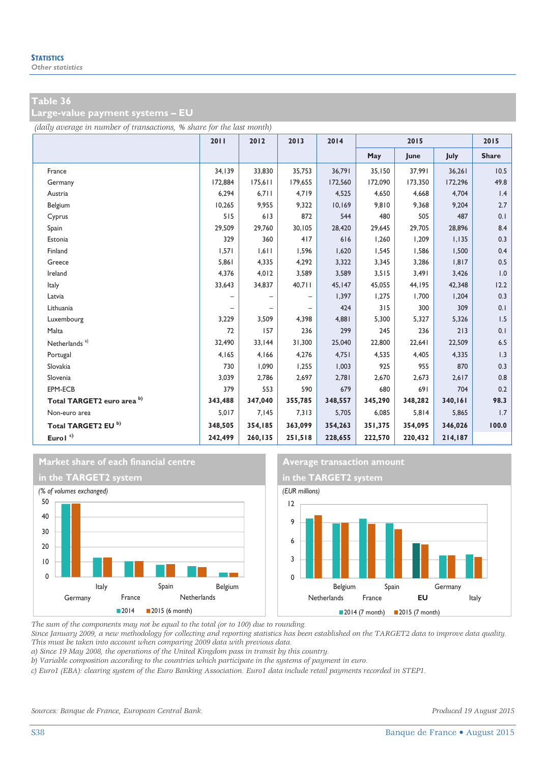**Statistics**
*Other statistics*

## Table 36
## Large-value payment systems – EU

*(daily average in number of transactions, % share for the last month)*

| | 2011 | 2012 | 2013 | 2014 | 2015 | | | 2015 |
|---|---|---|---|---|---|---|---|---|
| | | | | | May | June | July | Share |
| France | 34,139 | 33,830 | 35,753 | 36,791 | 35,150 | 37,991 | 36,261 | 10.5 |
| Germany | 172,884 | 175,611 | 179,655 | 172,560 | 172,090 | 173,350 | 172,296 | 49.8 |
| Austria | 6,294 | 6,711 | 4,719 | 4,525 | 4,650 | 4,668 | 4,704 | 1.4 |
| Belgium | 10,265 | 9,955 | 9,322 | 10,169 | 9,810 | 9,368 | 9,204 | 2.7 |
| Cyprus | 515 | 613 | 872 | 544 | 480 | 505 | 487 | 0.1 |
| Spain | 29,509 | 29,760 | 30,105 | 28,420 | 29,645 | 29,705 | 28,896 | 8.4 |
| Estonia | 329 | 360 | 417 | 616 | 1,260 | 1,209 | 1,135 | 0.3 |
| Finland | 1,571 | 1,611 | 1,596 | 1,620 | 1,545 | 1,586 | 1,500 | 0.4 |
| Greece | 5,861 | 4,335 | 4,292 | 3,322 | 3,345 | 3,286 | 1,817 | 0.5 |
| Ireland | 4,376 | 4,012 | 3,589 | 3,589 | 3,515 | 3,491 | 3,426 | 1.0 |
| Italy | 33,643 | 34,837 | 40,711 | 45,147 | 45,055 | 44,195 | 42,348 | 12.2 |
| Latvia | – | – | – | 1,397 | 1,275 | 1,700 | 1,204 | 0.3 |
| Lithuania | – | – | – | 424 | 315 | 300 | 309 | 0.1 |
| Luxembourg | 3,229 | 3,509 | 4,398 | 4,881 | 5,300 | 5,327 | 5,326 | 1.5 |
| Malta | 72 | 157 | 236 | 299 | 245 | 236 | 213 | 0.1 |
| Netherlands [a] | 32,490 | 33,144 | 31,300 | 25,040 | 22,800 | 22,641 | 22,509 | 6.5 |
| Portugal | 4,165 | 4,166 | 4,276 | 4,751 | 4,535 | 4,405 | 4,335 | 1.3 |
| Slovakia | 730 | 1,090 | 1,255 | 1,003 | 925 | 955 | 870 | 0.3 |
| Slovenia | 3,039 | 2,786 | 2,697 | 2,781 | 2,670 | 2,673 | 2,617 | 0.8 |
| EPM-ECB | 379 | 553 | 590 | 679 | 680 | 691 | 704 | 0.2 |
| **Total TARGET2 euro area [b]** | **343,488** | **347,040** | **355,785** | **348,557** | **345,290** | **348,282** | **340,161** | **98.3** |
| Non-euro area | 5,017 | 7,145 | 7,313 | 5,705 | 6,085 | 5,814 | 5,865 | 1.7 |
| **Total TARGET2 EU [b]** | **348,505** | **354,185** | **363,099** | **354,263** | **351,375** | **354,095** | **346,026** | **100.0** |
| **Euro1 [c]** | **242,499** | **260,135** | **251,518** | **228,655** | **222,570** | **220,432** | **214,187** | |

**Market share of each financial centre in the TARGET2 system**

*(% of volumes exchanged)*

Germany, Italy, France, Spain, Netherlands, Belgium — 2014; 2015 (6 month)

**Average transaction amount in the TARGET2 system**

*(EUR millions)*

Netherlands, Belgium, France, Spain, EU, Germany, Italy — 2014 (7 month); 2015 (7 month)

*The sum of the components may not be equal to the total (or to 100) due to rounding.*
*Since January 2009, a new methodology for collecting and reporting statistics has been established on the TARGET2 data to improve data quality. This must be taken into account when comparing 2009 data with previous data.*
*a) Since 19 May 2008, the operations of the United Kingdom pass in transit by this country.*
*b) Variable composition according to the countries which participate in the systems of payment in euro.*
*c) Euro1 (EBA): clearing system of the Euro Banking Association. Euro1 data include retail payments recorded in STEP1.*

*Sources: Banque de France, European Central Bank.* *Produced 19 August 2015*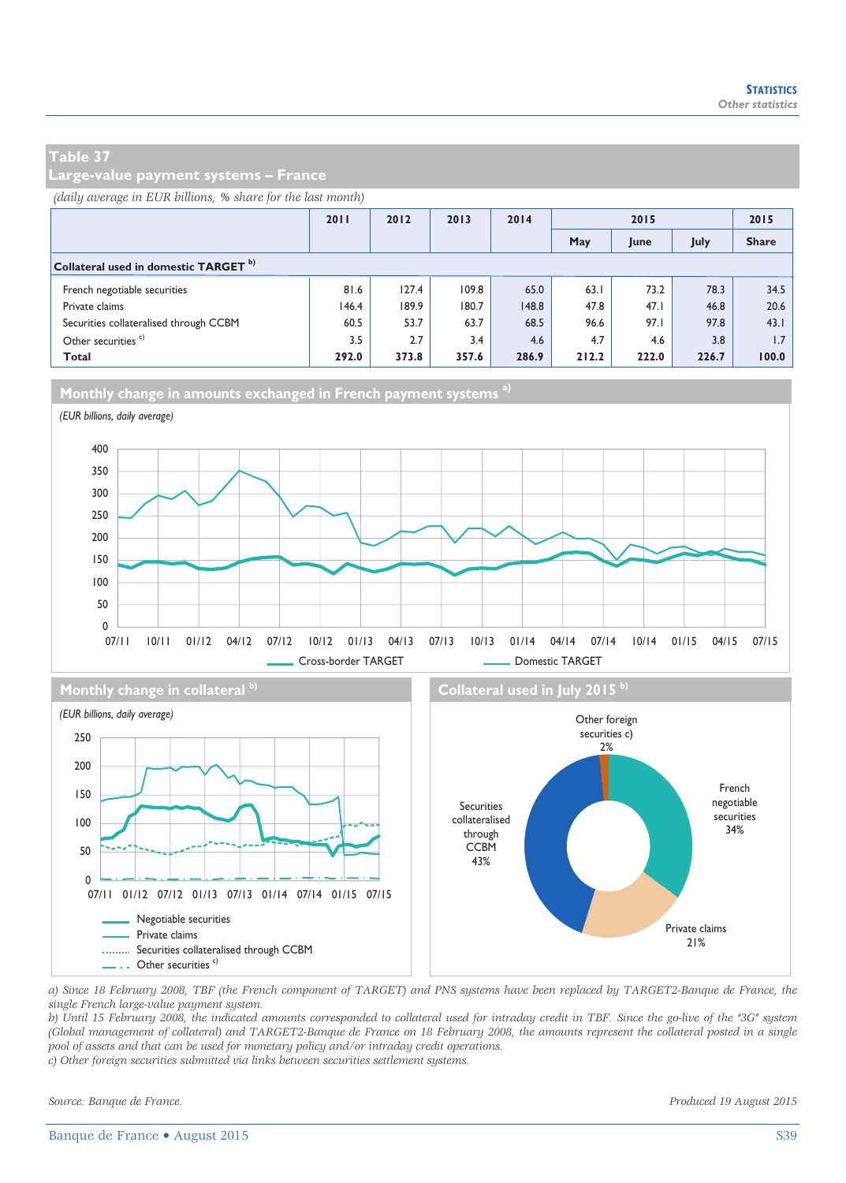## Table 37
## Large-value payment systems – France

*(daily average in EUR billions, % share for the last month)*

| | 2011 | 2012 | 2013 | 2014 | 2015 | | | 2015 |
|---|---|---|---|---|---|---|---|---|
| | | | | | May | June | July | Share |
| **Collateral used in domestic TARGET** [b] | | | | | | | | |
| French negotiable securities | 81.6 | 127.4 | 109.8 | 65.0 | 63.1 | 73.2 | 78.3 | 34.5 |
| Private claims | 146.4 | 189.9 | 180.7 | 148.8 | 47.8 | 47.1 | 46.8 | 20.6 |
| Securities collateralised through CCBM | 60.5 | 53.7 | 63.7 | 68.5 | 96.6 | 97.1 | 97.8 | 43.1 |
| Other securities [c] | 3.5 | 2.7 | 3.4 | 4.6 | 4.7 | 4.6 | 3.8 | 1.7 |
| **Total** | **292.0** | **373.8** | **357.6** | **286.9** | **212.2** | **222.0** | **226.7** | **100.0** |

### Monthly change in amounts exchanged in French payment systems [a]

*(EUR billions, daily average)*

### Monthly change in collateral [b]

*(EUR billions, daily average)*

### Collateral used in July 2015 [b]

a) Since 18 February 2008, TBF (the French component of TARGET) and PNS systems have been replaced by TARGET2-Banque de France, the single French large-value payment system.
b) Until 15 February 2008, the indicated amounts corresponded to collateral used for intraday credit in TBF. Since the go-live of the "3G" system (Global management of collateral) and TARGET2-Banque de France on 18 February 2008, the amounts represent the collateral posted in a single pool of assets and that can be used for monetary policy and/or intraday credit operations.
c) Other foreign securities submitted via links between securities settlement systems.

*Source: Banque de France.*

*Produced 19 August 2015*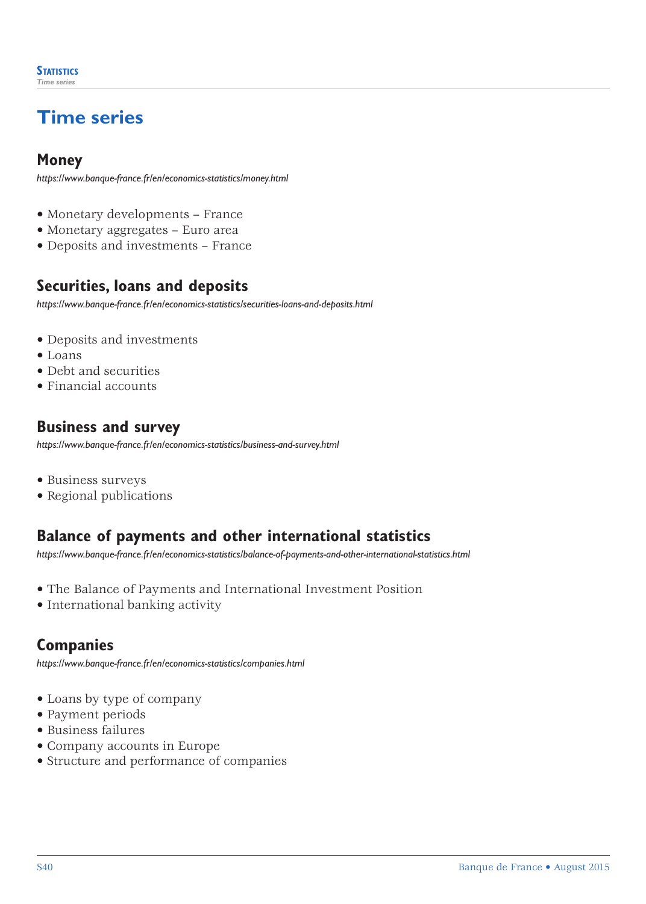# Time series

## Money

*https://www.banque-france.fr/en/economics-statistics/money.html*

- Monetary developments – France
- Monetary aggregates – Euro area
- Deposits and investments – France

## Securities, loans and deposits

*https://www.banque-france.fr/en/economics-statistics/securities-loans-and-deposits.html*

- Deposits and investments
- Loans
- Debt and securities
- Financial accounts

## Business and survey

*https://www.banque-france.fr/en/economics-statistics/business-and-survey.html*

- Business surveys
- Regional publications

## Balance of payments and other international statistics

*https://www.banque-france.fr/en/economics-statistics/balance-of-payments-and-other-international-statistics.html*

- The Balance of Payments and International Investment Position
- International banking activity

## Companies

*https://www.banque-france.fr/en/economics-statistics/companies.html*

- Loans by type of company
- Payment periods
- Business failures
- Company accounts in Europe
- Structure and performance of companies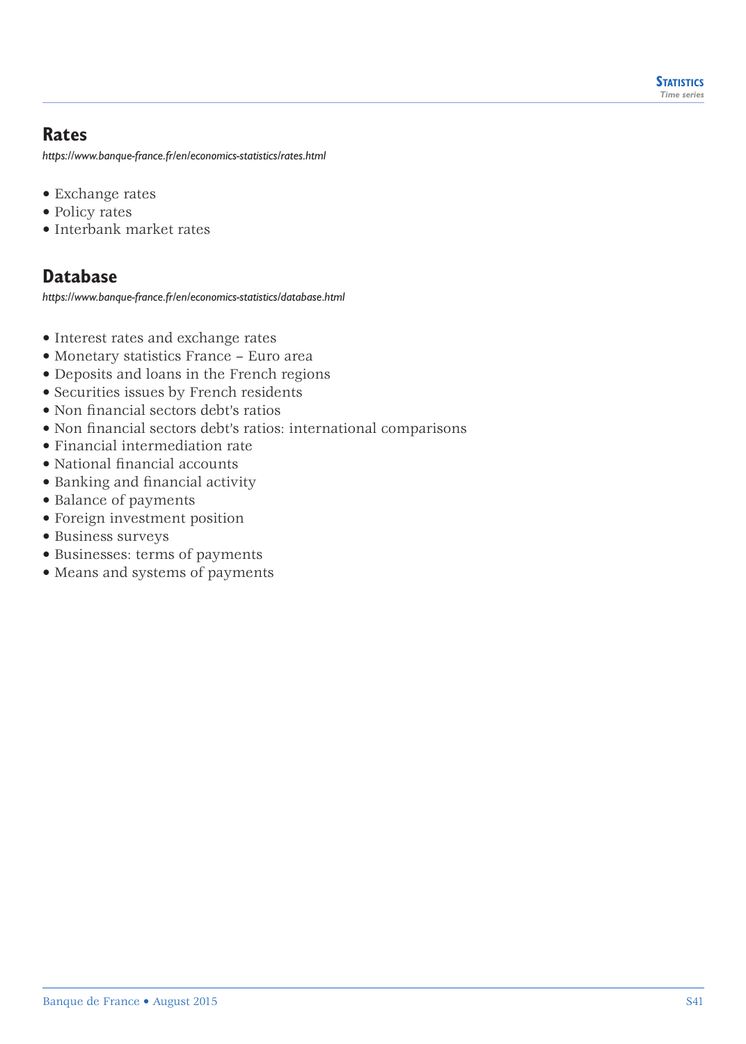## Rates

*https://www.banque-france.fr/en/economics-statistics/rates.html*

- Exchange rates
- Policy rates
- Interbank market rates

## Database

*https://www.banque-france.fr/en/economics-statistics/database.html*

- Interest rates and exchange rates
- Monetary statistics France – Euro area
- Deposits and loans in the French regions
- Securities issues by French residents
- Non financial sectors debt's ratios
- Non financial sectors debt's ratios: international comparisons
- Financial intermediation rate
- National financial accounts
- Banking and financial activity
- Balance of payments
- Foreign investment position
- Business surveys
- Businesses: terms of payments
- Means and systems of payments